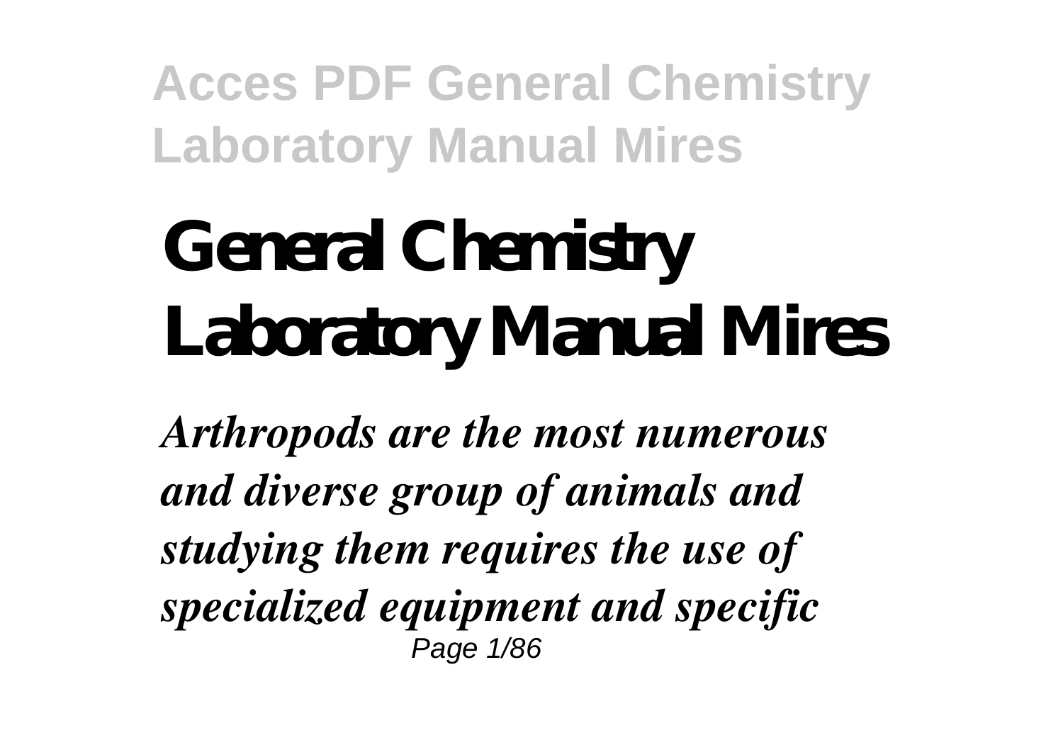# General Chemistry Laboratory Manual Mires

*Arthropods are the most numerous and diverse group of animals and studying them requires the use of specialized equipment and specific*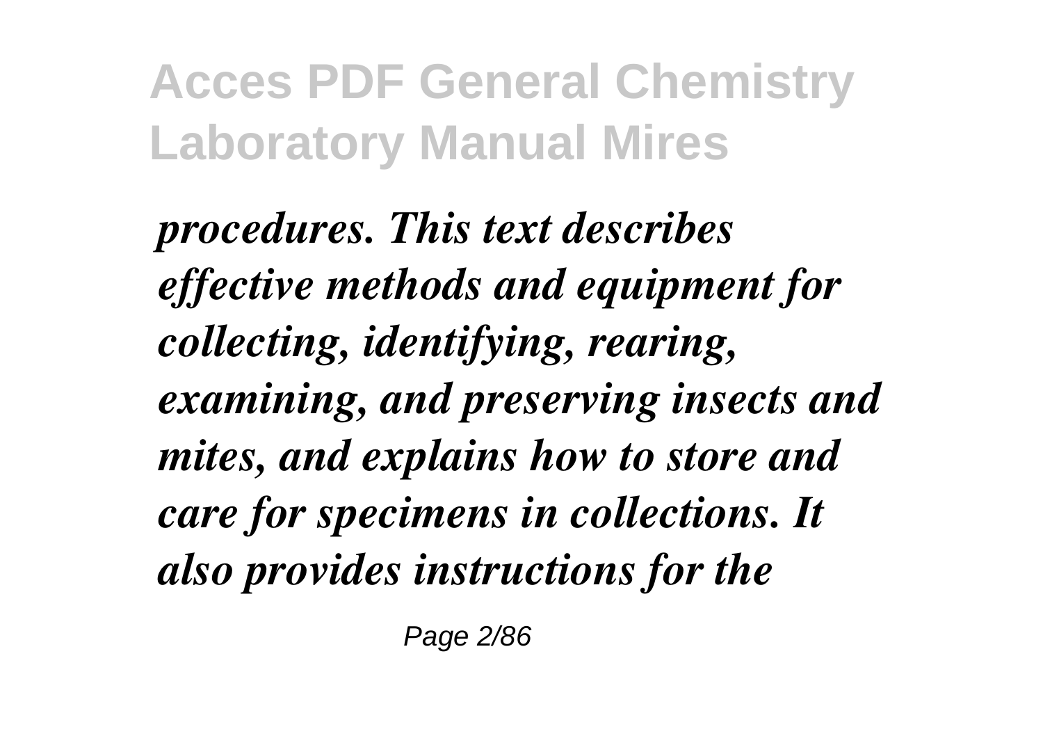*procedures. This text describes effective methods and equipment for collecting, identifying, rearing, examining, and preserving insects and mites, and explains how to store and care for specimens in collections. It also provides instructions for the*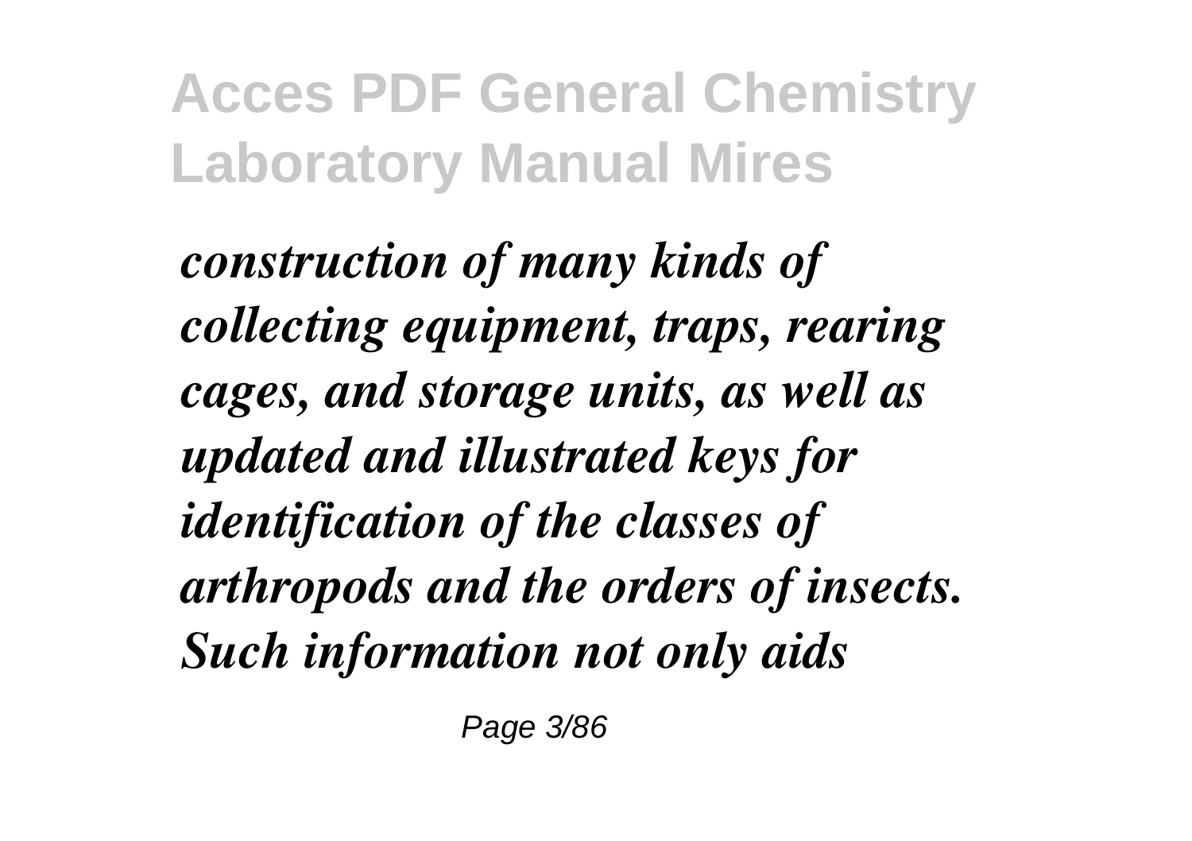*construction of many kinds of collecting equipment, traps, rearing cages, and storage units, as well as updated and illustrated keys for identification of the classes of arthropods and the orders of insects. Such information not only aids*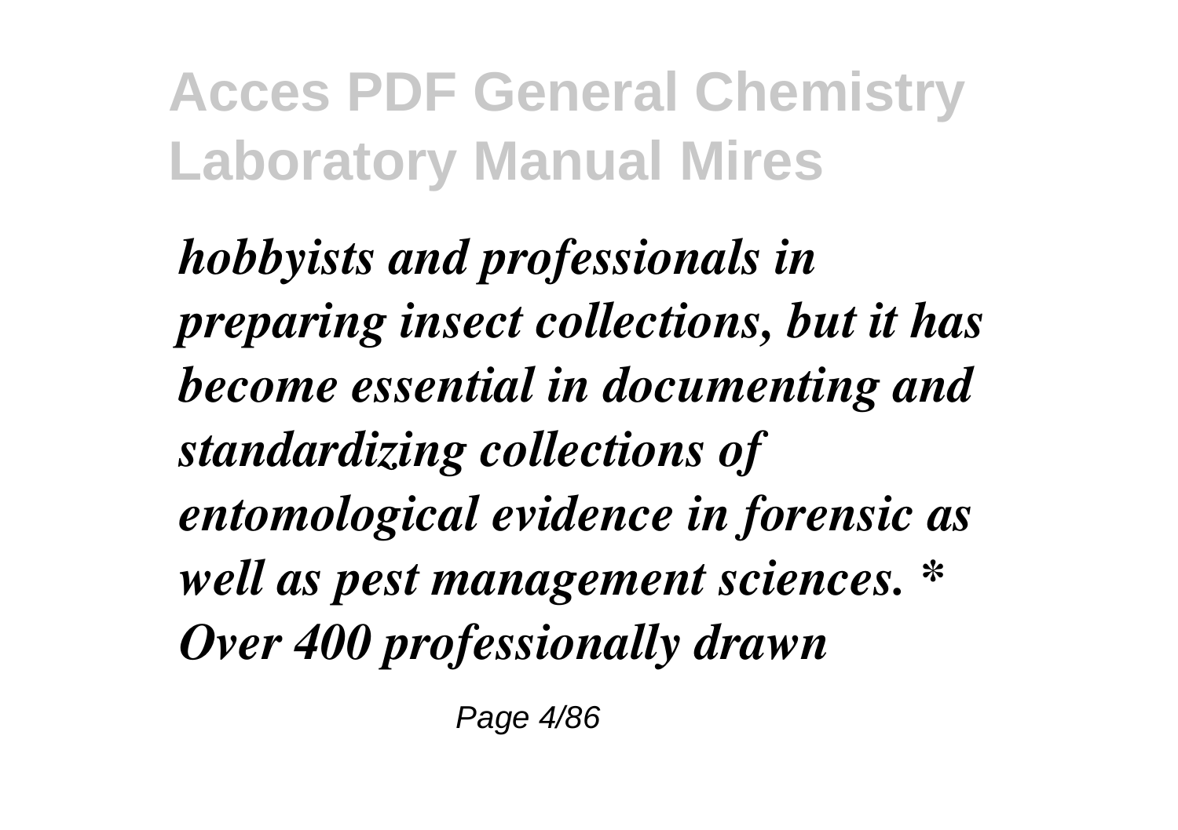***hobbyists and professionals in preparing insect collections, but it has become essential in documenting and standardizing collections of entomological evidence in forensic as well as pest management sciences. * Over 400 professionally drawn***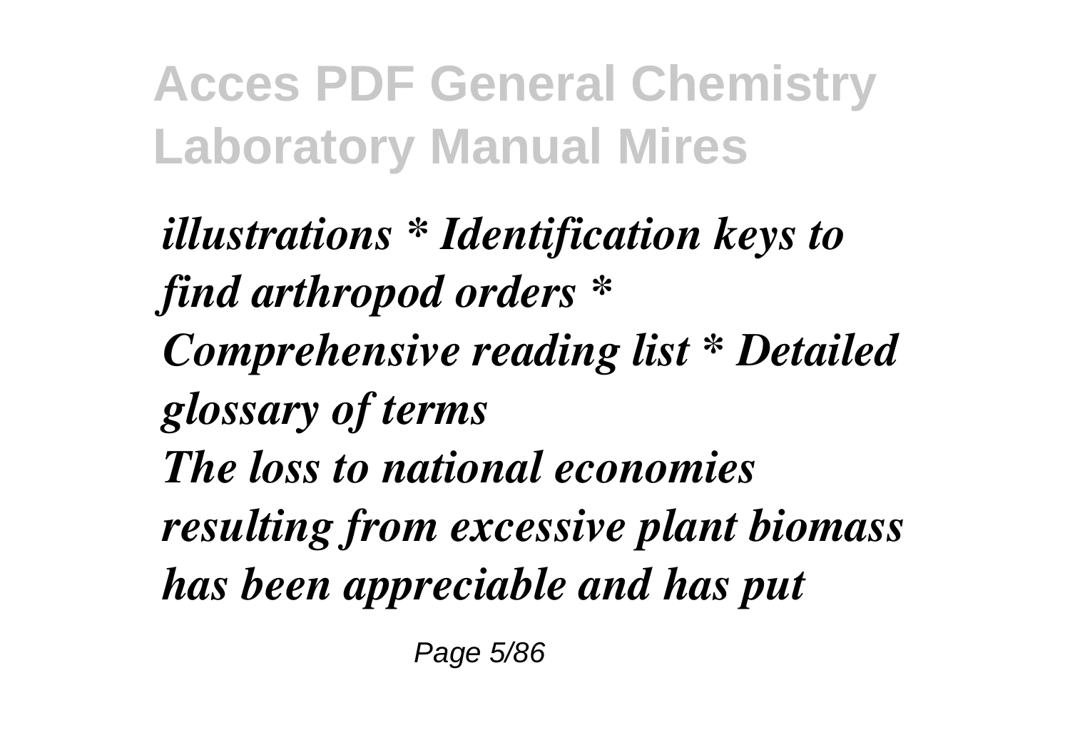*illustrations * Identification keys to find arthropod orders * Comprehensive reading list * Detailed glossary of terms*

*The loss to national economies resulting from excessive plant biomass has been appreciable and has put*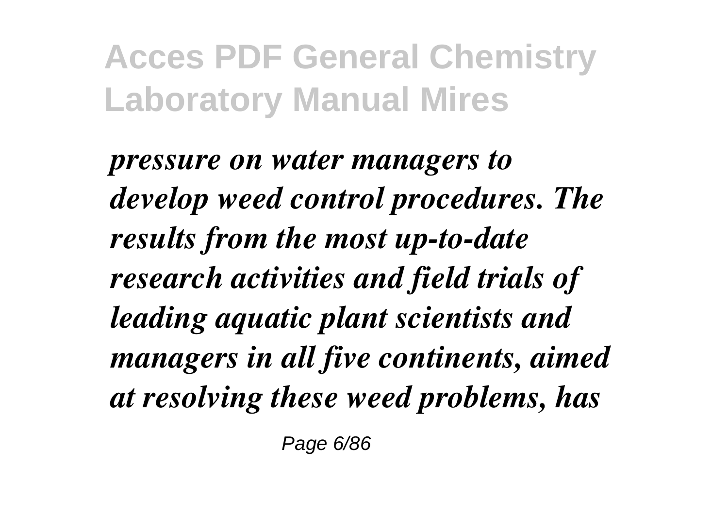*pressure on water managers to develop weed control procedures. The results from the most up-to-date research activities and field trials of leading aquatic plant scientists and managers in all five continents, aimed at resolving these weed problems, has*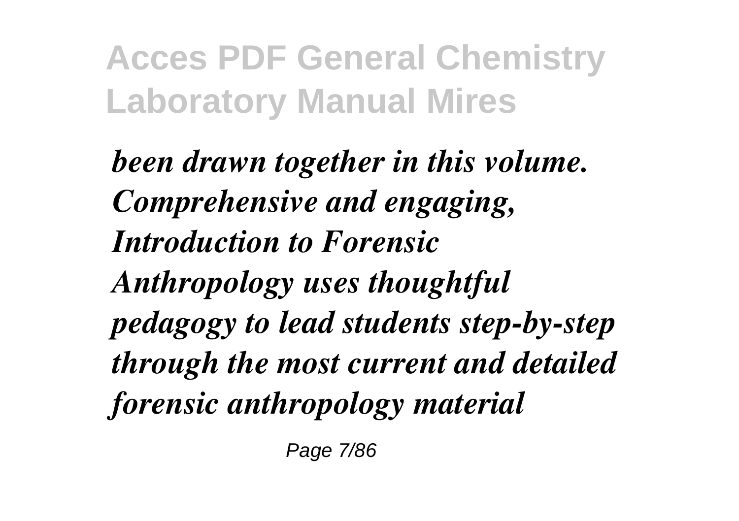*been drawn together in this volume. Comprehensive and engaging, Introduction to Forensic Anthropology uses thoughtful pedagogy to lead students step-by-step through the most current and detailed forensic anthropology material*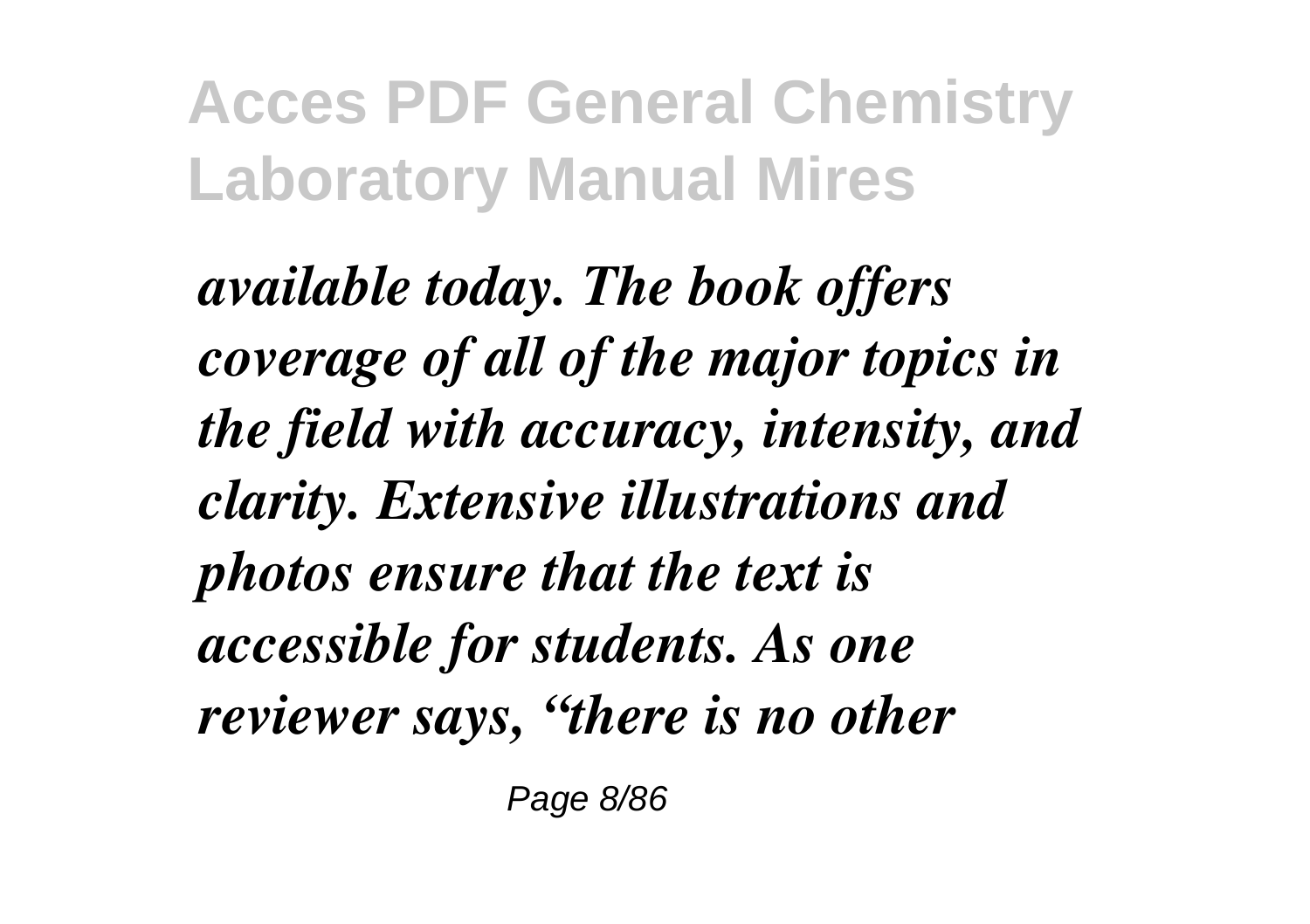*available today. The book offers coverage of all of the major topics in the field with accuracy, intensity, and clarity. Extensive illustrations and photos ensure that the text is accessible for students. As one reviewer says, "there is no other*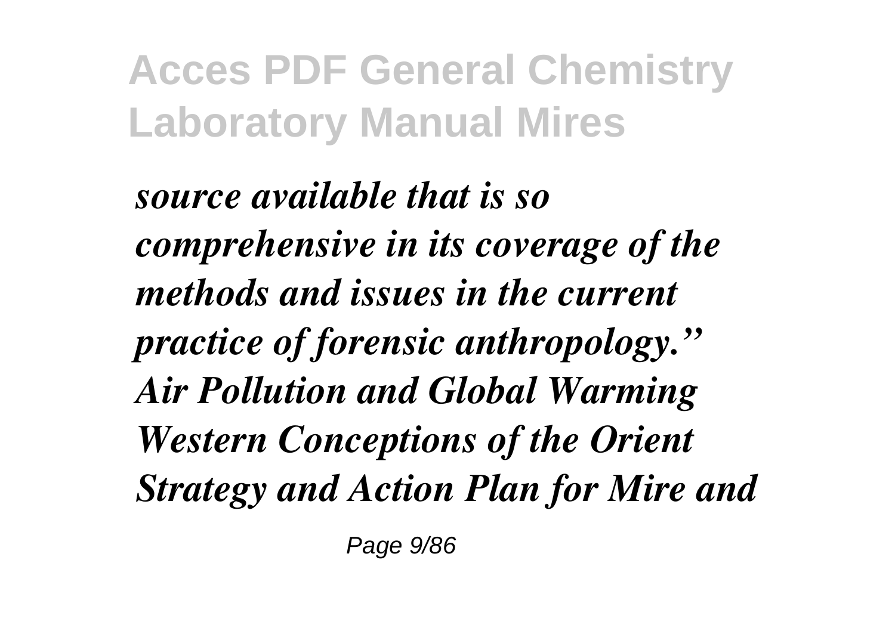*source available that is so comprehensive in its coverage of the methods and issues in the current practice of forensic anthropology.”*
*Air Pollution and Global Warming*
*Western Conceptions of the Orient*
*Strategy and Action Plan for Mire and*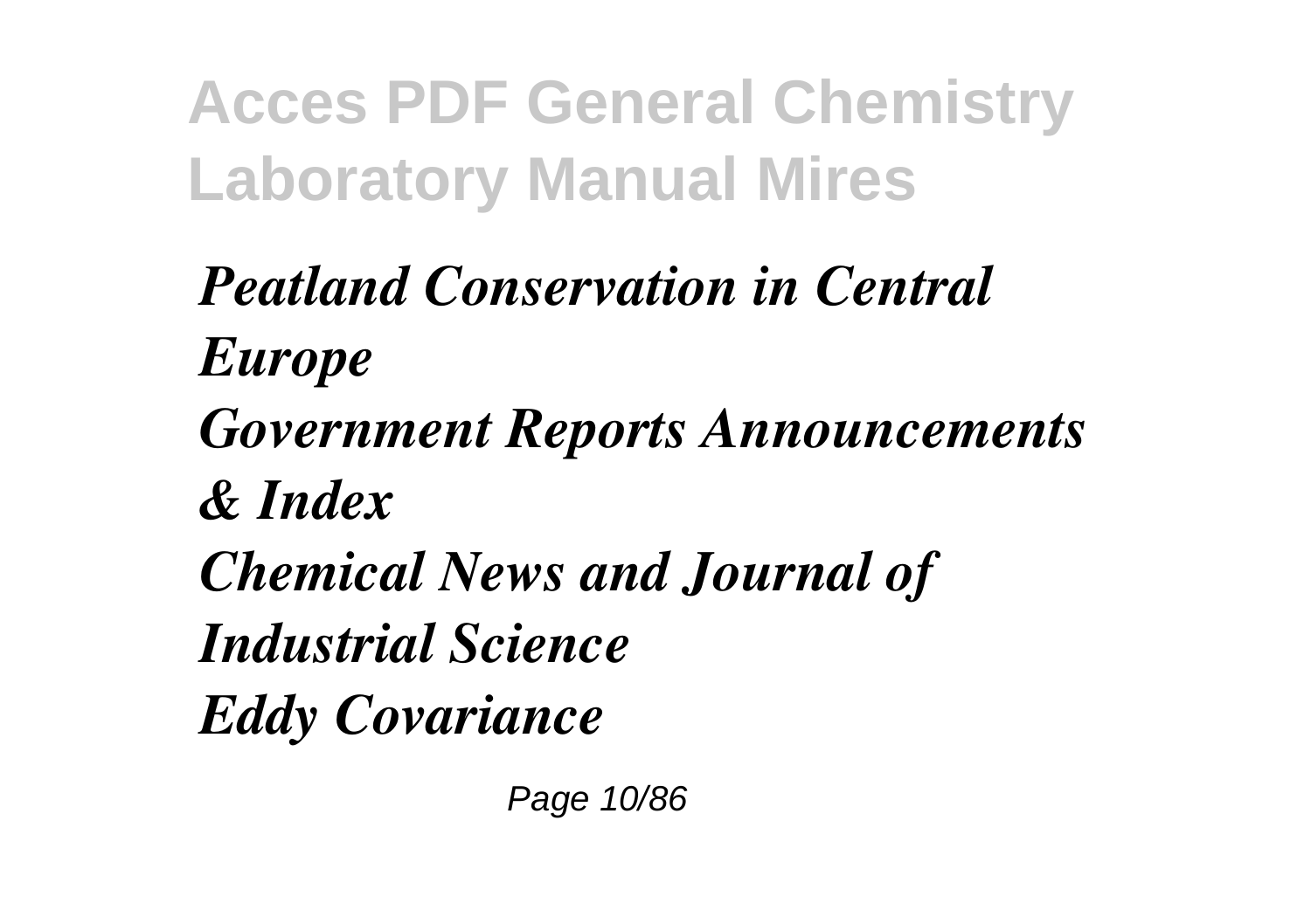*Peatland Conservation in Central Europe*

*Government Reports Announcements & Index*

*Chemical News and Journal of Industrial Science*

*Eddy Covariance*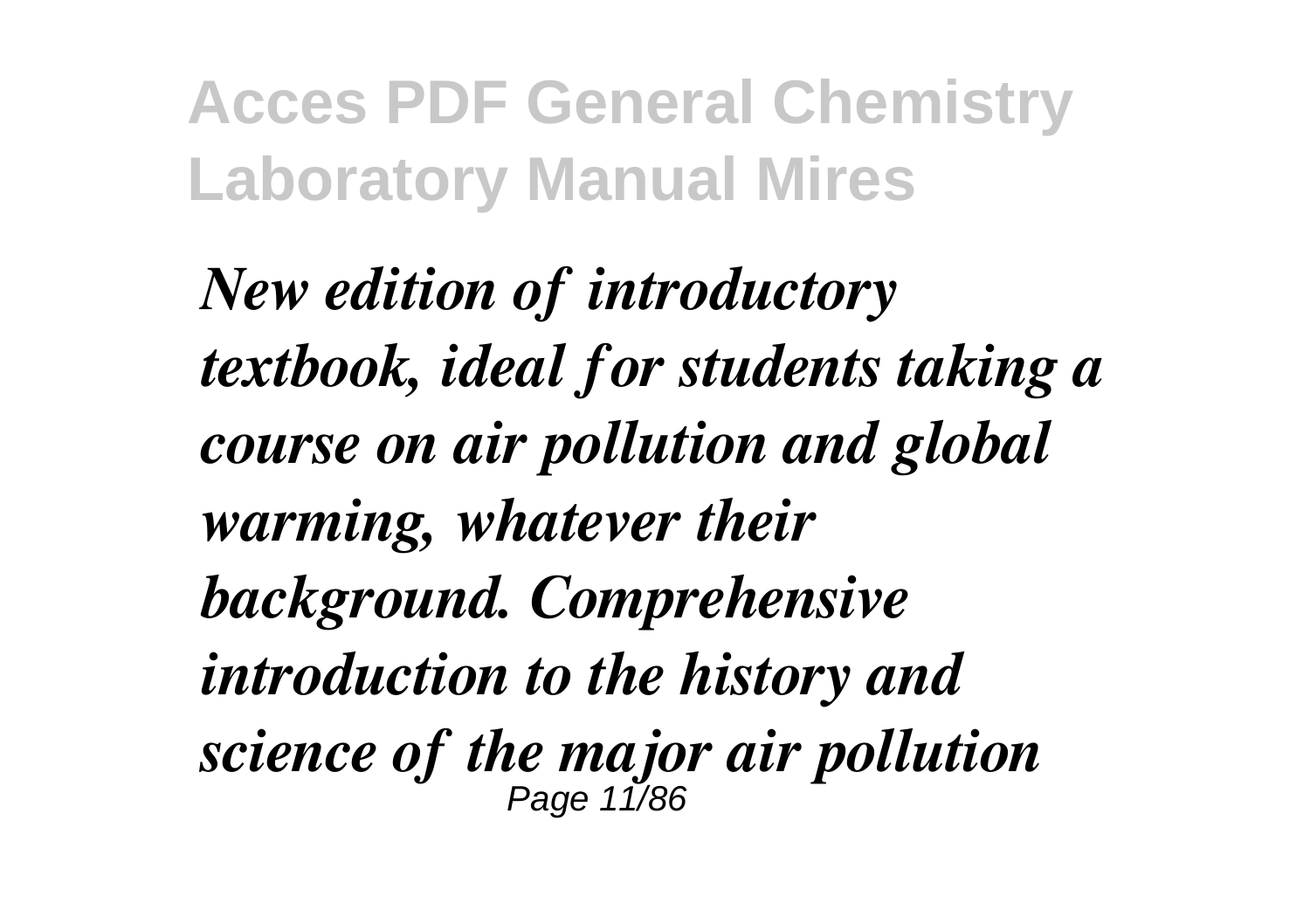*New edition of introductory textbook, ideal for students taking a course on air pollution and global warming, whatever their background. Comprehensive introduction to the history and science of the major air pollution*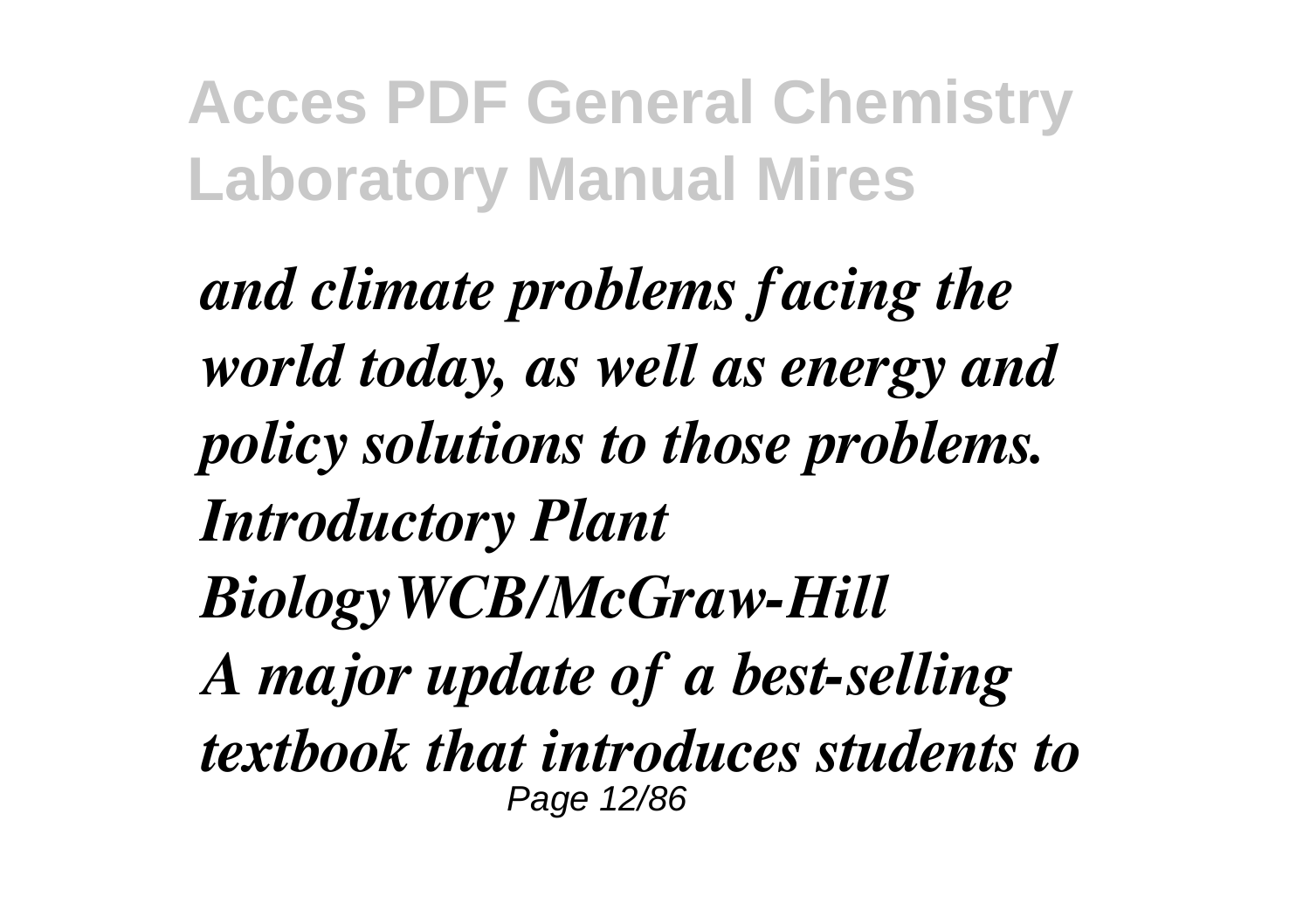*and climate problems facing the world today, as well as energy and policy solutions to those problems.*
*Introductory Plant BiologyWCB/McGraw-Hill*
*A major update of a best-selling textbook that introduces students to*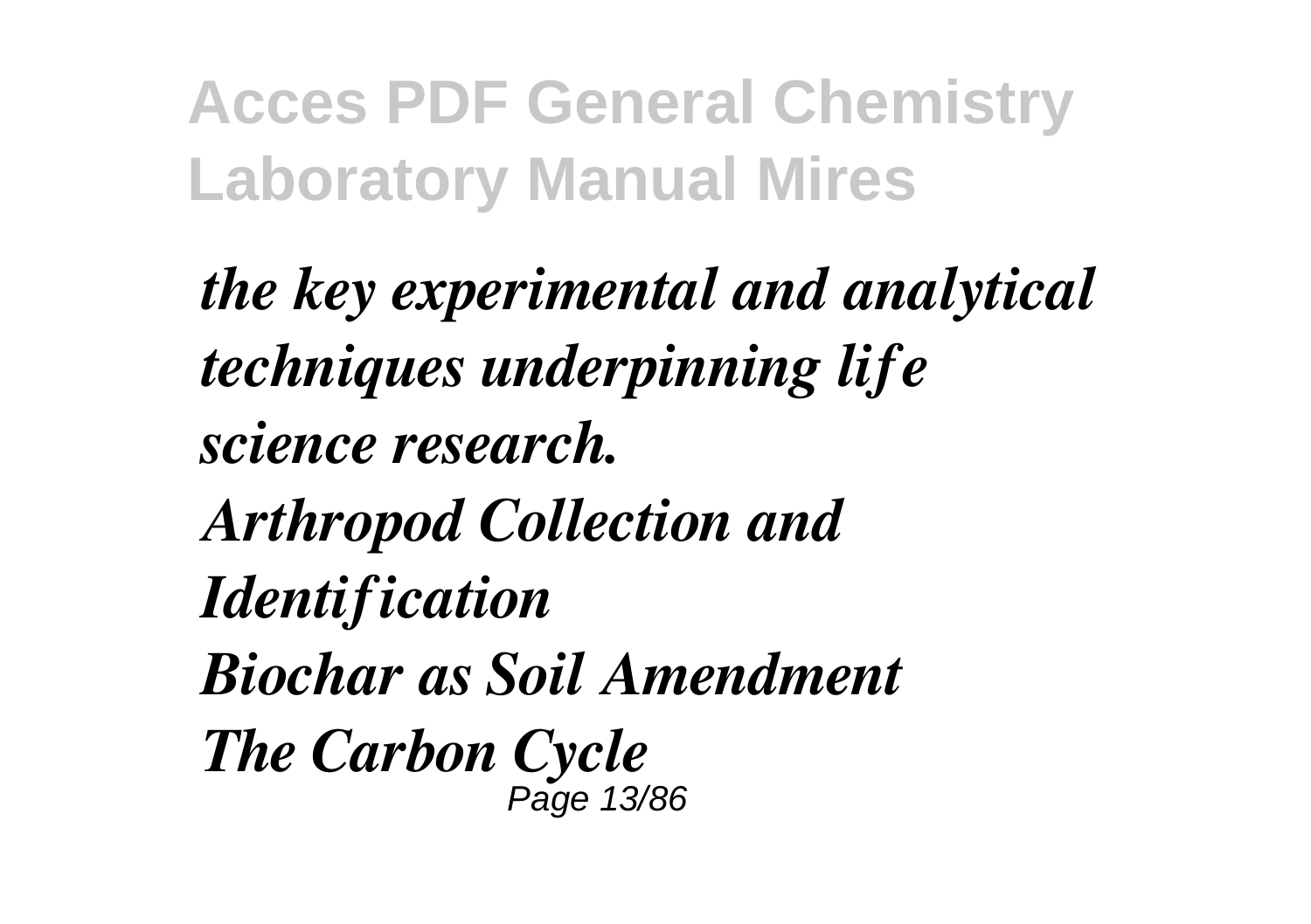*the key experimental and analytical techniques underpinning life science research.*

*Arthropod Collection and Identification*

*Biochar as Soil Amendment*

*The Carbon Cycle*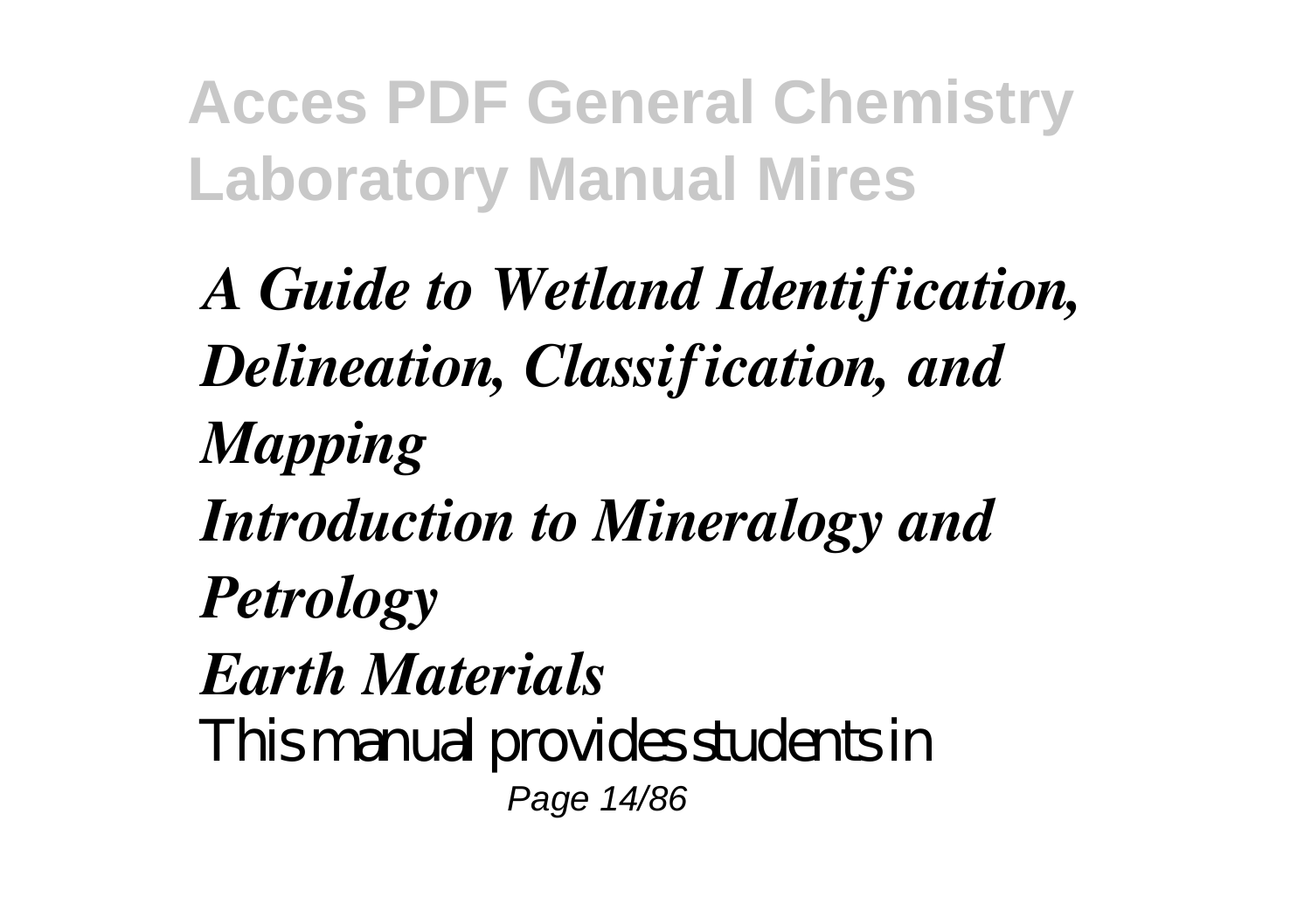*A Guide to Wetland Identification, Delineation, Classification, and Mapping*

*Introduction to Mineralogy and Petrology*

*Earth Materials*

This manual provides students in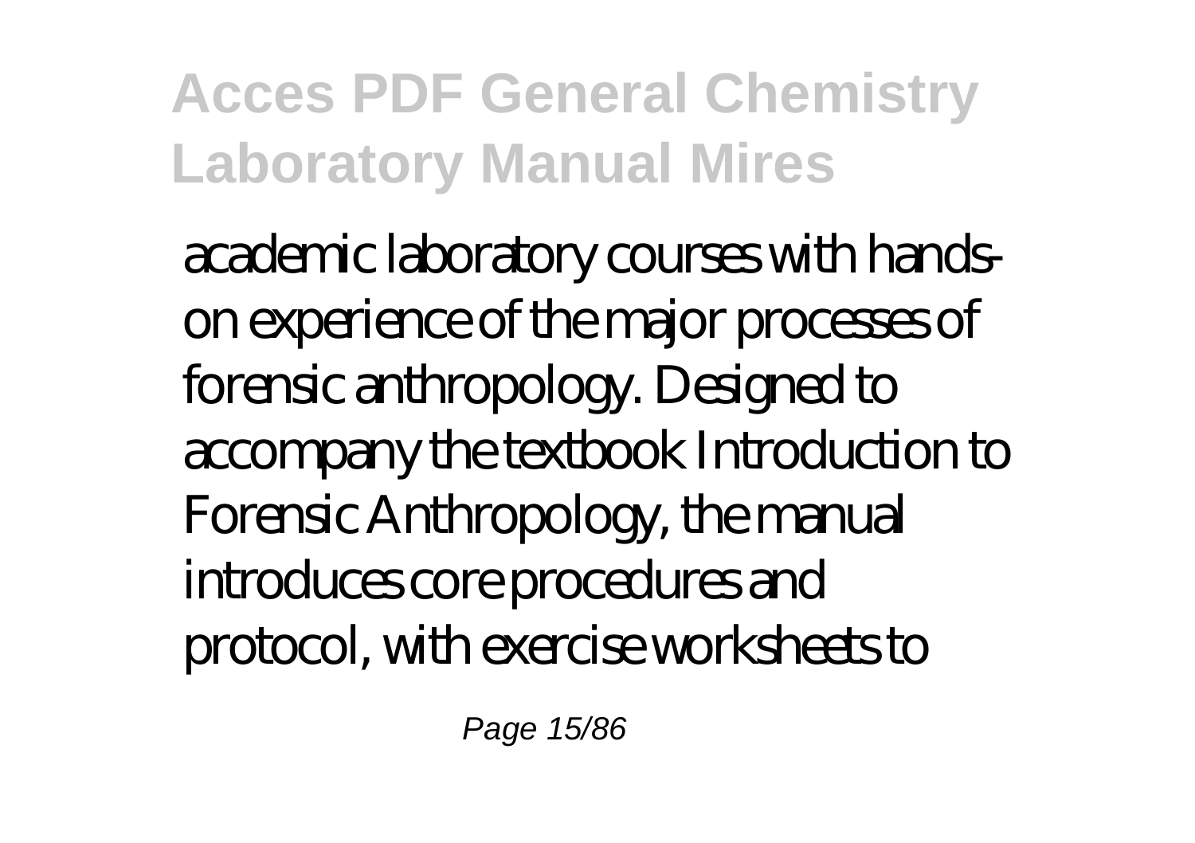academic laboratory courses with hands-on experience of the major processes of forensic anthropology. Designed to accompany the textbook Introduction to Forensic Anthropology, the manual introduces core procedures and protocol, with exercise worksheets to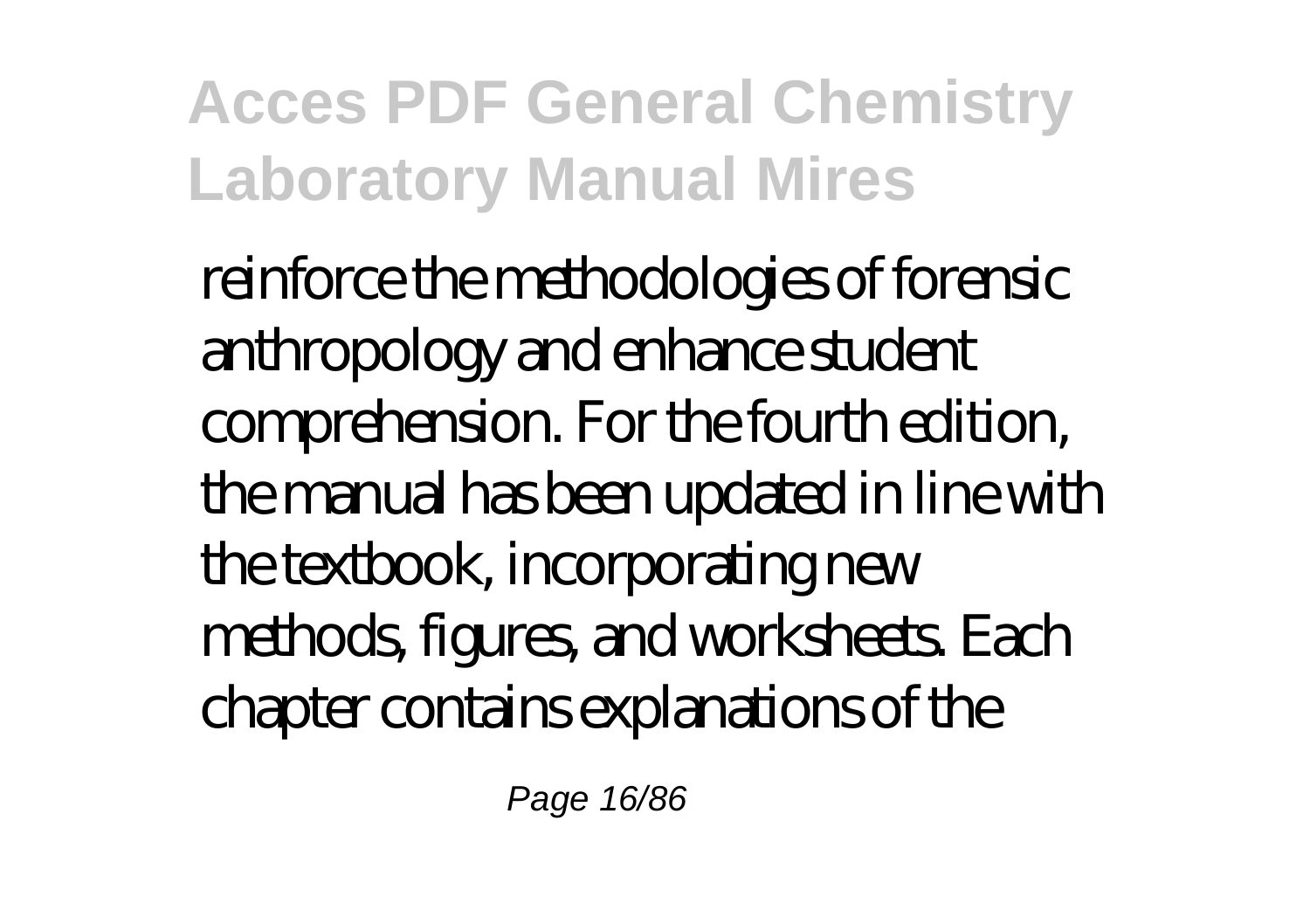reinforce the methodologies of forensic anthropology and enhance student comprehension. For the fourth edition, the manual has been updated in line with the textbook, incorporating new methods, figures, and worksheets. Each chapter contains explanations of the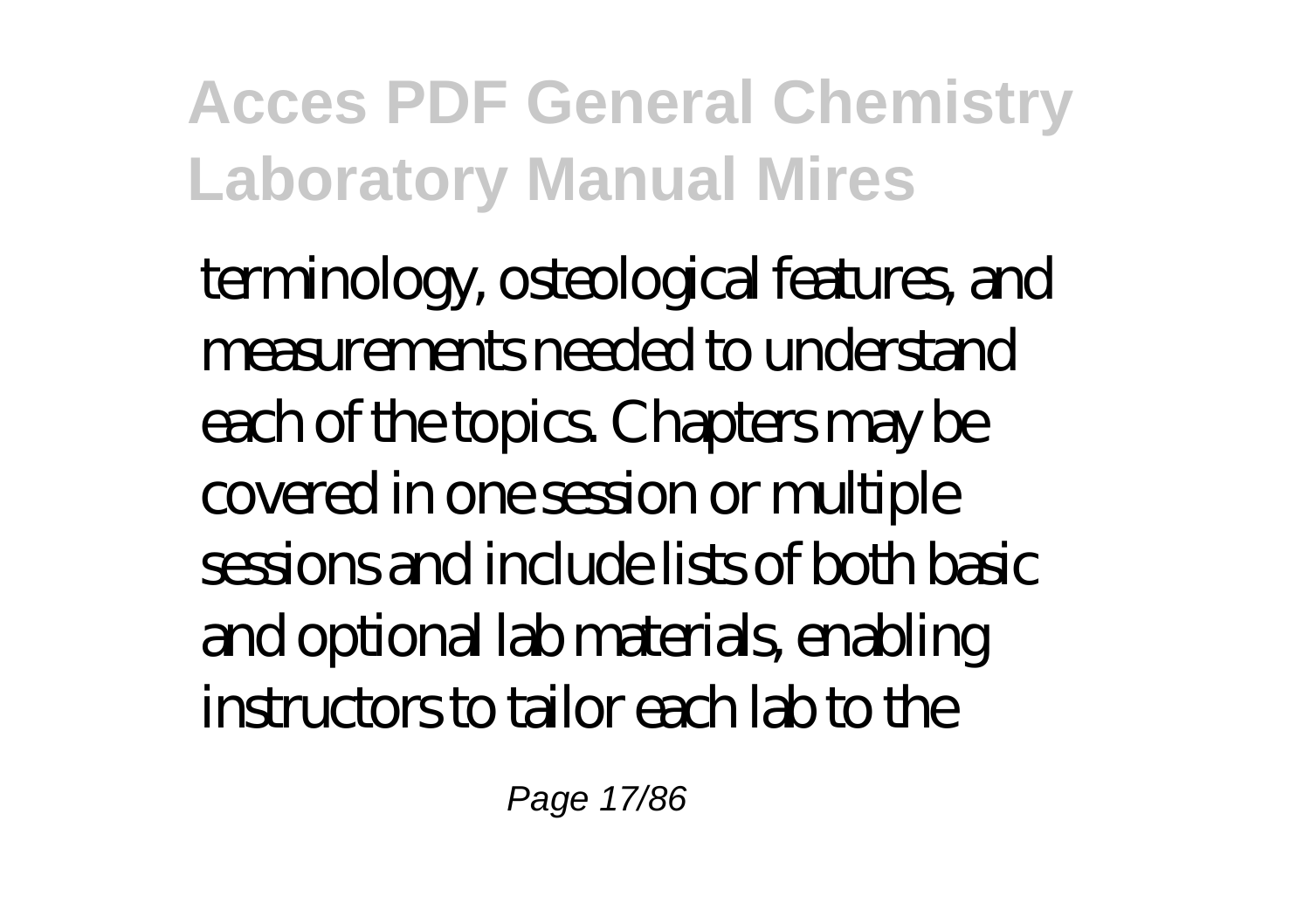terminology, osteological features, and measurements needed to understand each of the topics. Chapters may be covered in one session or multiple sessions and include lists of both basic and optional lab materials, enabling instructors to tailor each lab to the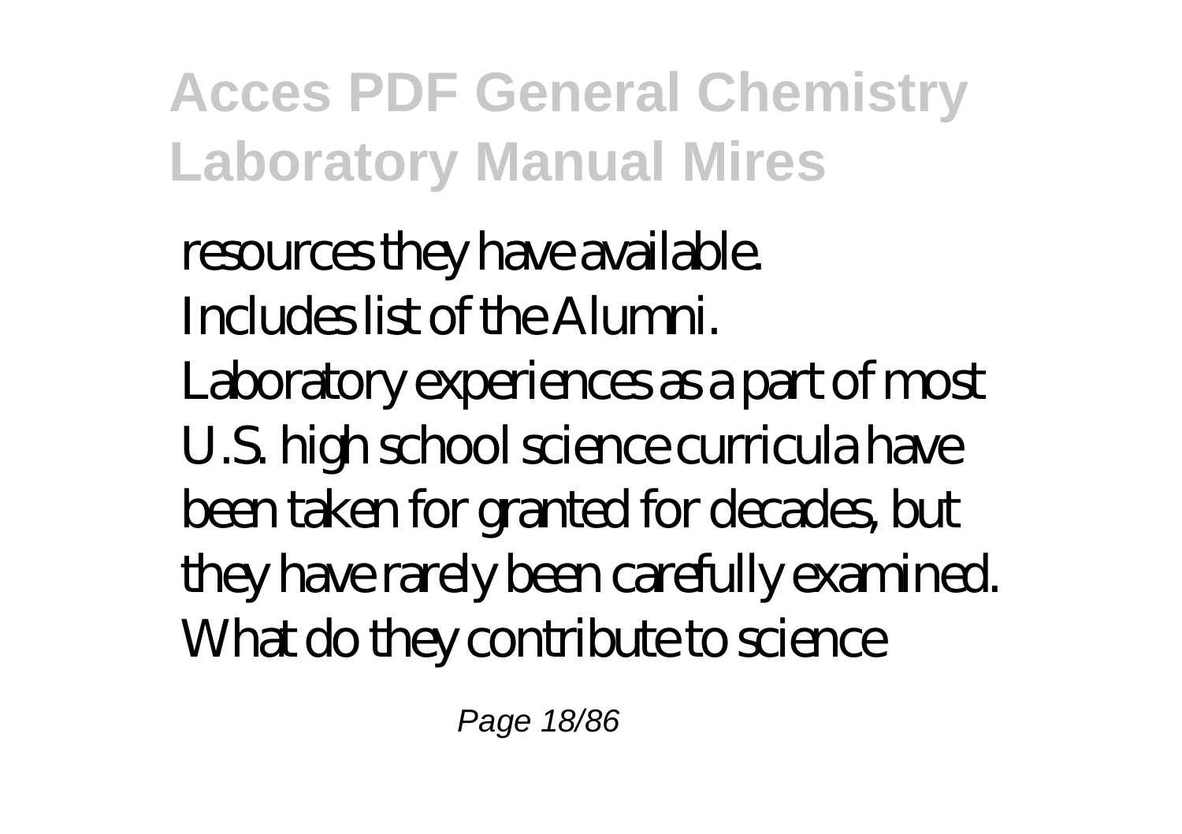resources they have available.
Includes list of the Alumni.
Laboratory experiences as a part of most U.S. high school science curricula have been taken for granted for decades, but they have rarely been carefully examined. What do they contribute to science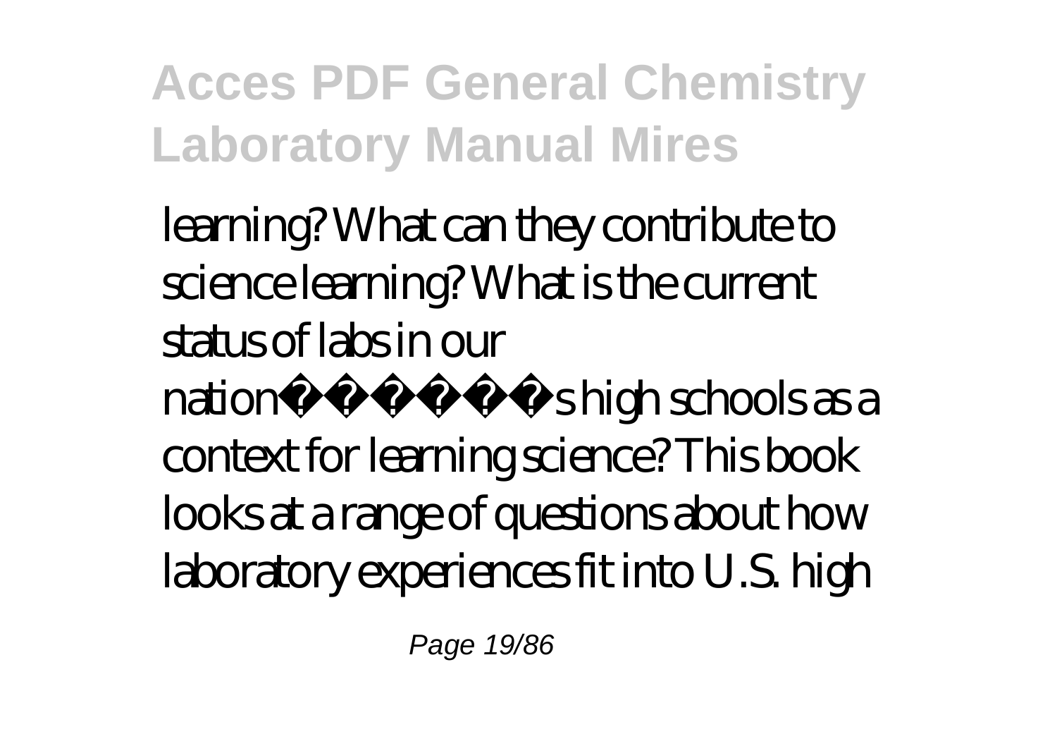learning? What can they contribute to science learning? What is the current status of labs in our nation�������s high schools as a context for learning science? This book looks at a range of questions about how laboratory experiences fit into U.S. high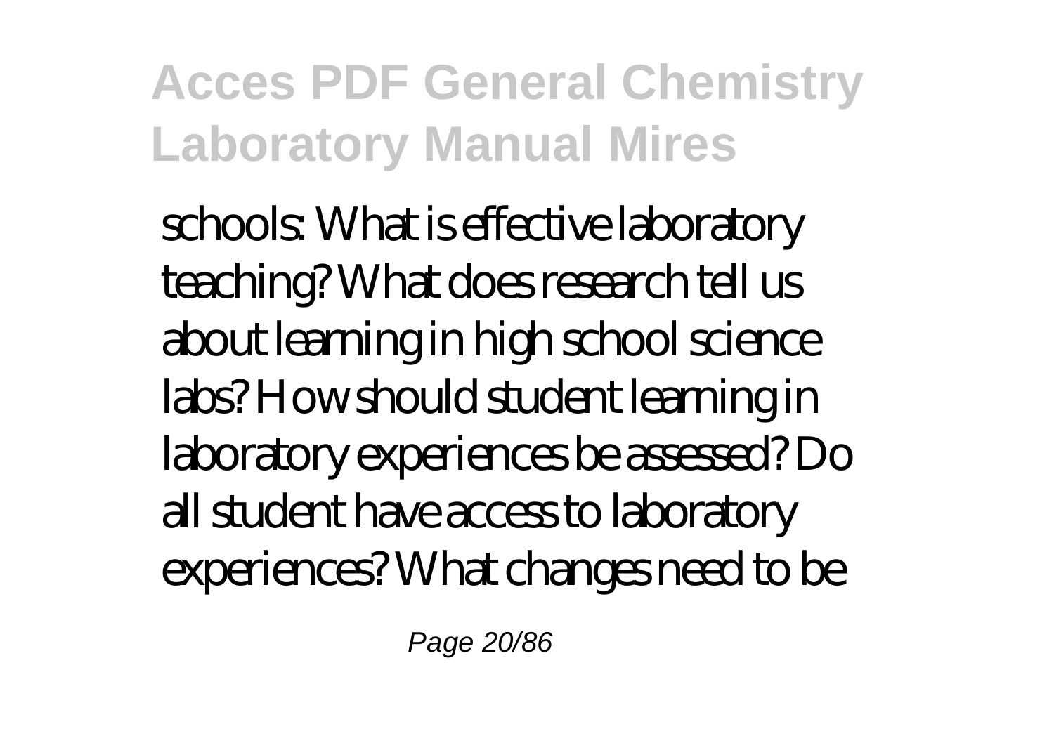schools: What is effective laboratory teaching? What does research tell us about learning in high school science labs? How should student learning in laboratory experiences be assessed? Do all student have access to laboratory experiences? What changes need to be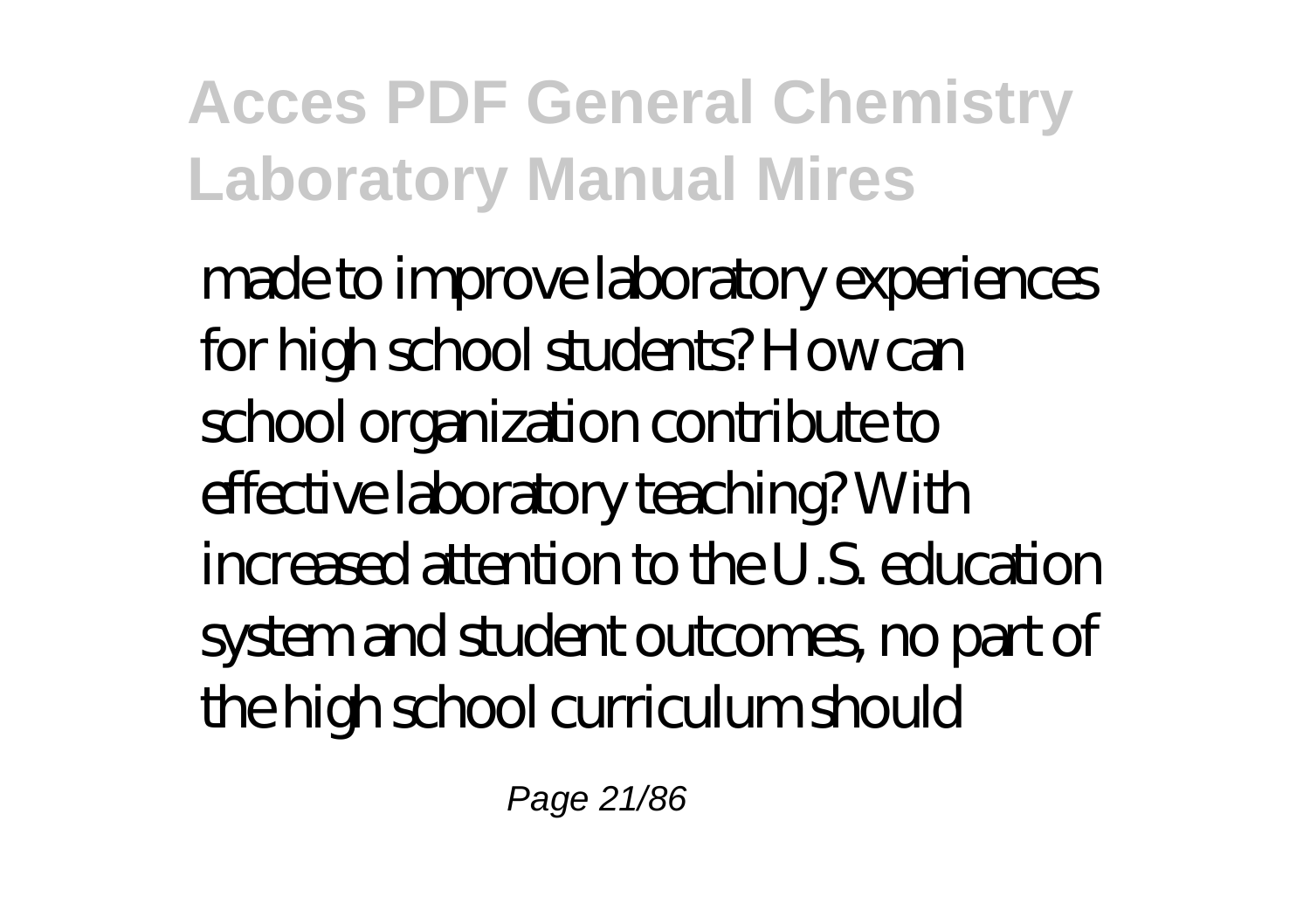made to improve laboratory experiences for high school students? How can school organization contribute to effective laboratory teaching? With increased attention to the U.S. education system and student outcomes, no part of the high school curriculum should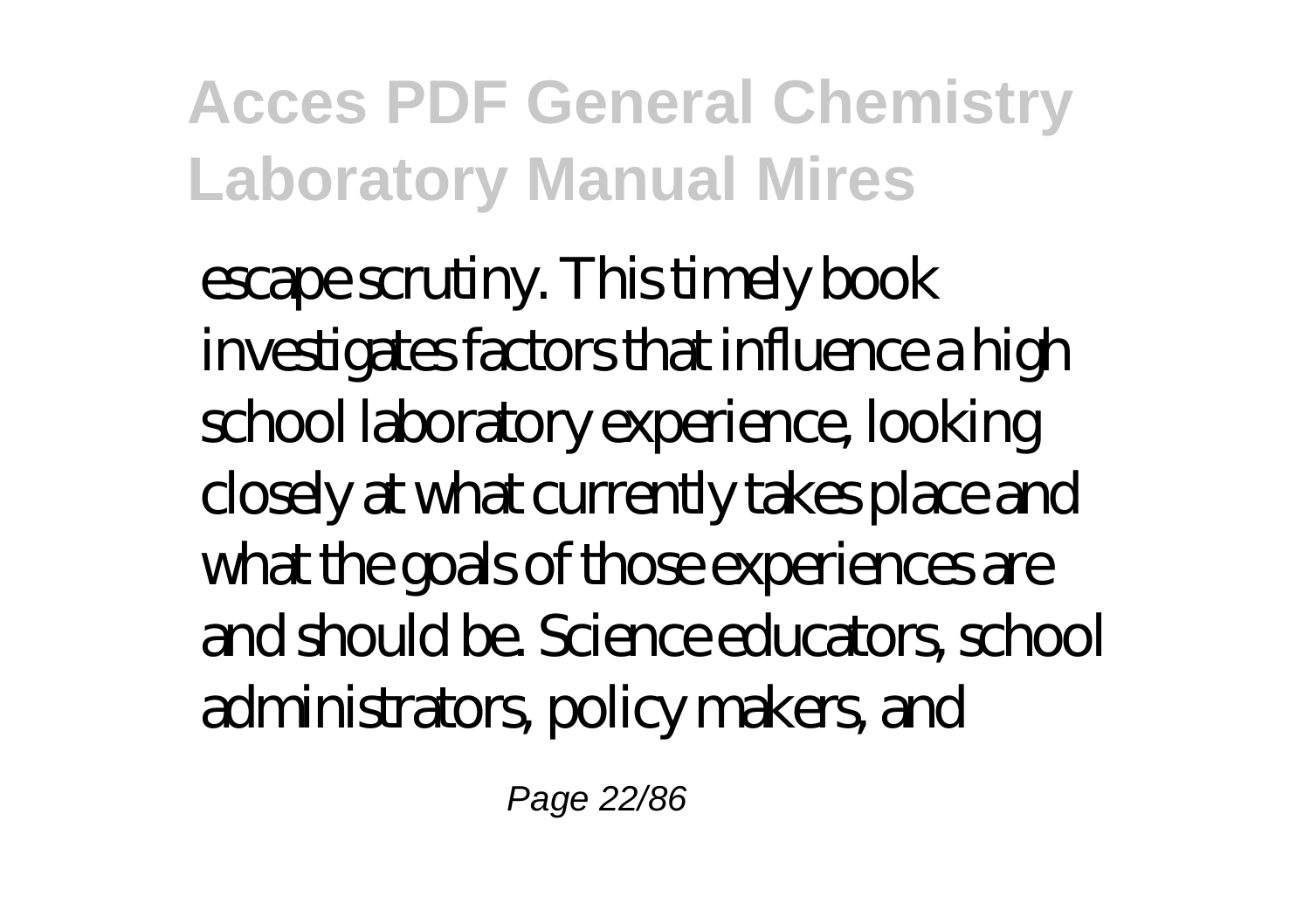escape scrutiny. This timely book investigates factors that influence a high school laboratory experience, looking closely at what currently takes place and what the goals of those experiences are and should be. Science educators, school administrators, policy makers, and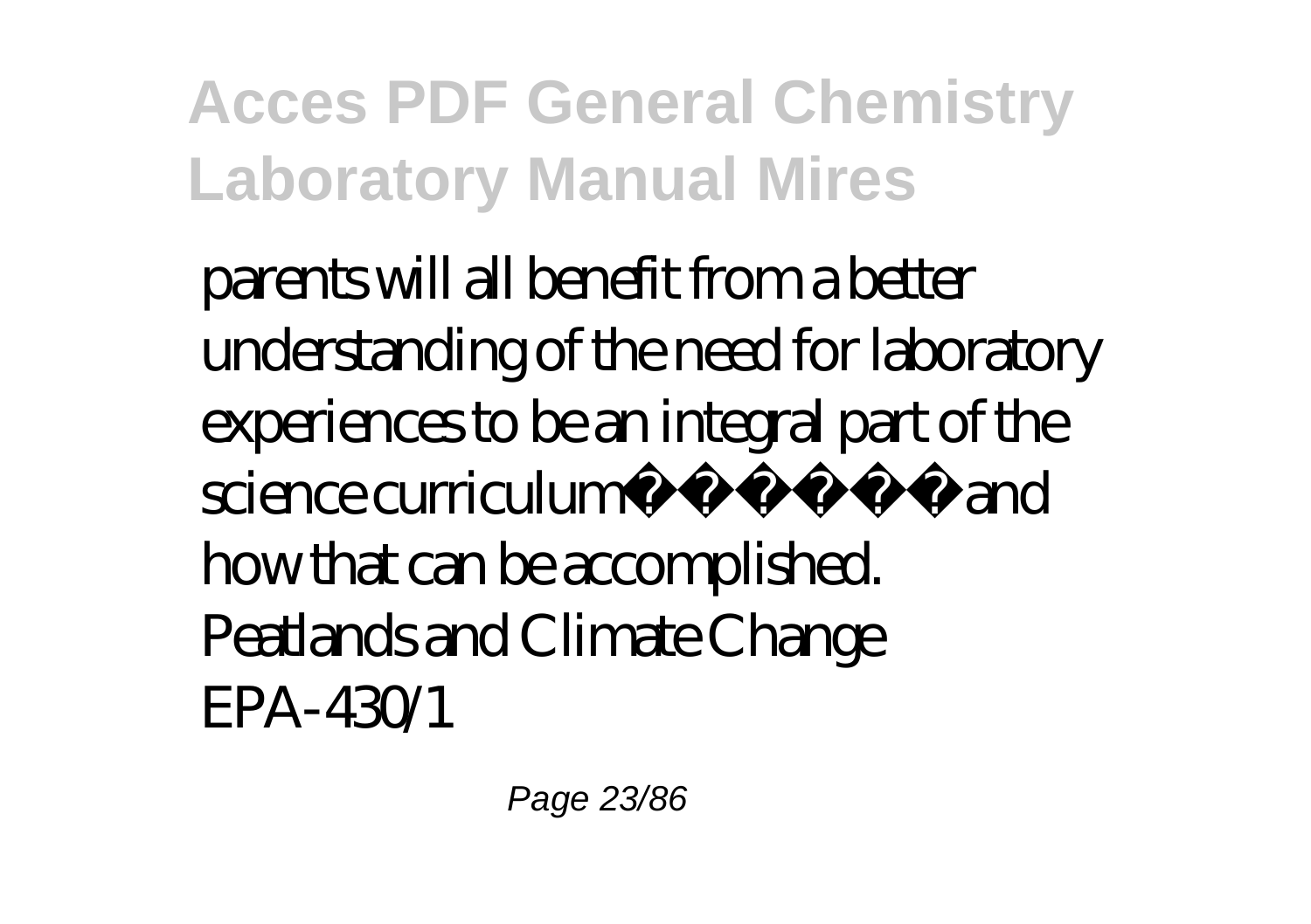parents will all benefit from a better understanding of the need for laboratory experiences to be an integral part of the science curriculum� � � � � � and how that can be accomplished.

Peatlands and Climate Change

EPA-430/1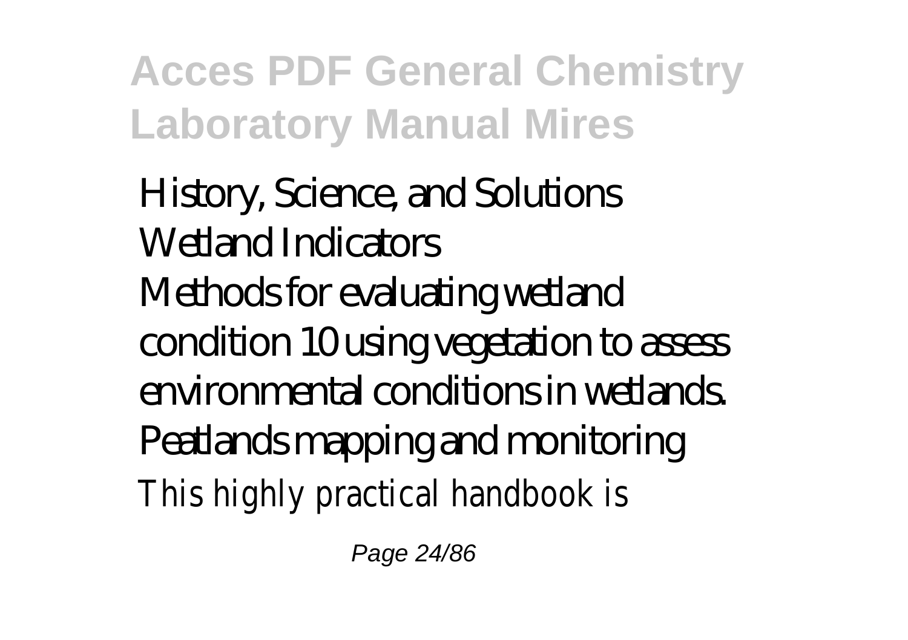History, Science, and Solutions
Wetland Indicators
Methods for evaluating wetland condition 10 using vegetation to assess environmental conditions in wetlands.
Peatlands mapping and monitoring
This highly practical handbook is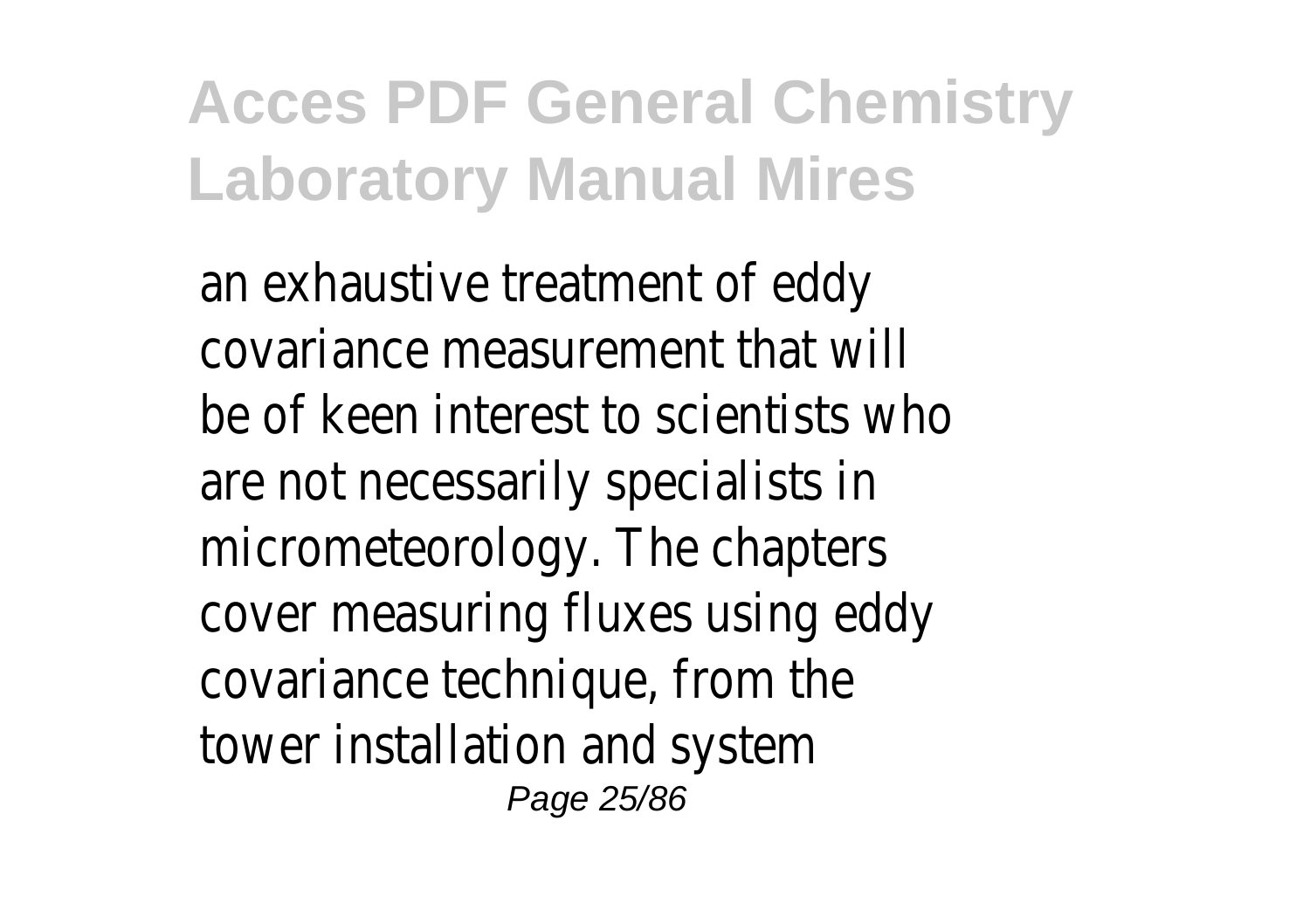an exhaustive treatment of eddy covariance measurement that will be of keen interest to scientists who are not necessarily specialists in micrometeorology. The chapters cover measuring fluxes using eddy covariance technique, from the tower installation and system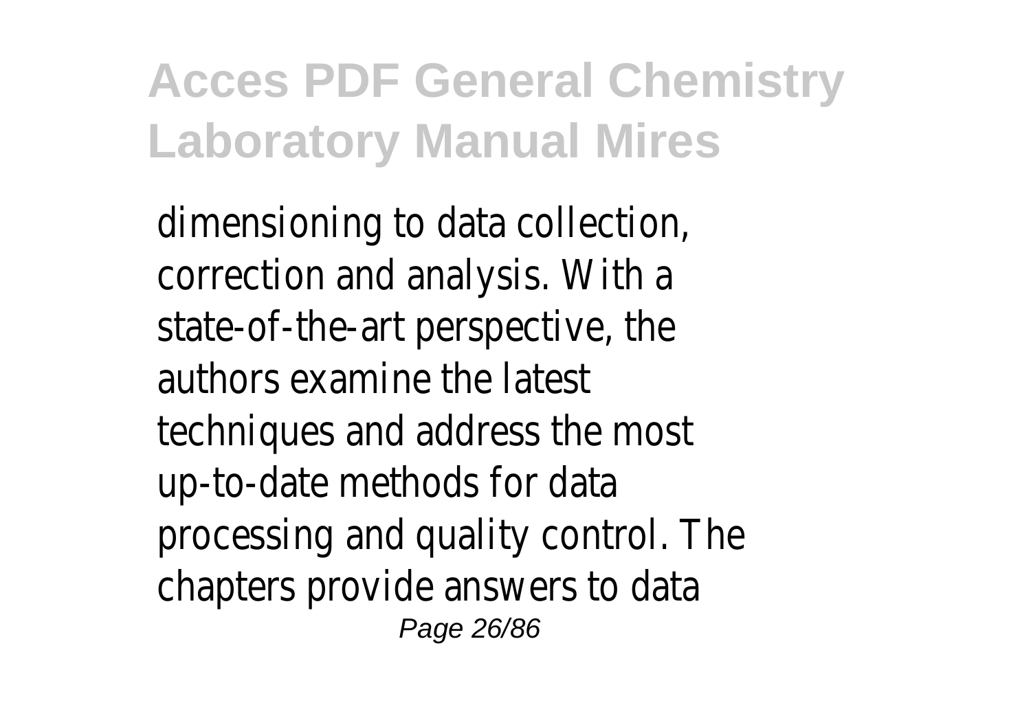dimensioning to data collection, correction and analysis. With a state-of-the-art perspective, the authors examine the latest techniques and address the most up-to-date methods for data processing and quality control. The chapters provide answers to data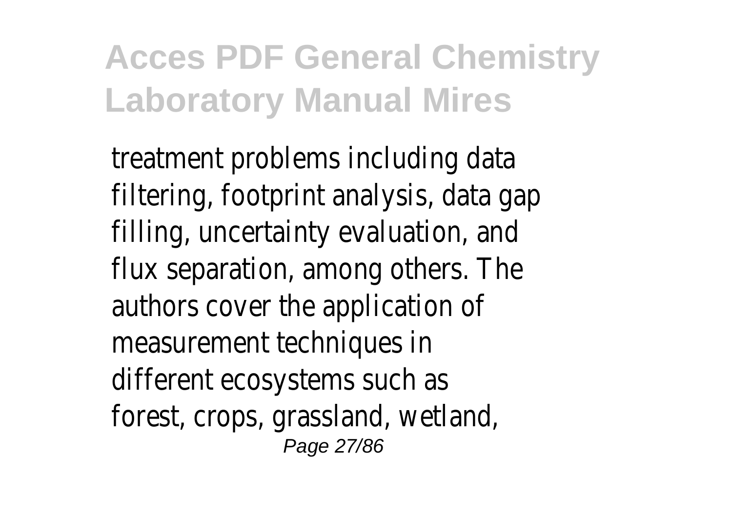treatment problems including data filtering, footprint analysis, data gap filling, uncertainty evaluation, and flux separation, among others. The authors cover the application of measurement techniques in different ecosystems such as forest, crops, grassland, wetland,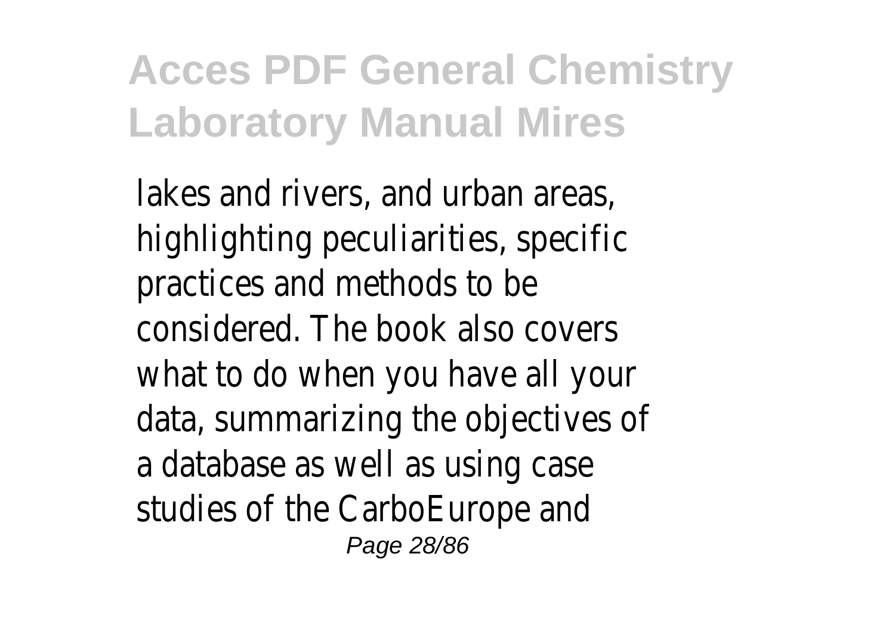lakes and rivers, and urban areas, highlighting peculiarities, specific practices and methods to be considered. The book also covers what to do when you have all your data, summarizing the objectives of a database as well as using case studies of the CarboEurope and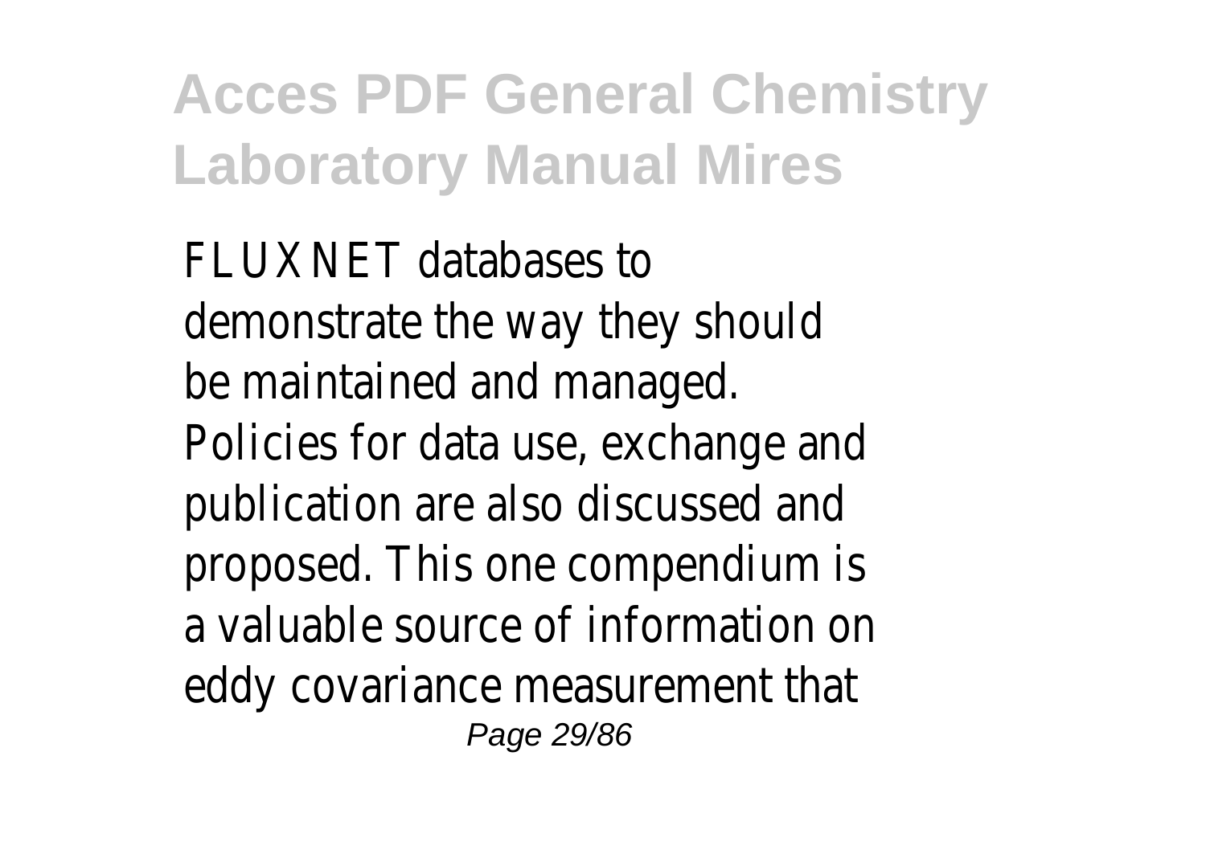FLUXNET databases to demonstrate the way they should be maintained and managed. Policies for data use, exchange and publication are also discussed and proposed. This one compendium is a valuable source of information on eddy covariance measurement that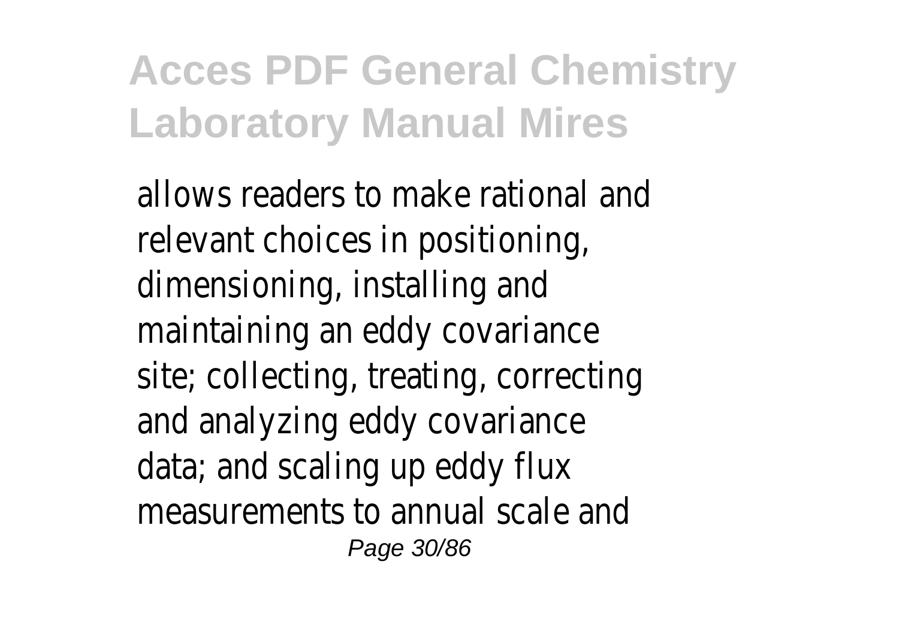allows readers to make rational and relevant choices in positioning, dimensioning, installing and maintaining an eddy covariance site; collecting, treating, correcting and analyzing eddy covariance data; and scaling up eddy flux measurements to annual scale and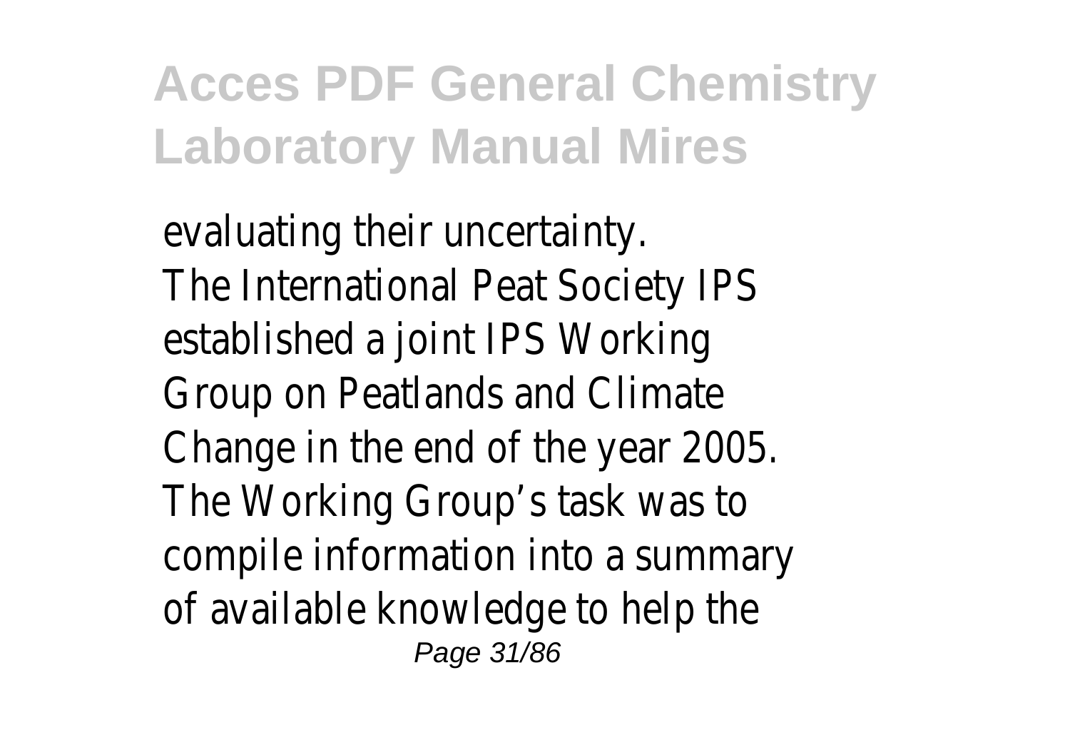evaluating their uncertainty.
The International Peat Society IPS established a joint IPS Working Group on Peatlands and Climate Change in the end of the year 2005. The Working Group’s task was to compile information into a summary of available knowledge to help the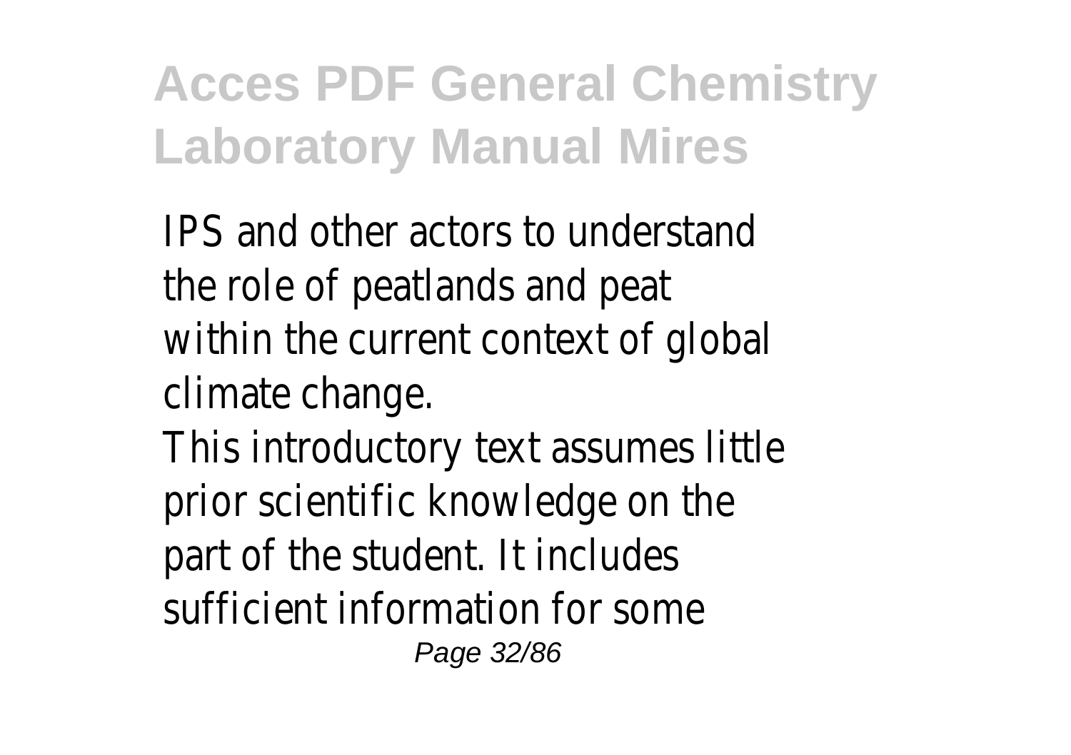IPS and other actors to understand the role of peatlands and peat within the current context of global climate change.

This introductory text assumes little prior scientific knowledge on the part of the student. It includes sufficient information for some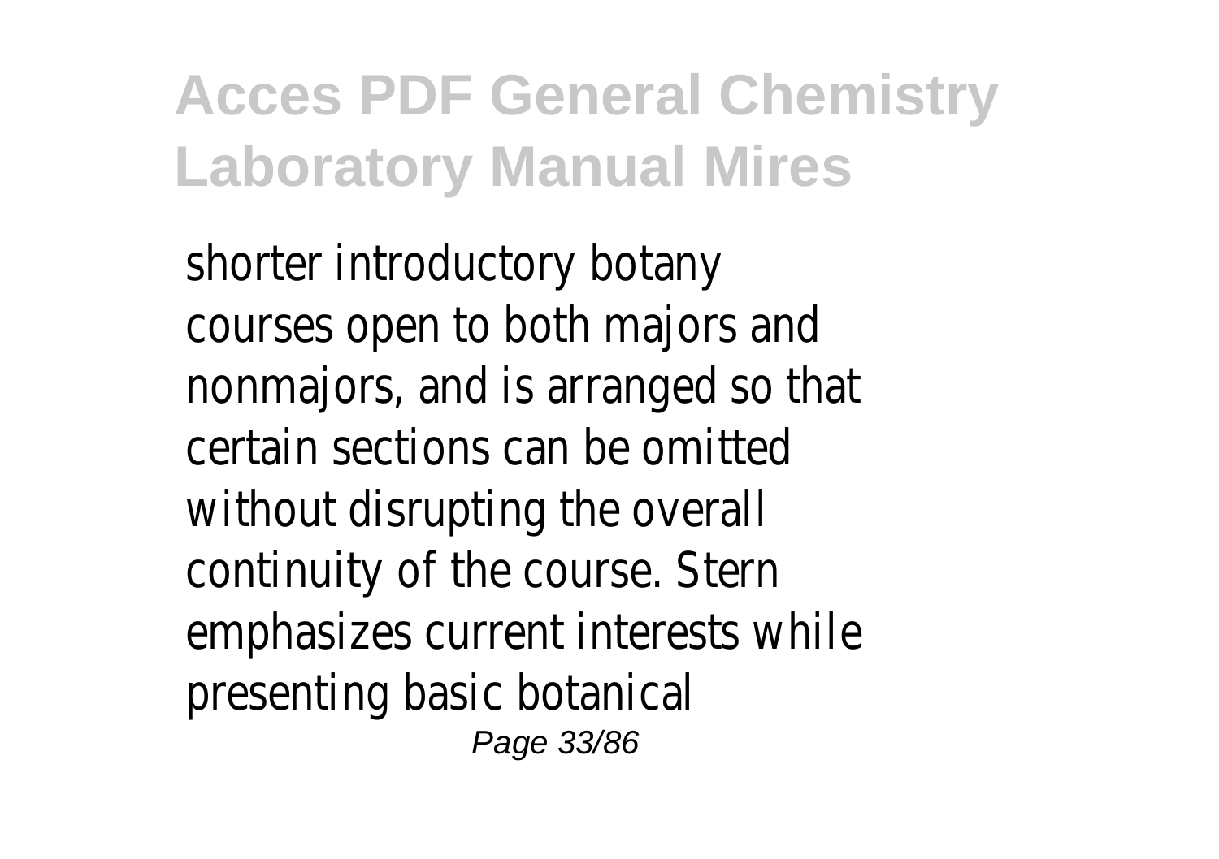shorter introductory botany courses open to both majors and nonmajors, and is arranged so that certain sections can be omitted without disrupting the overall continuity of the course. Stern emphasizes current interests while presenting basic botanical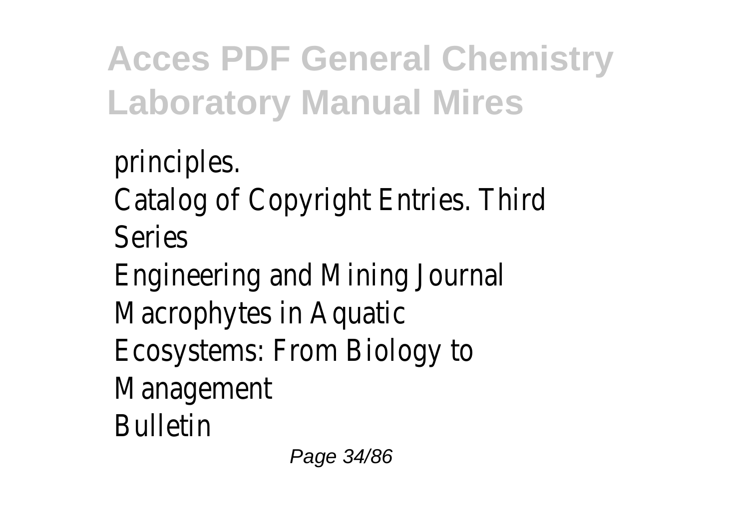principles.

Catalog of Copyright Entries. Third Series

Engineering and Mining Journal

Macrophytes in Aquatic Ecosystems: From Biology to Management

Bulletin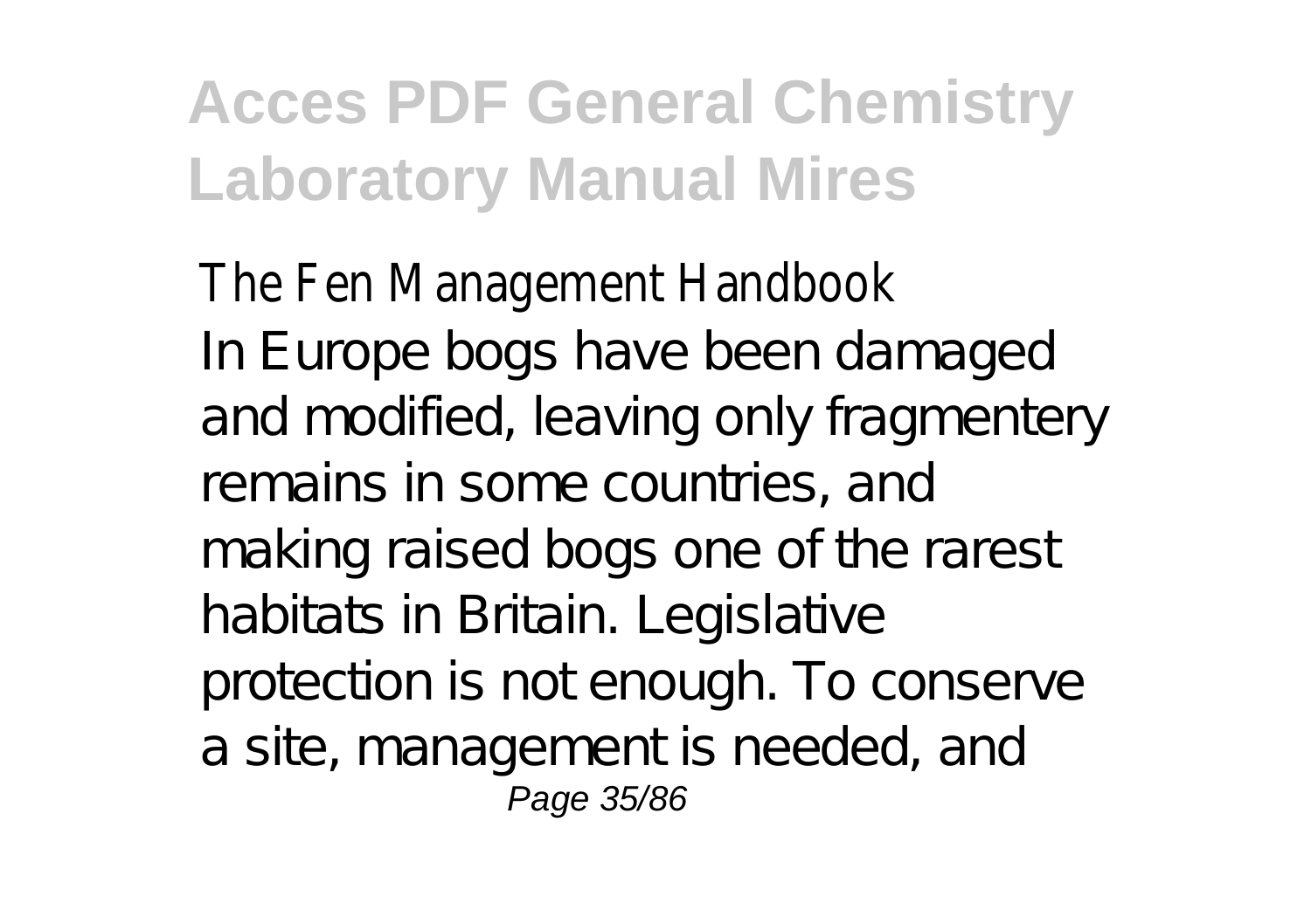The Fen Management Handbook

In Europe bogs have been damaged and modified, leaving only fragmentery remains in some countries, and making raised bogs one of the rarest habitats in Britain. Legislative protection is not enough. To conserve a site, management is needed, and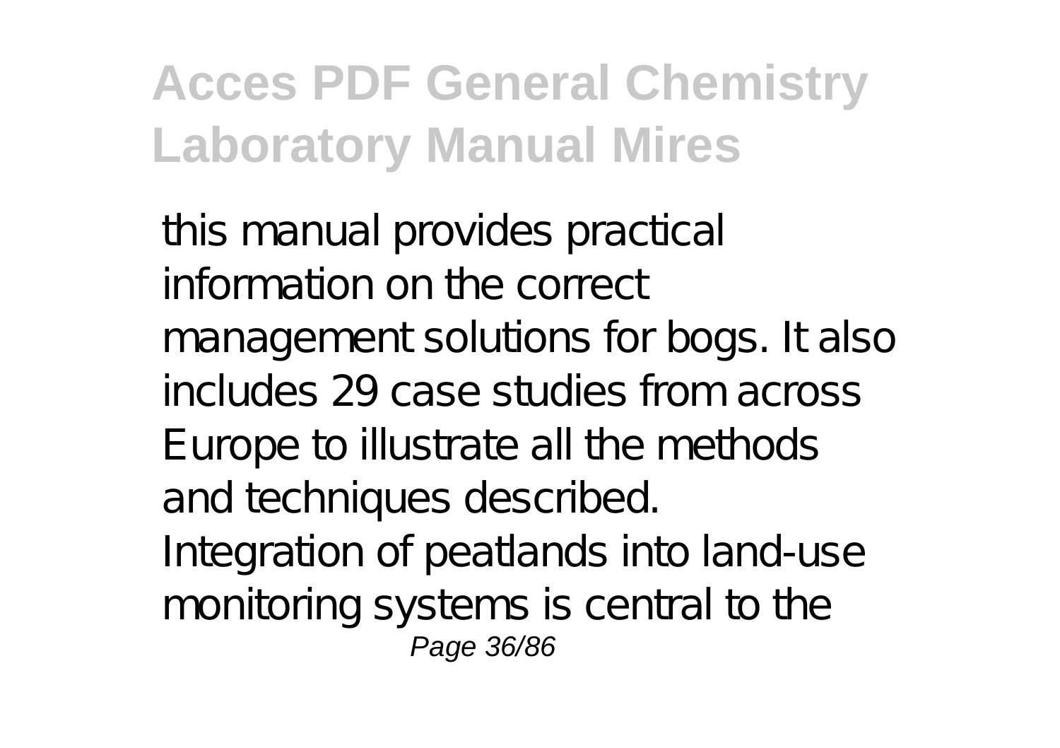this manual provides practical information on the correct management solutions for bogs. It also includes 29 case studies from across Europe to illustrate all the methods and techniques described.

Integration of peatlands into land-use monitoring systems is central to the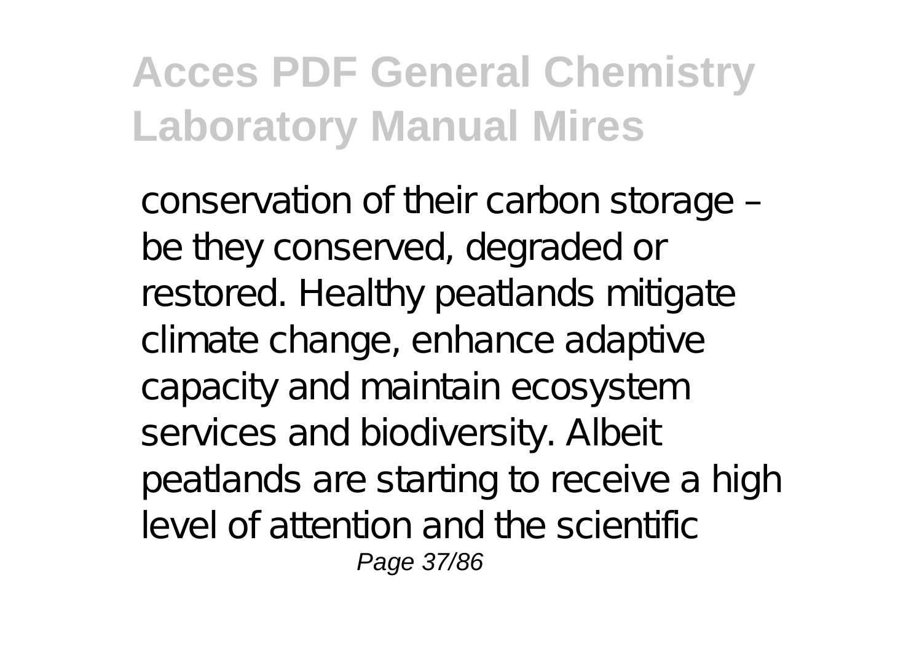conservation of their carbon storage – be they conserved, degraded or restored. Healthy peatlands mitigate climate change, enhance adaptive capacity and maintain ecosystem services and biodiversity. Albeit peatlands are starting to receive a high level of attention and the scientific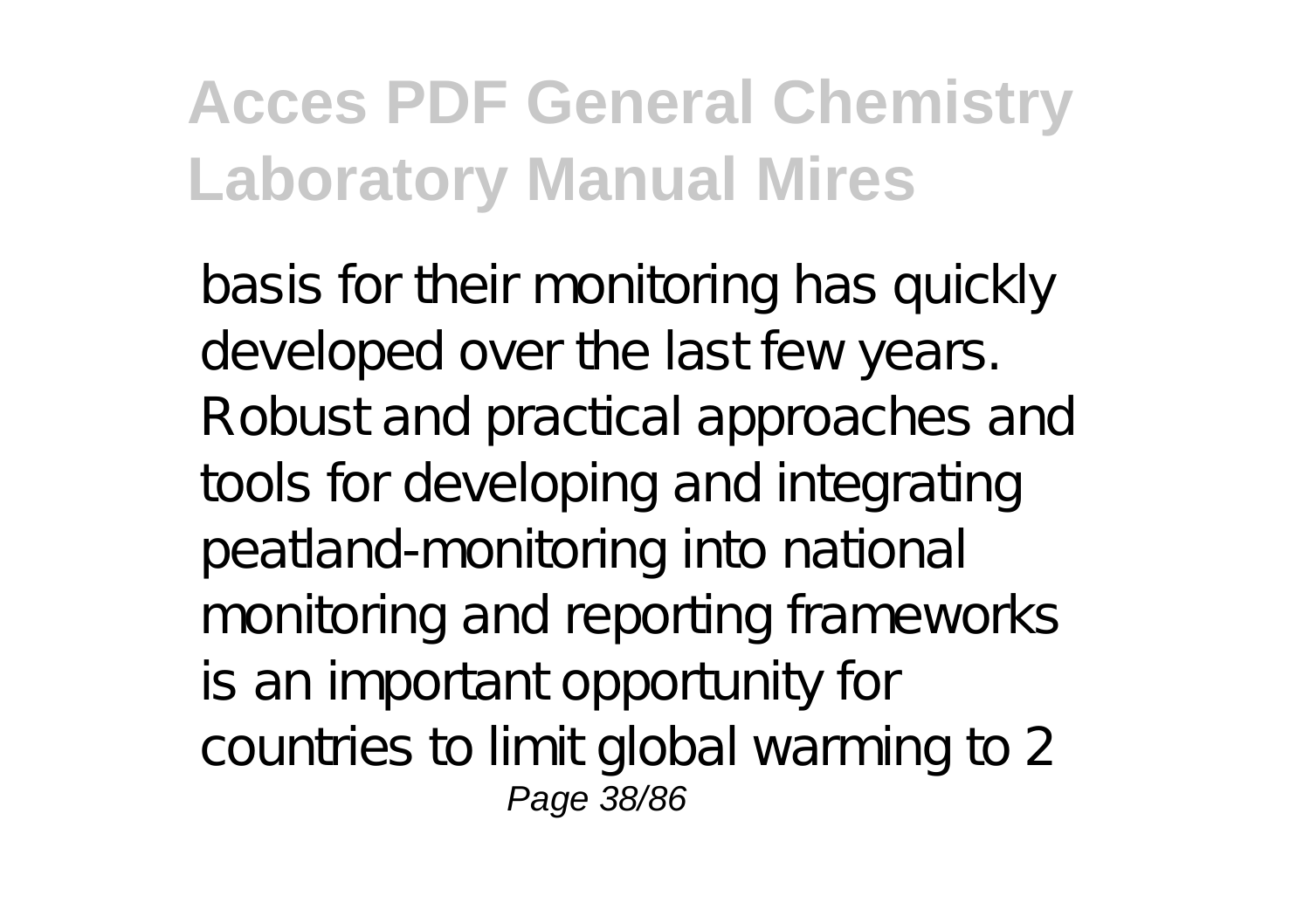basis for their monitoring has quickly developed over the last few years. Robust and practical approaches and tools for developing and integrating peatland-monitoring into national monitoring and reporting frameworks is an important opportunity for countries to limit global warming to 2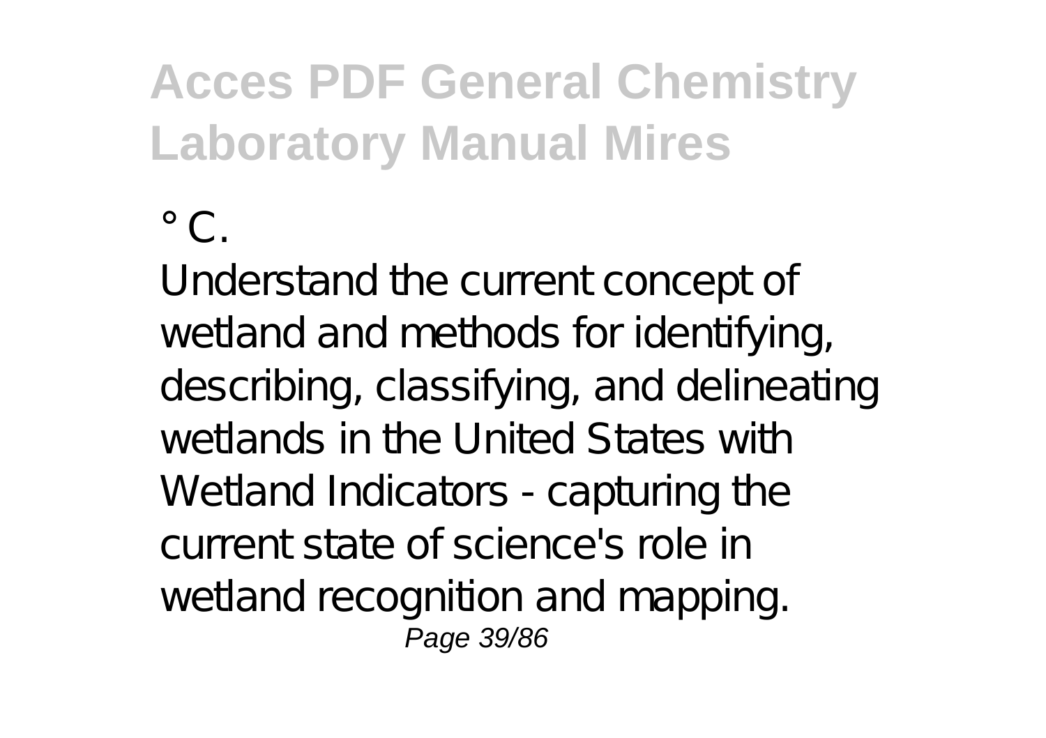° C.

Understand the current concept of wetland and methods for identifying, describing, classifying, and delineating wetlands in the United States with Wetland Indicators - capturing the current state of science's role in wetland recognition and mapping.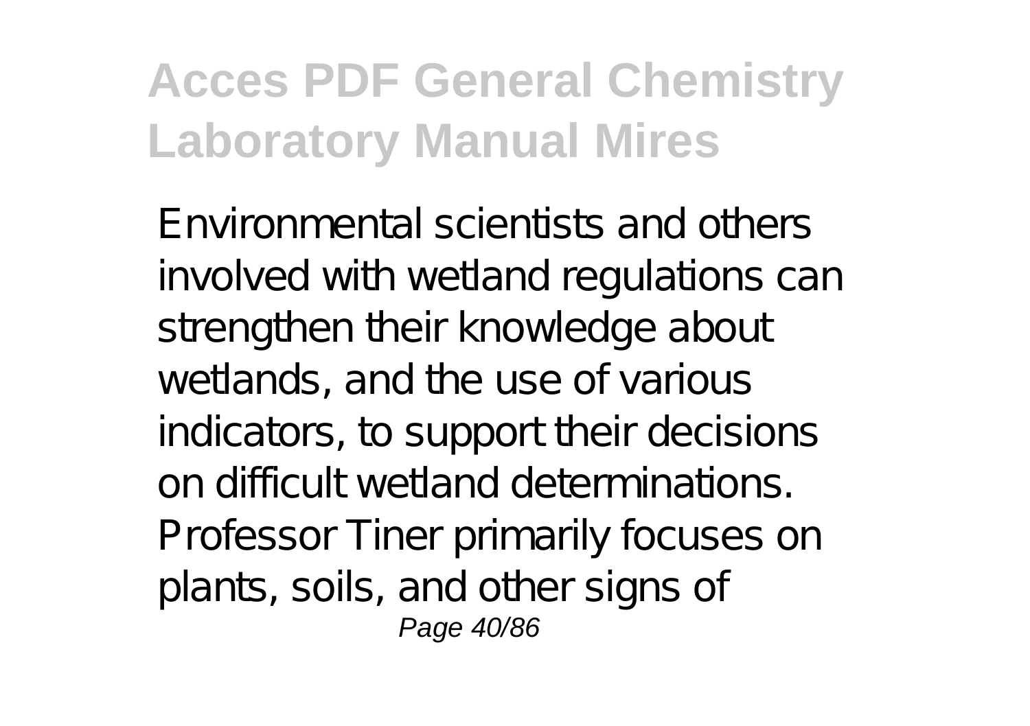Environmental scientists and others involved with wetland regulations can strengthen their knowledge about wetlands, and the use of various indicators, to support their decisions on difficult wetland determinations. Professor Tiner primarily focuses on plants, soils, and other signs of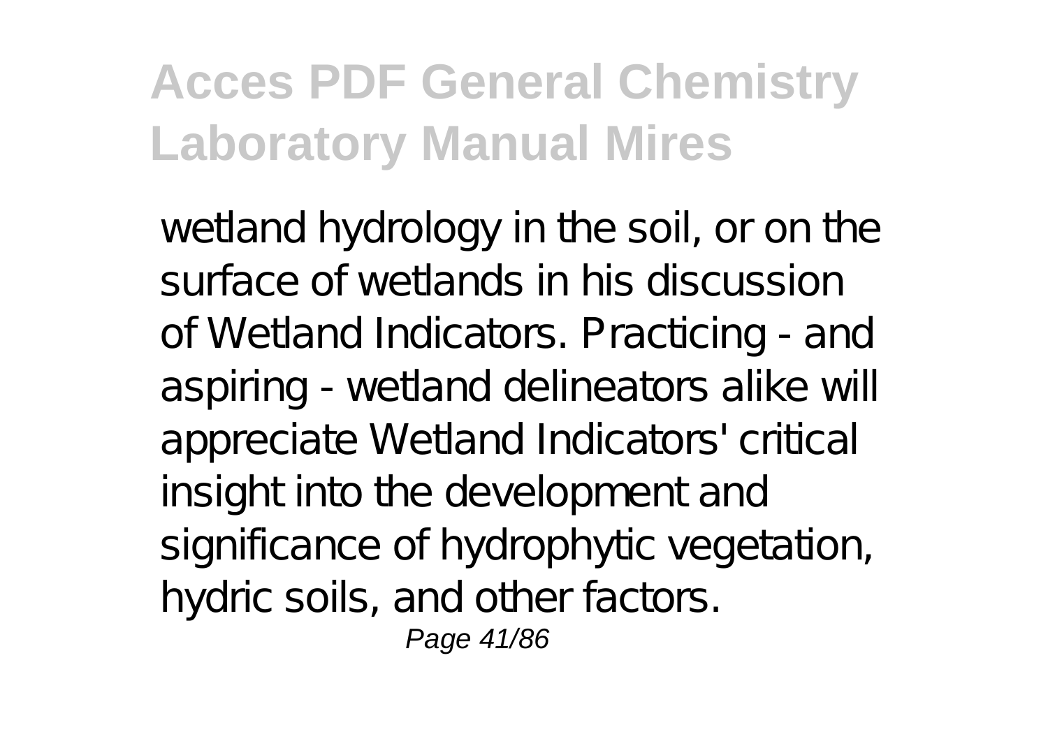wetland hydrology in the soil, or on the surface of wetlands in his discussion of Wetland Indicators. Practicing - and aspiring - wetland delineators alike will appreciate Wetland Indicators' critical insight into the development and significance of hydrophytic vegetation, hydric soils, and other factors.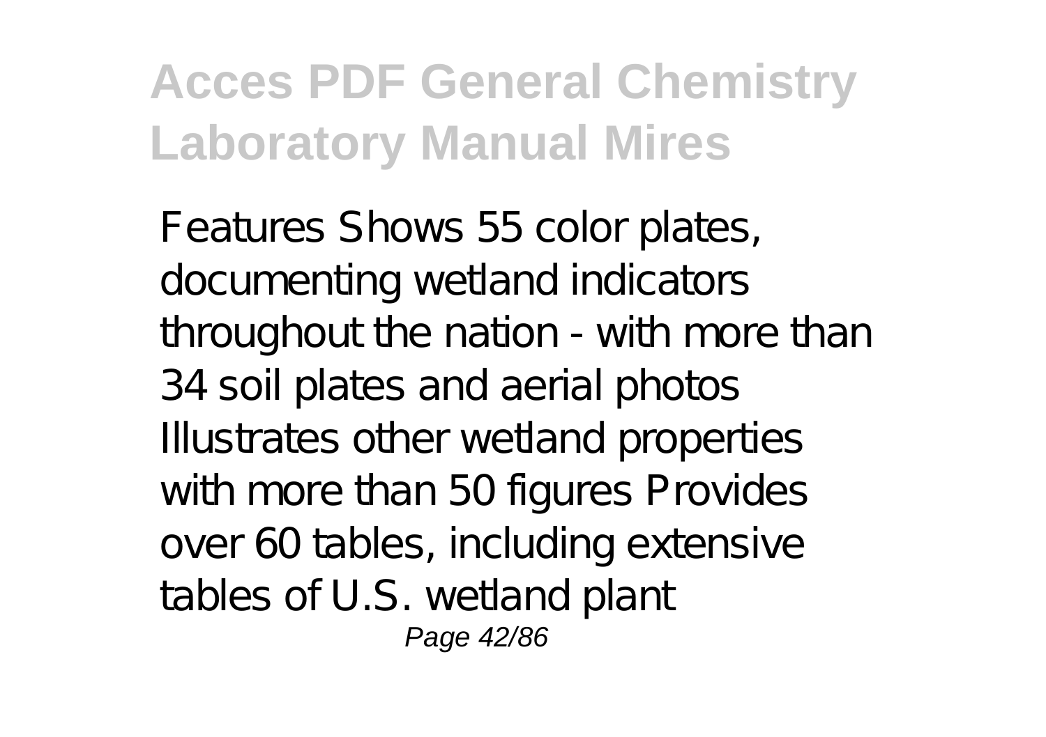Features Shows 55 color plates, documenting wetland indicators throughout the nation - with more than 34 soil plates and aerial photos Illustrates other wetland properties with more than 50 figures Provides over 60 tables, including extensive tables of U.S. wetland plant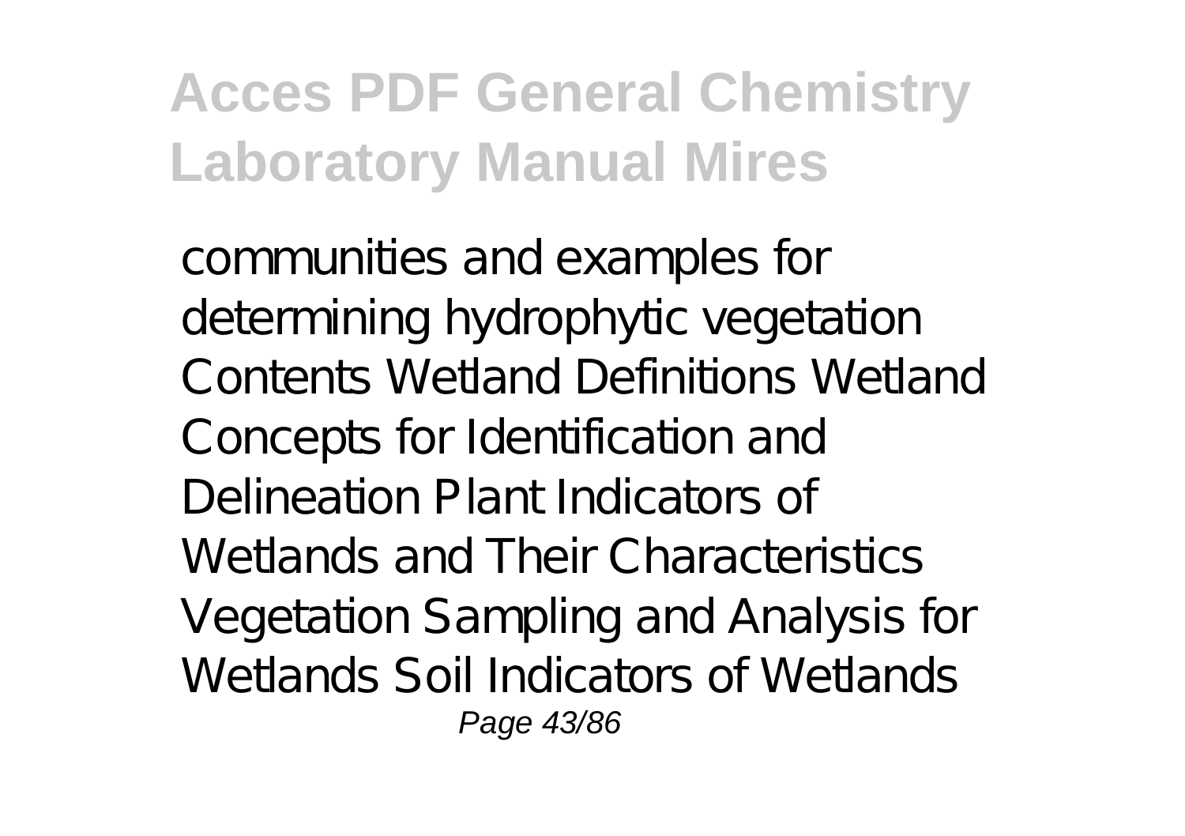communities and examples for determining hydrophytic vegetation Contents Wetland Definitions Wetland Concepts for Identification and Delineation Plant Indicators of Wetlands and Their Characteristics Vegetation Sampling and Analysis for Wetlands Soil Indicators of Wetlands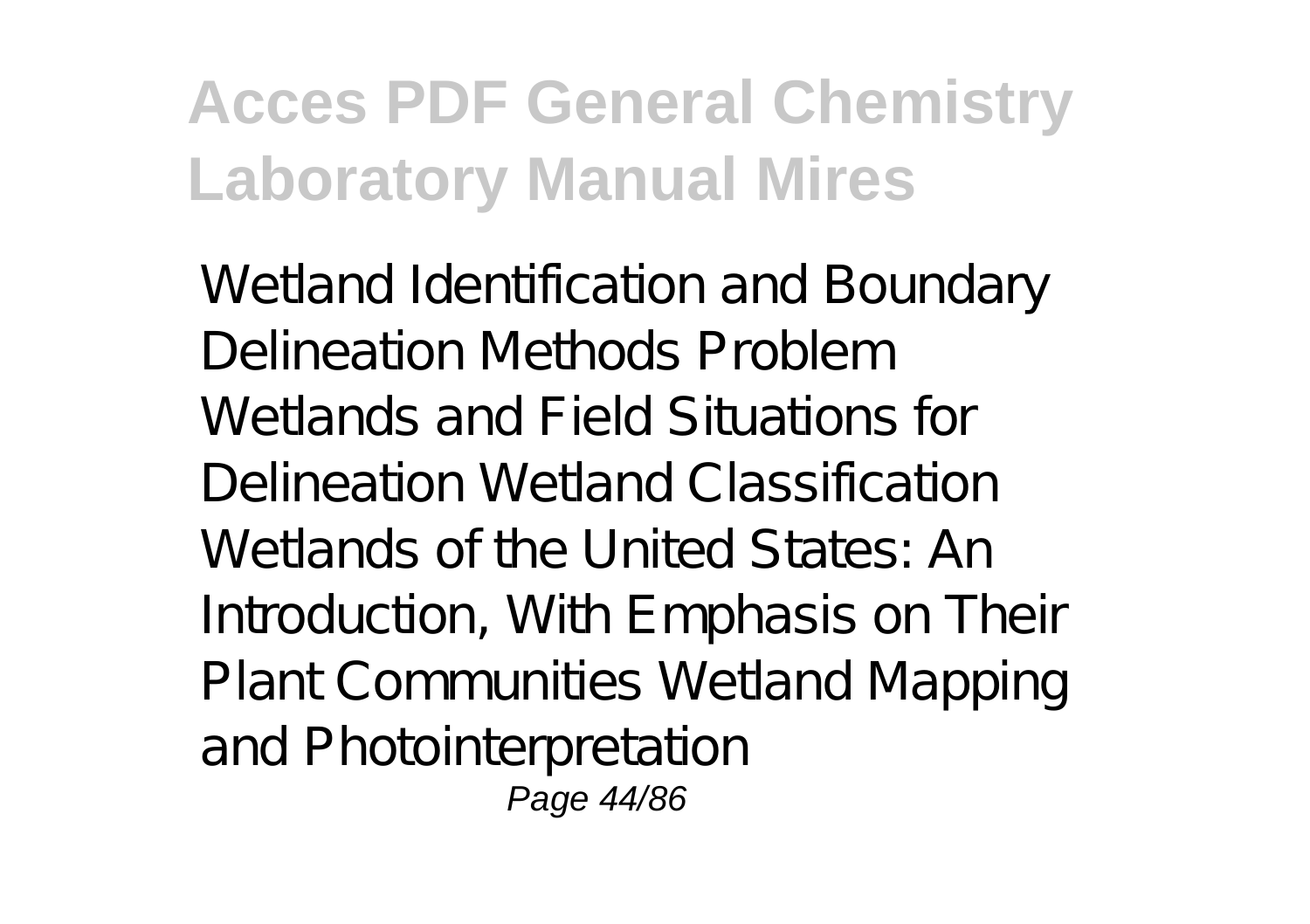Wetland Identification and Boundary Delineation Methods Problem Wetlands and Field Situations for Delineation Wetland Classification Wetlands of the United States: An Introduction, With Emphasis on Their Plant Communities Wetland Mapping and Photointerpretation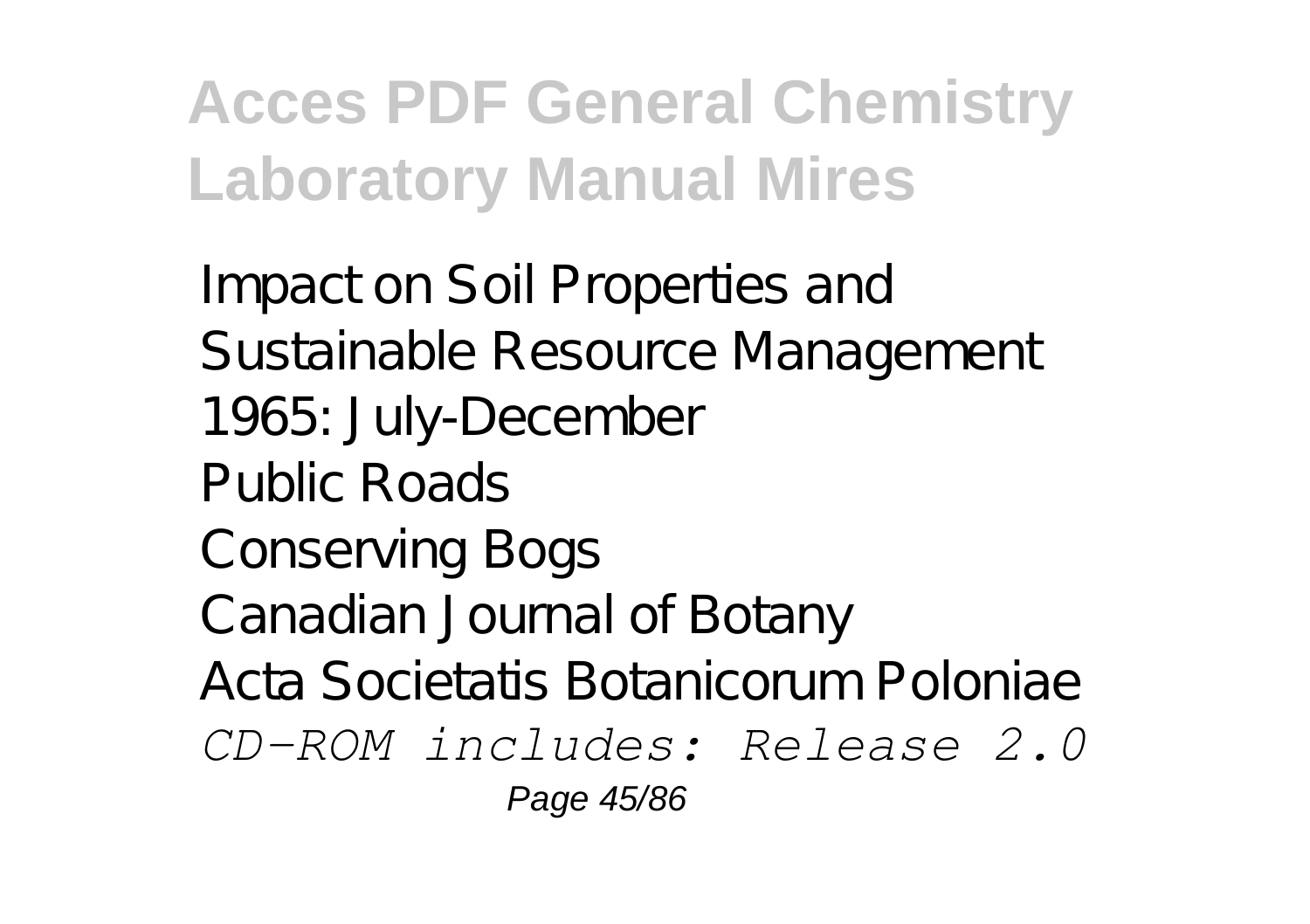Impact on Soil Properties and Sustainable Resource Management
1965: July-December
Public Roads
Conserving Bogs
Canadian Journal of Botany
Acta Societatis Botanicorum Poloniae
*CD-ROM includes: Release 2.0*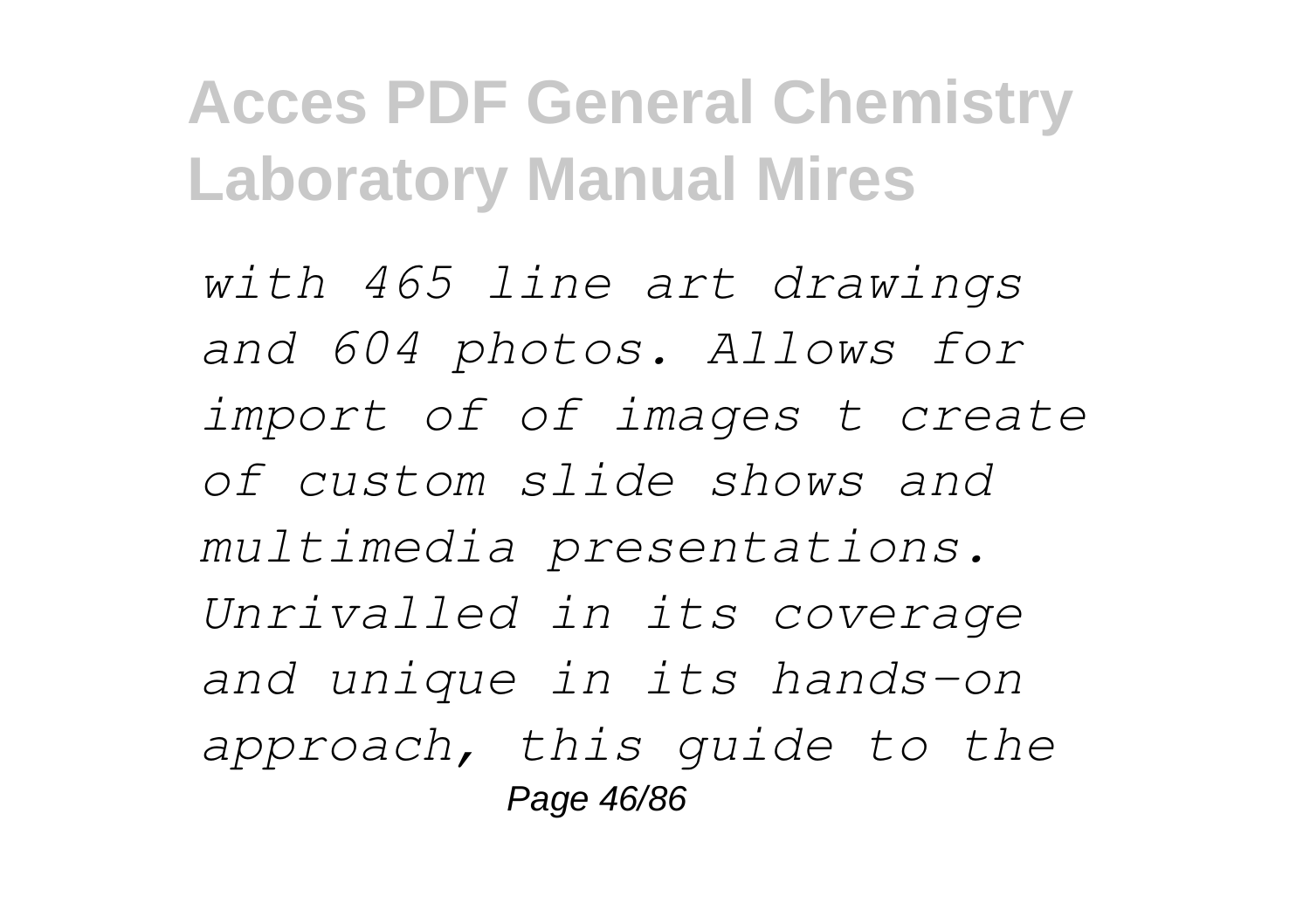*with 465 line art drawings and 604 photos. Allows for import of of images t create of custom slide shows and multimedia presentations. Unrivalled in its coverage and unique in its hands-on approach, this guide to the*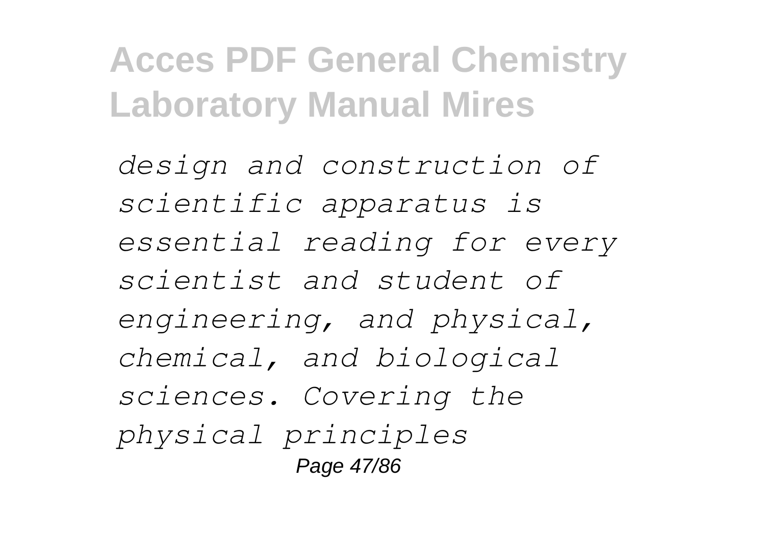*design and construction of scientific apparatus is essential reading for every scientist and student of engineering, and physical, chemical, and biological sciences. Covering the physical principles*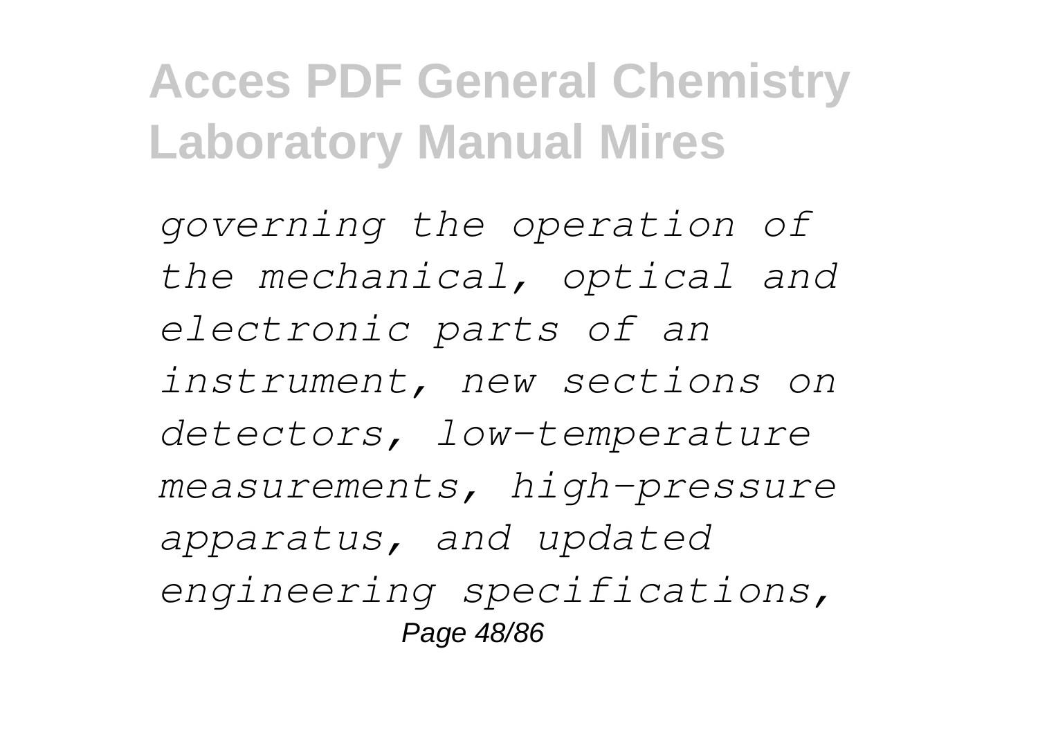*governing the operation of the mechanical, optical and electronic parts of an instrument, new sections on detectors, low-temperature measurements, high-pressure apparatus, and updated engineering specifications,*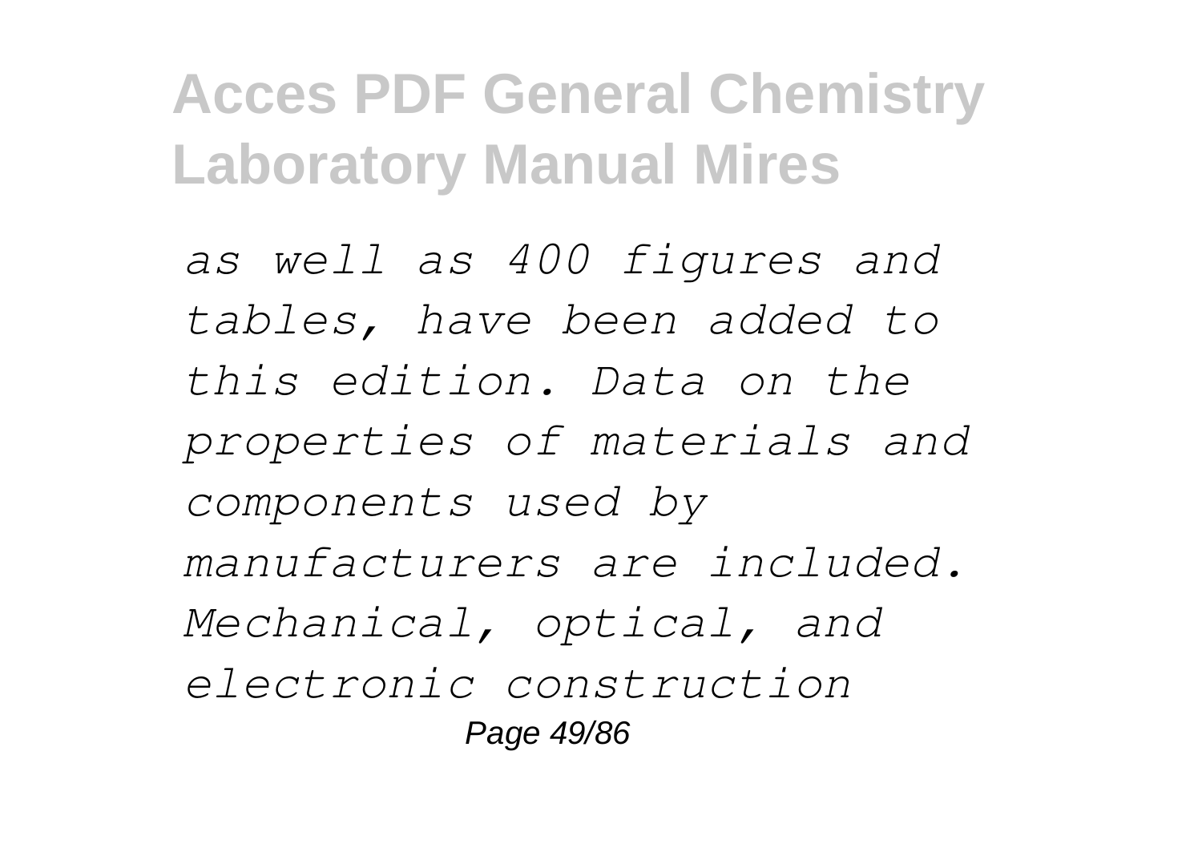*as well as 400 figures and tables, have been added to this edition. Data on the properties of materials and components used by manufacturers are included. Mechanical, optical, and electronic construction*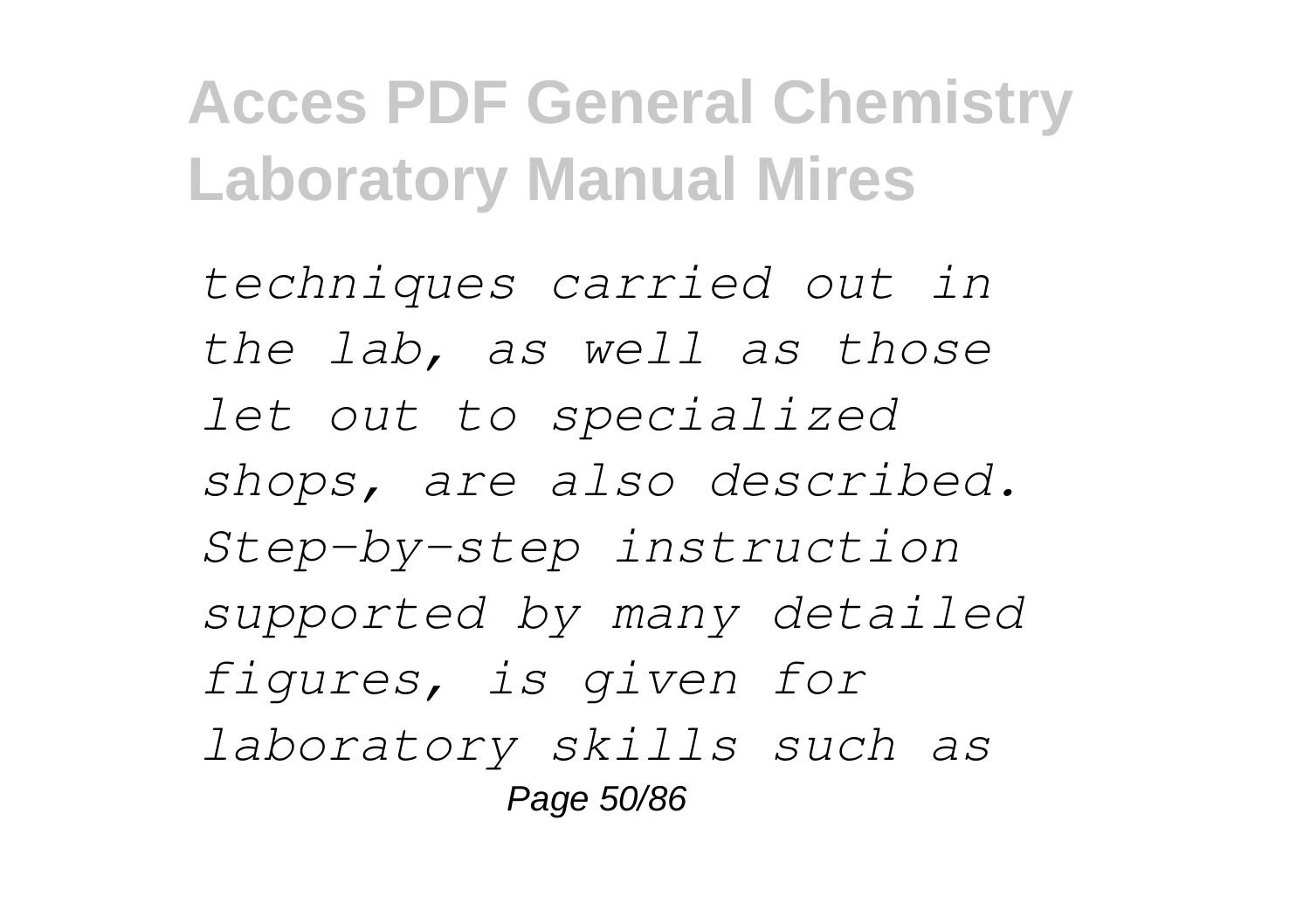*techniques carried out in the lab, as well as those let out to specialized shops, are also described. Step-by-step instruction supported by many detailed figures, is given for laboratory skills such as*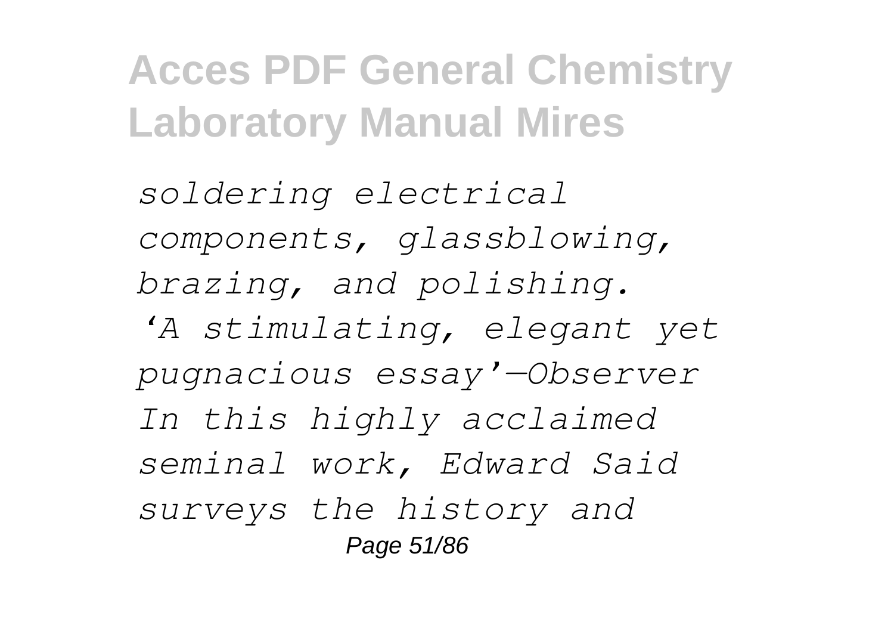*soldering electrical components, glassblowing, brazing, and polishing.*

*'A stimulating, elegant yet pugnacious essay'—Observer In this highly acclaimed seminal work, Edward Said surveys the history and*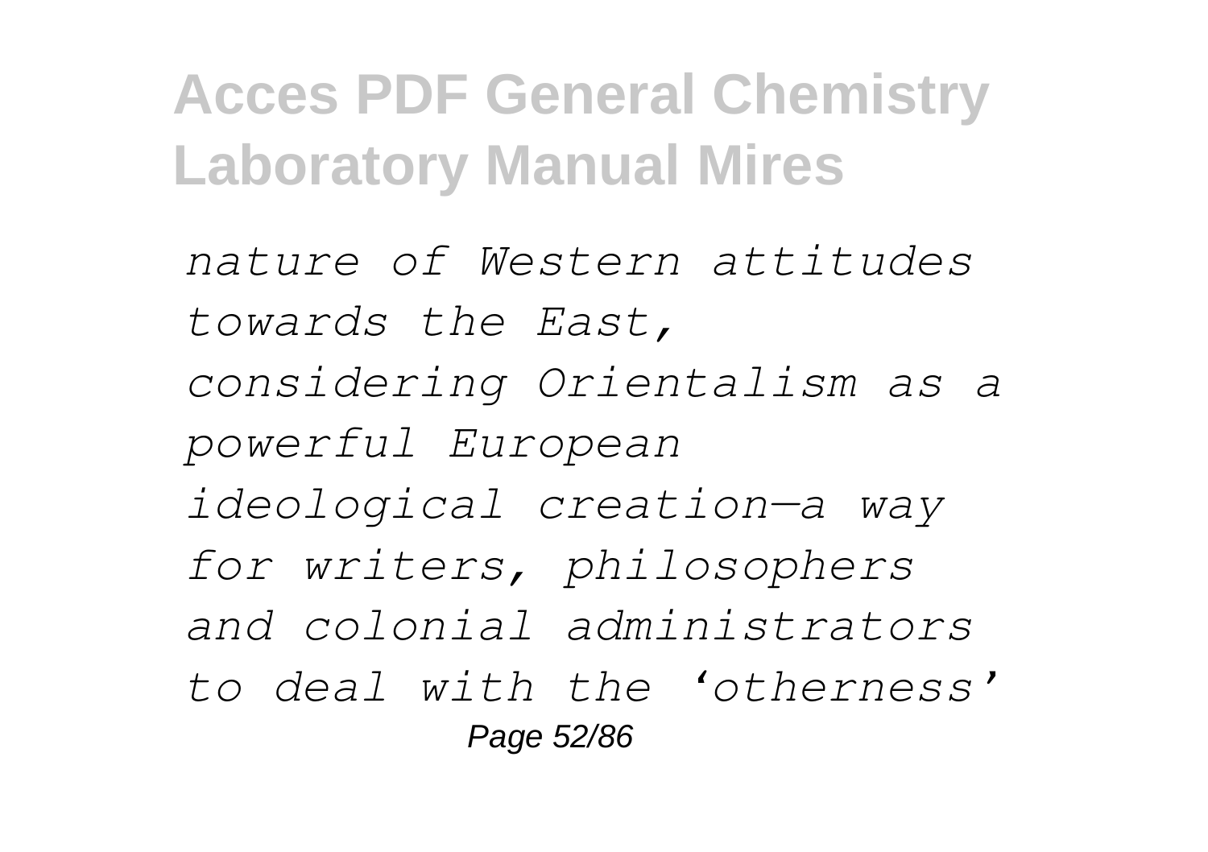*nature of Western attitudes towards the East, considering Orientalism as a powerful European ideological creation—a way for writers, philosophers and colonial administrators to deal with the 'otherness'*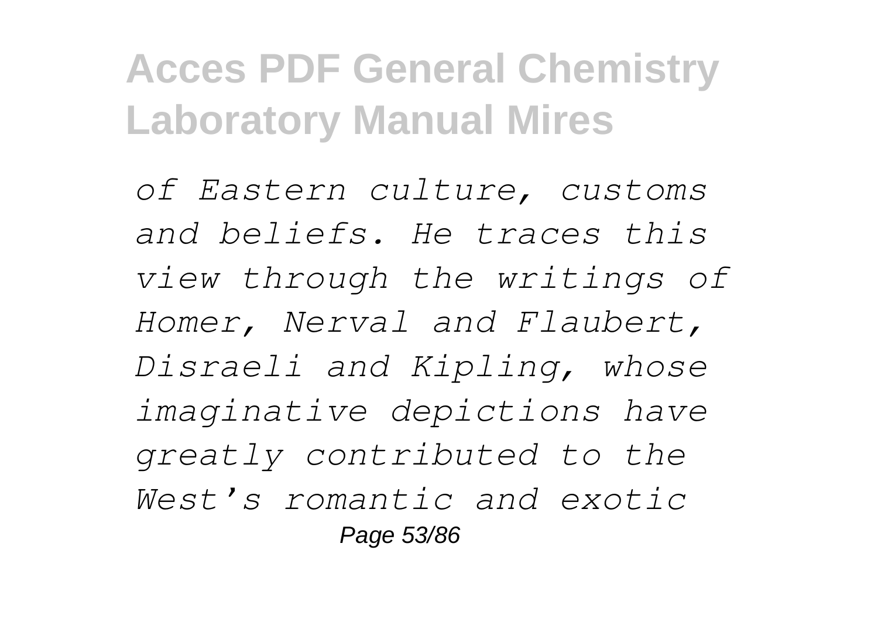*of Eastern culture, customs and beliefs. He traces this view through the writings of Homer, Nerval and Flaubert, Disraeli and Kipling, whose imaginative depictions have greatly contributed to the West's romantic and exotic*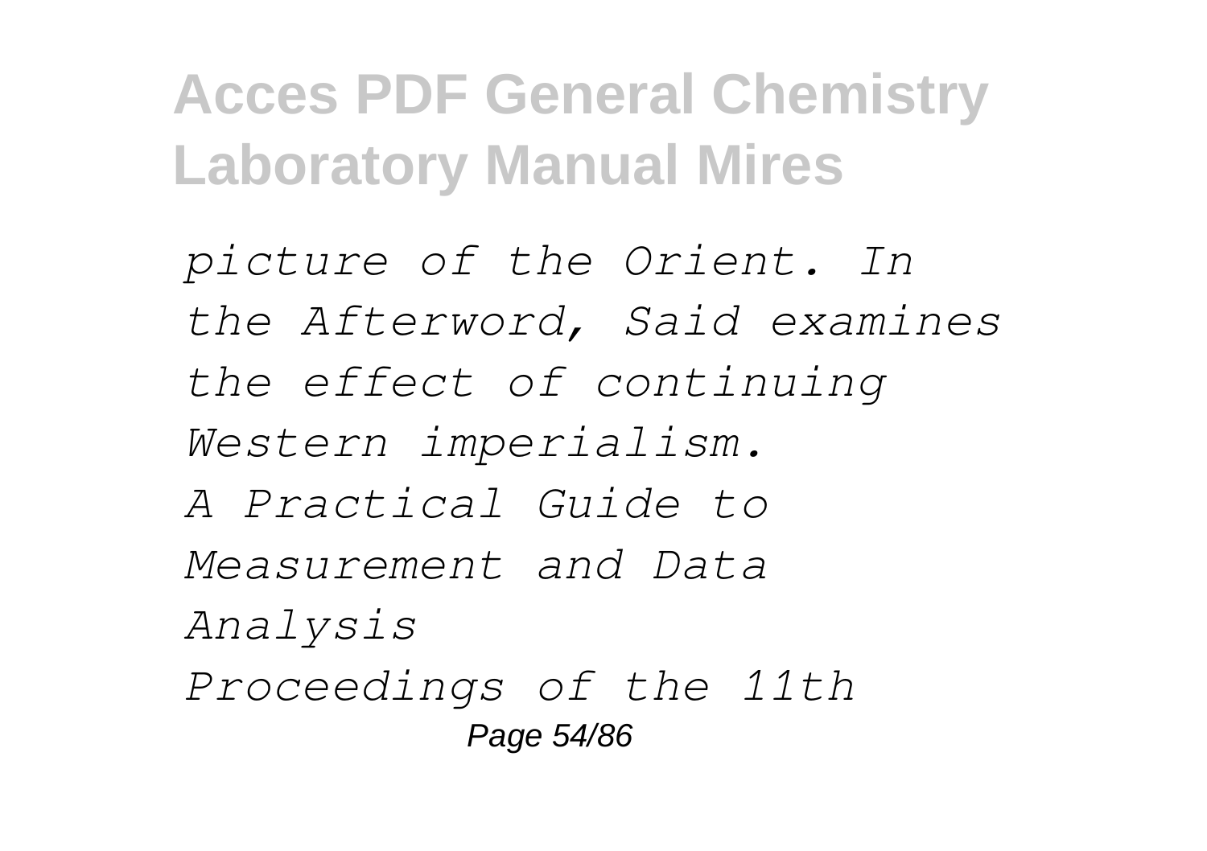*picture of the Orient. In the Afterword, Said examines the effect of continuing Western imperialism.*

*A Practical Guide to Measurement and Data Analysis*

*Proceedings of the 11th*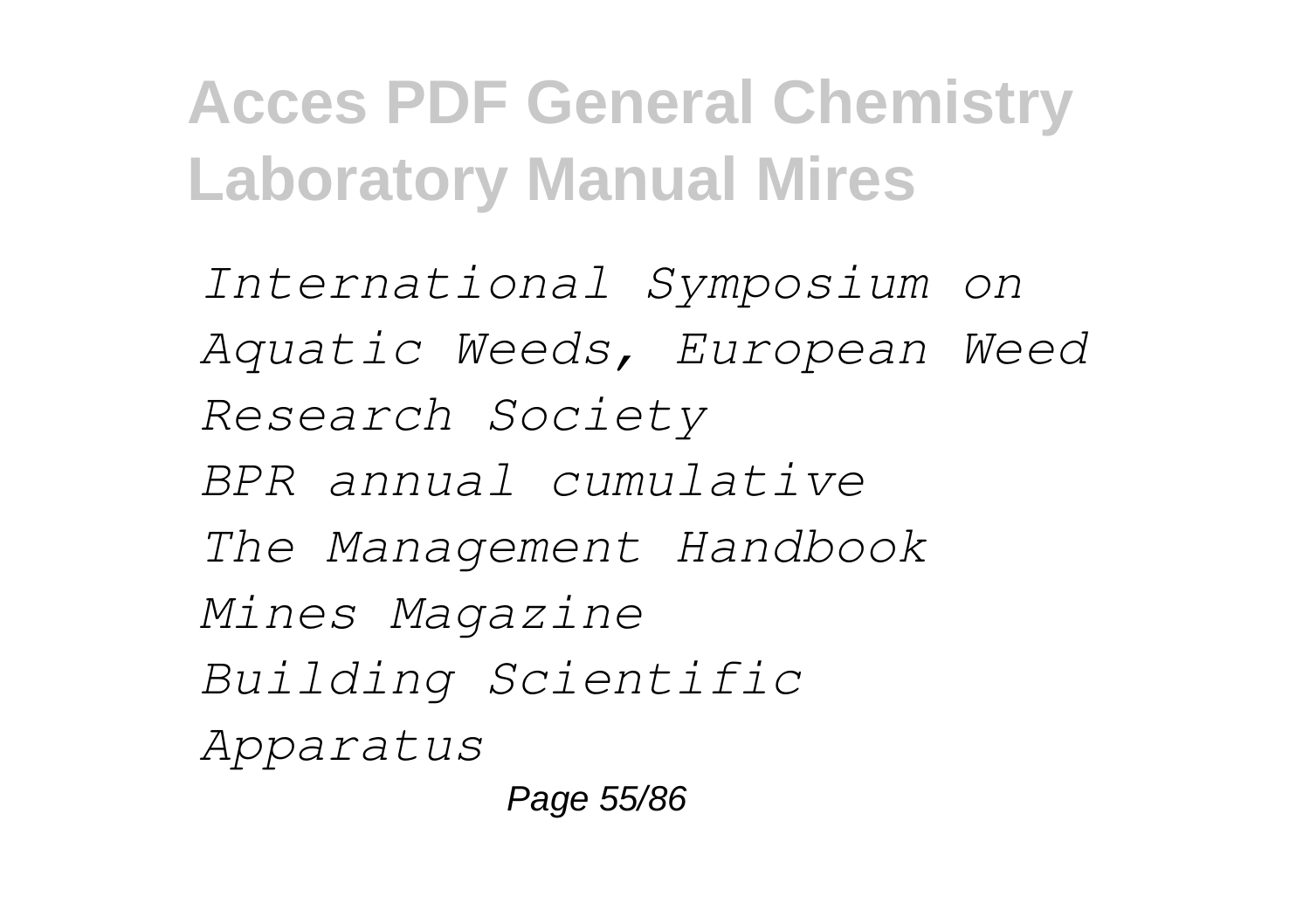*International Symposium on Aquatic Weeds, European Weed Research Society*
*BPR annual cumulative*
*The Management Handbook*
*Mines Magazine*
*Building Scientific Apparatus*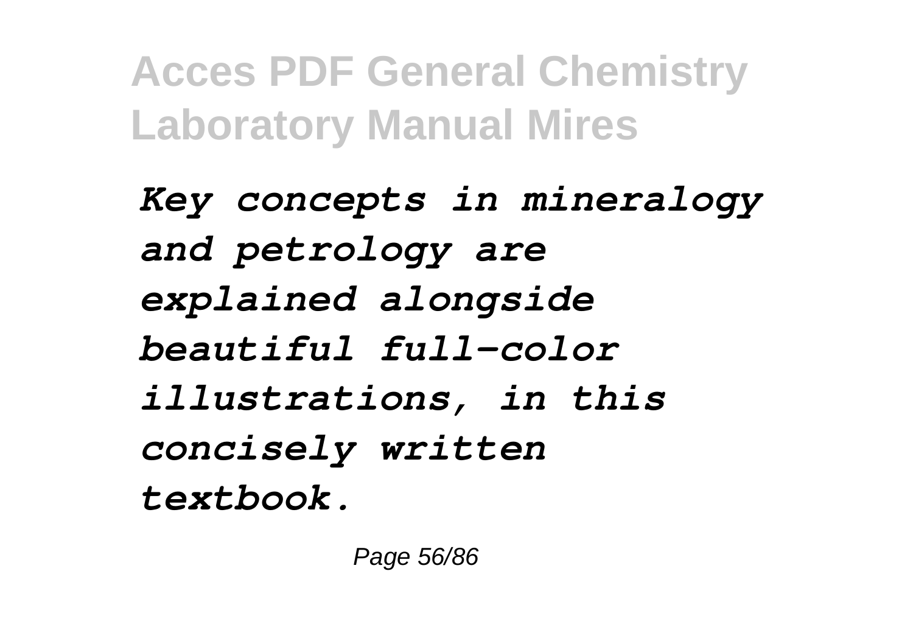***Key concepts in mineralogy and petrology are explained alongside beautiful full-color illustrations, in this concisely written textbook.***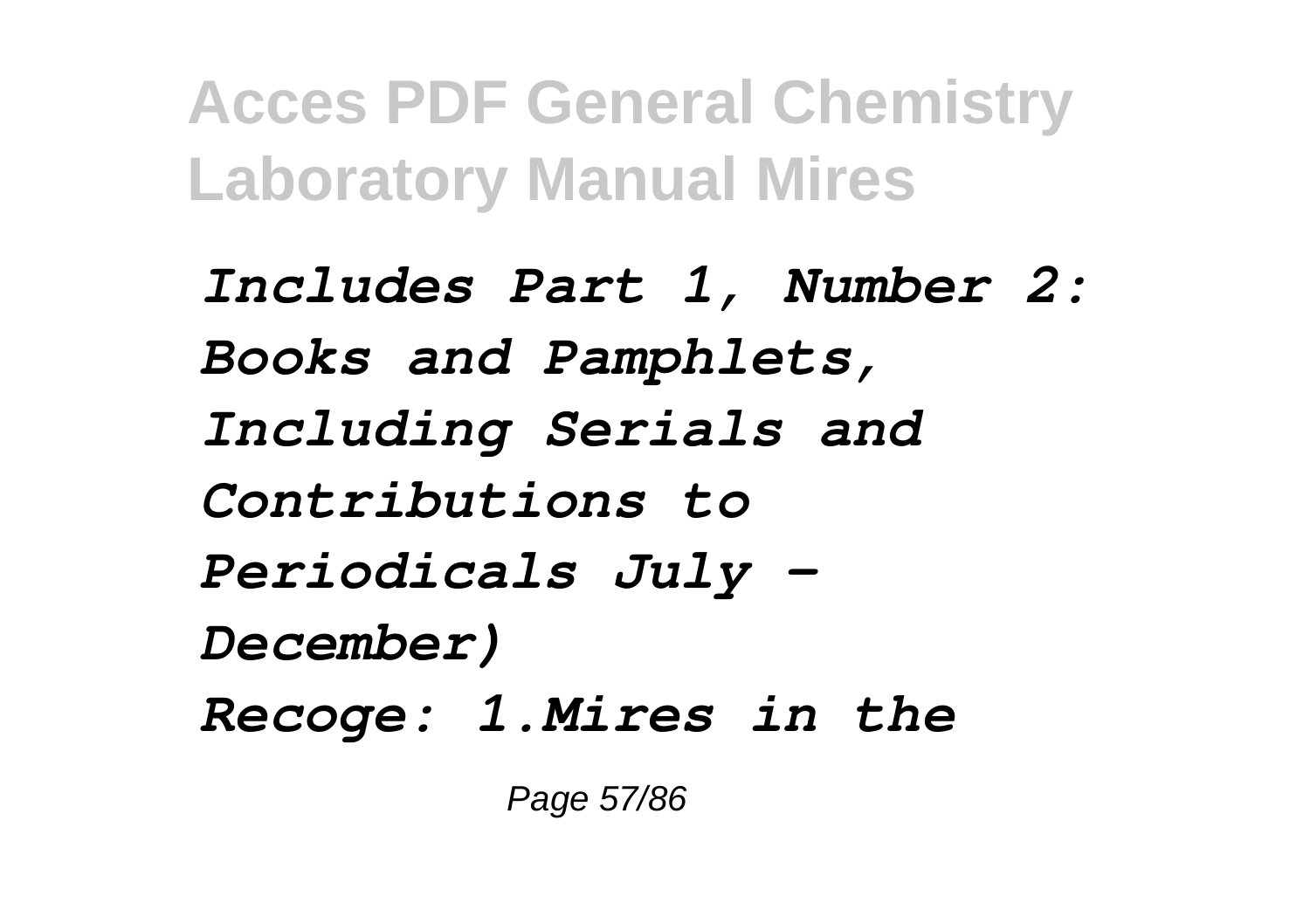*Includes Part 1, Number 2: Books and Pamphlets, Including Serials and Contributions to Periodicals July - December)*

*Recoge: 1.Mires in the*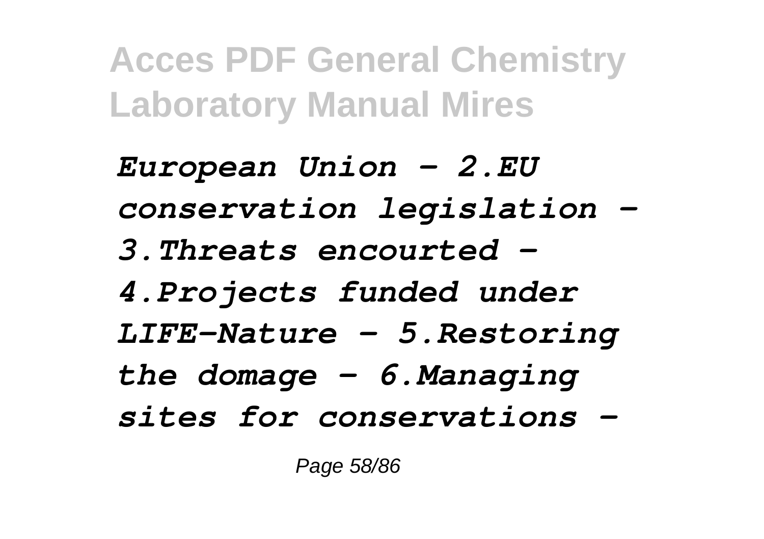*European Union - 2.EU conservation legislation - 3.Threats encourted - 4.Projects funded under LIFE-Nature - 5.Restoring the domage - 6.Managing sites for conservations -*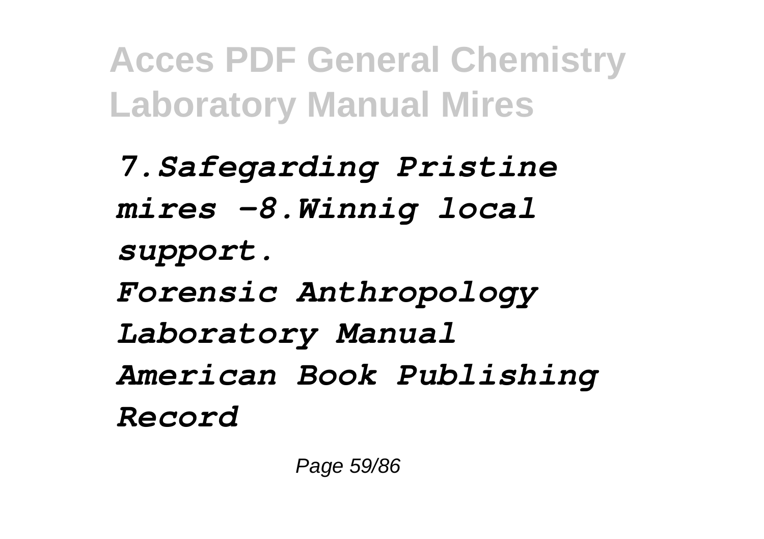*7.Safegarding Pristine mires -8.Winnig local support.*

*Forensic Anthropology Laboratory Manual*

*American Book Publishing Record*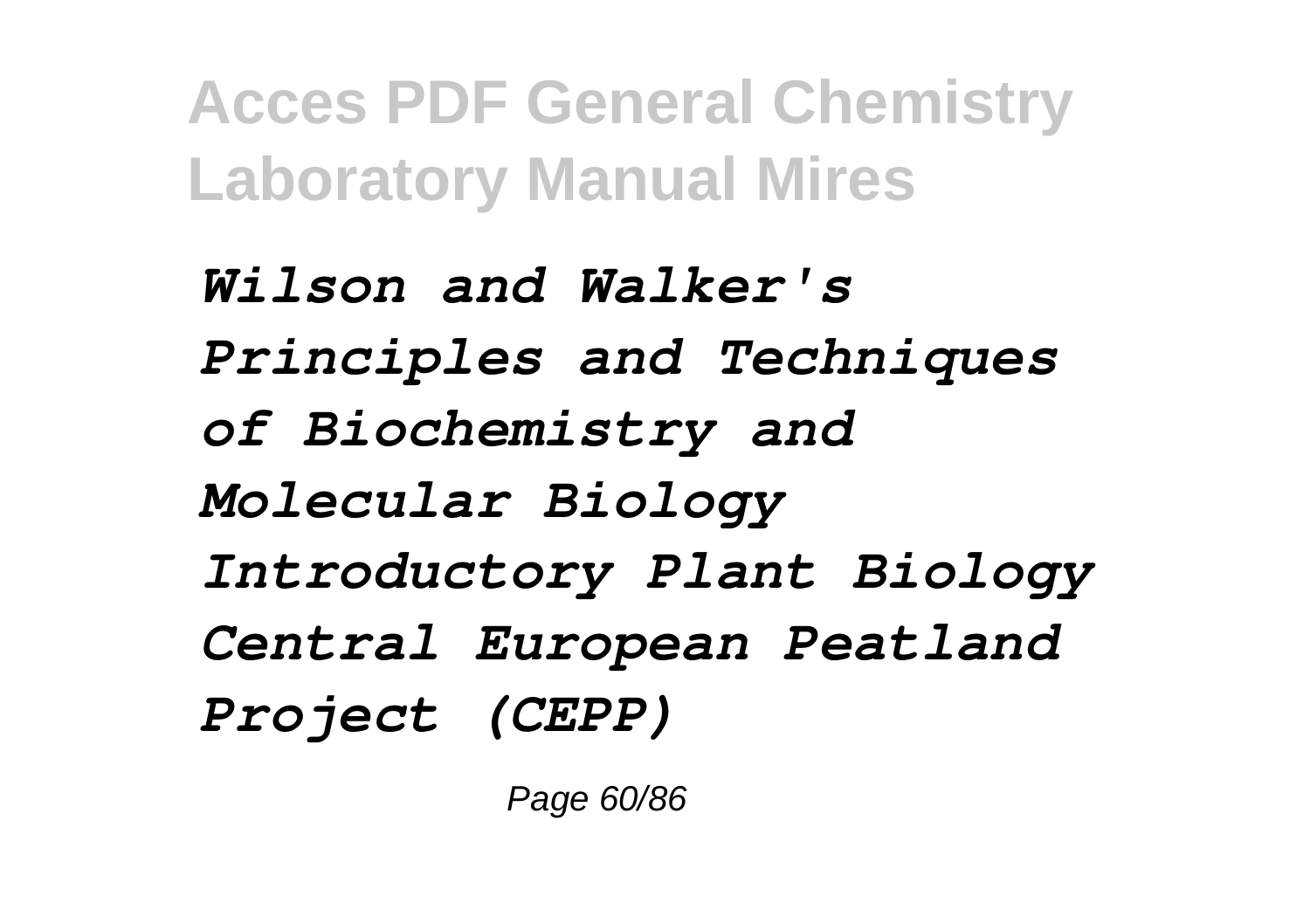*Wilson and Walker's Principles and Techniques of Biochemistry and Molecular Biology Introductory Plant Biology Central European Peatland Project (CEPP)*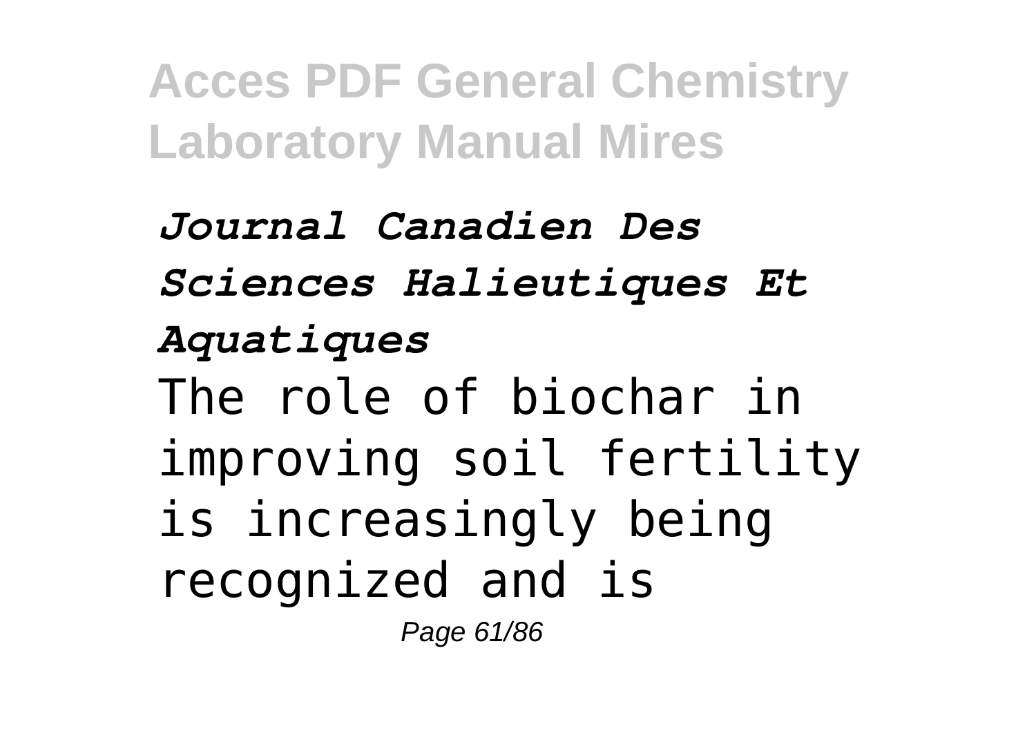*Journal Canadien Des Sciences Halieutiques Et Aquatiques*

The role of biochar in improving soil fertility is increasingly being recognized and is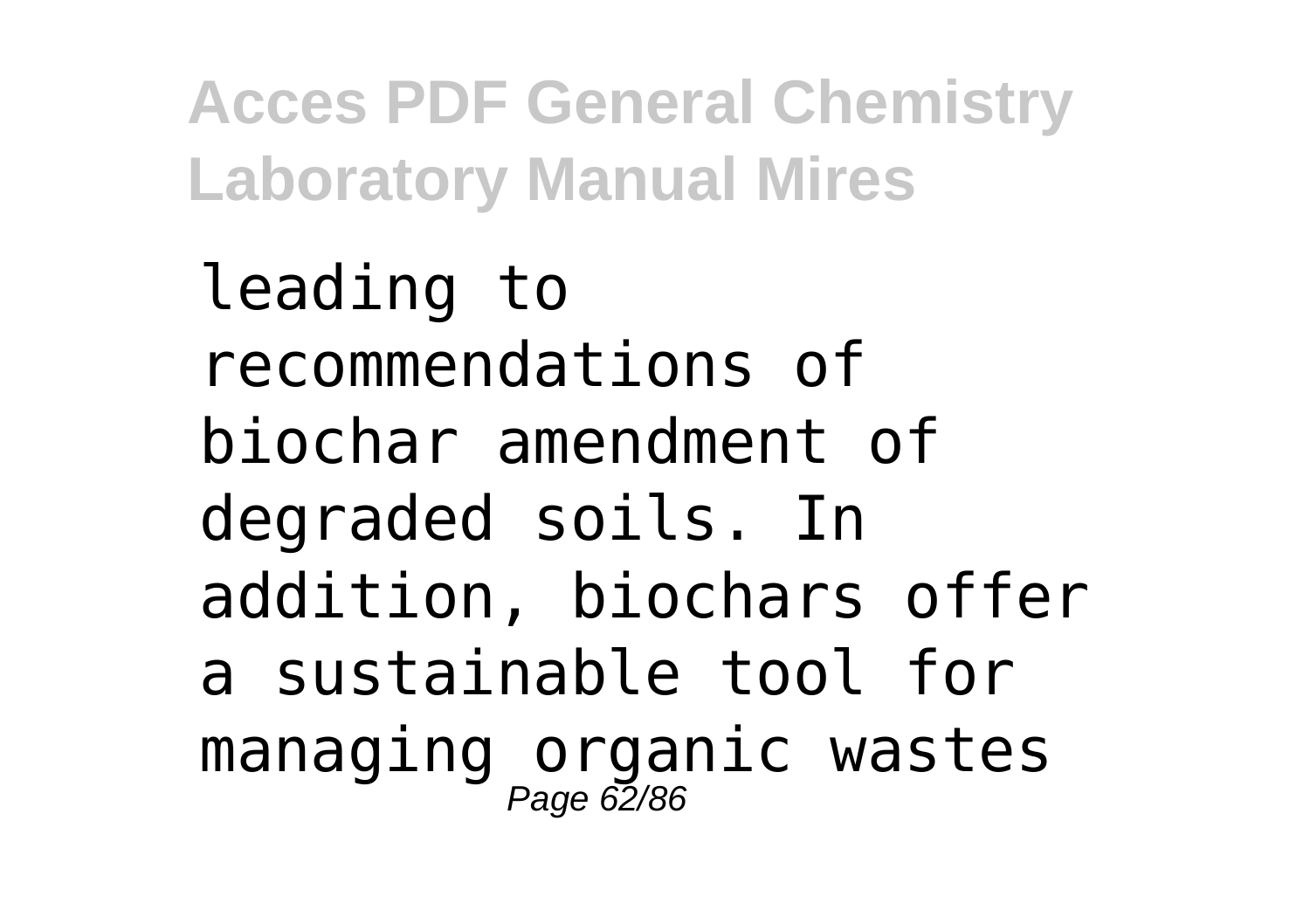leading to recommendations of biochar amendment of degraded soils. In addition, biochars offer a sustainable tool for managing organic wastes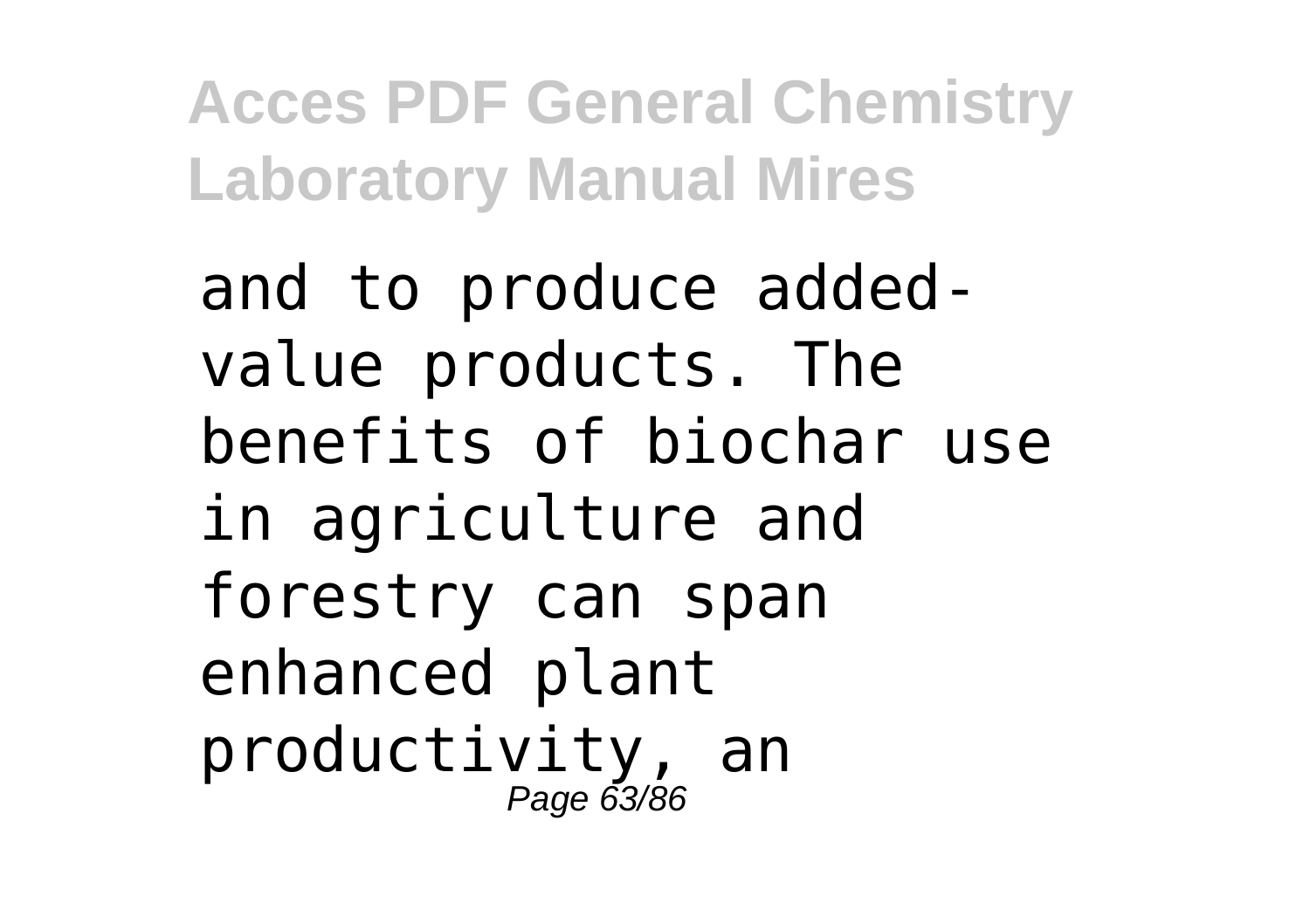and to produce added-value products. The benefits of biochar use in agriculture and forestry can span enhanced plant productivity, an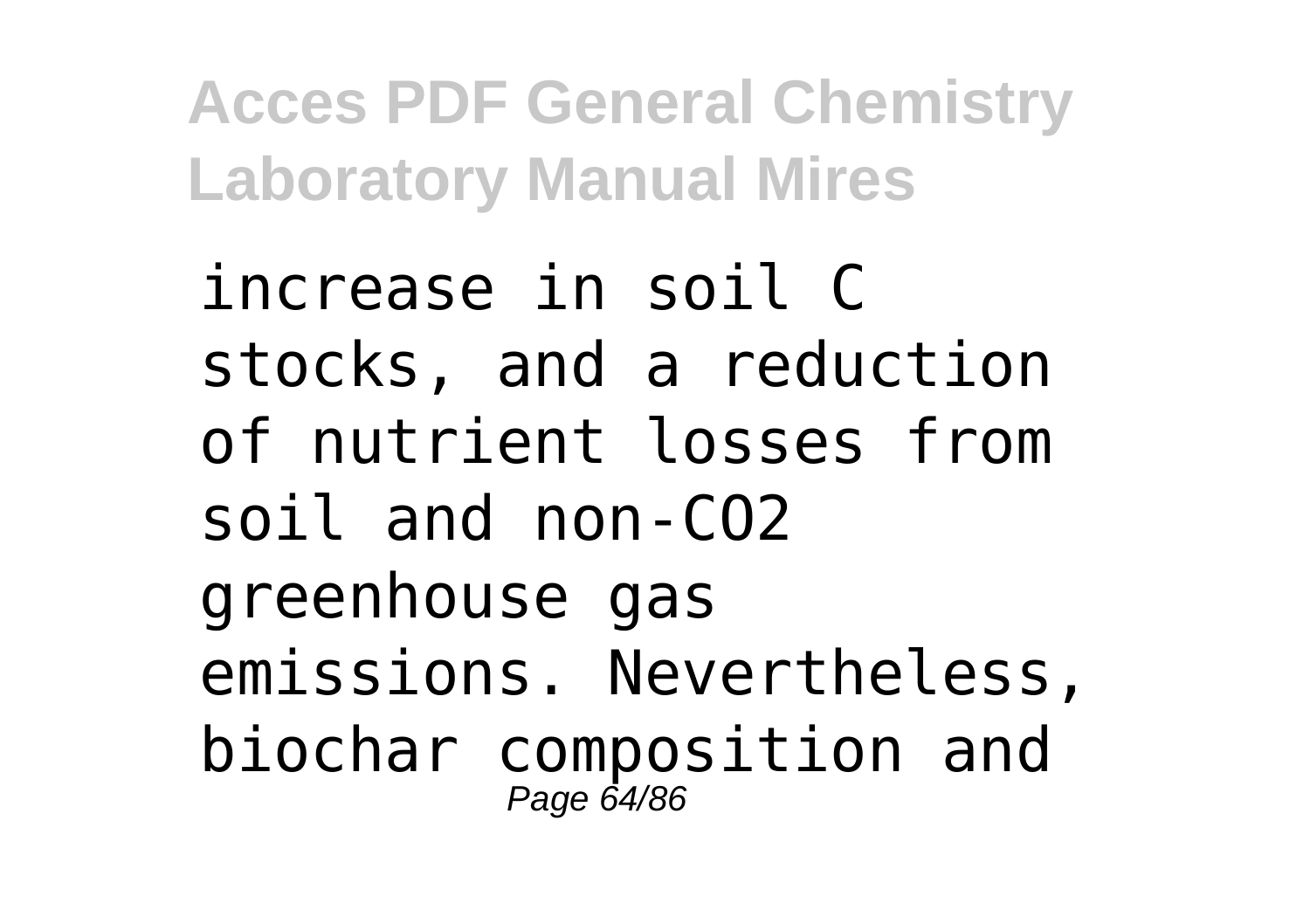increase in soil C stocks, and a reduction of nutrient losses from soil and non-$CO_2$ greenhouse gas emissions. Nevertheless, biochar composition and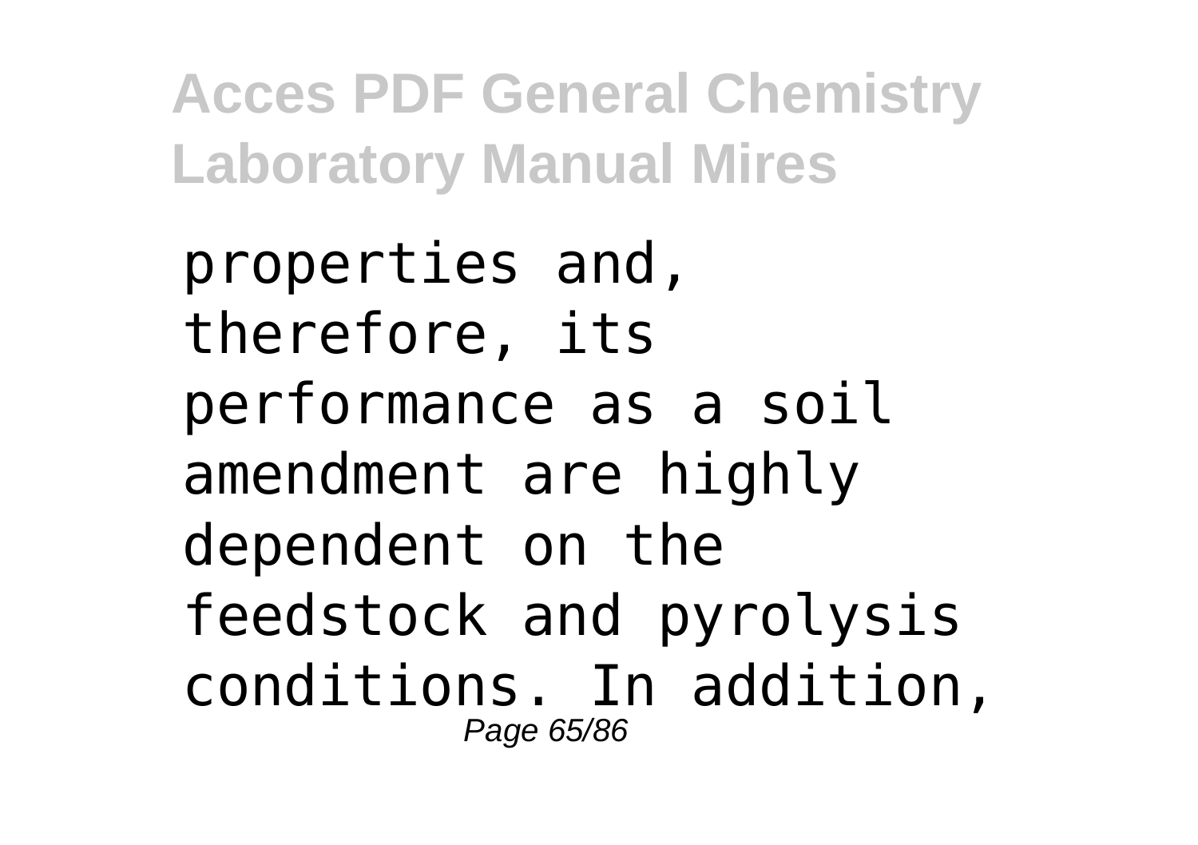properties and, therefore, its performance as a soil amendment are highly dependent on the feedstock and pyrolysis conditions. In addition,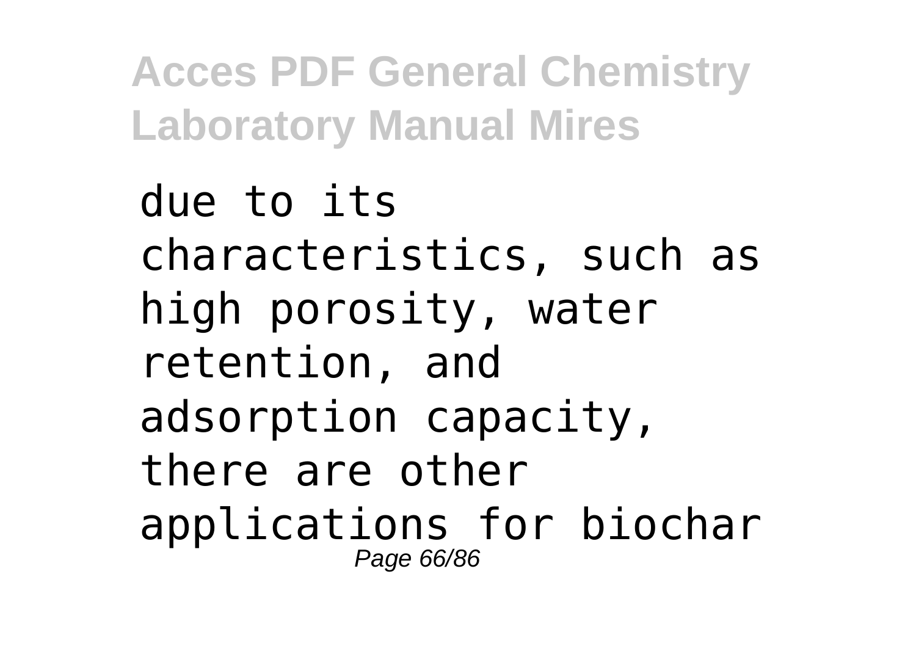due to its characteristics, such as high porosity, water retention, and adsorption capacity, there are other applications for biochar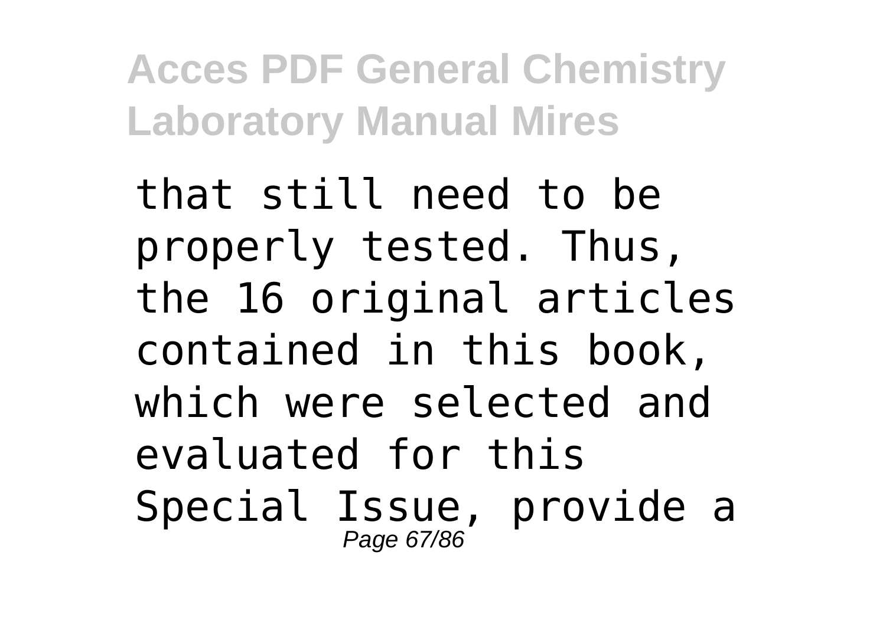that still need to be properly tested. Thus, the 16 original articles contained in this book, which were selected and evaluated for this Special Issue, provide a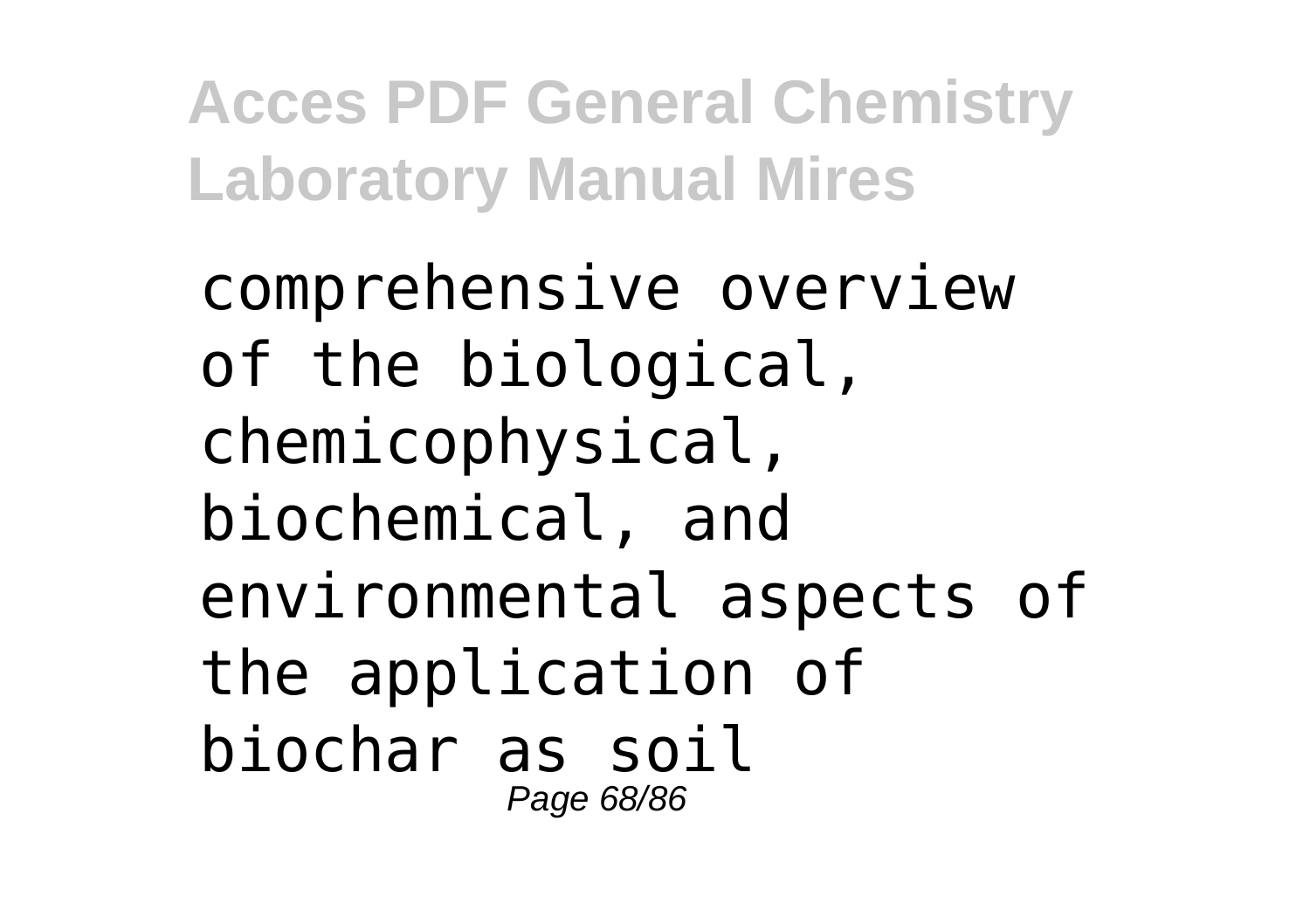comprehensive overview of the biological, chemicophysical, biochemical, and environmental aspects of the application of biochar as soil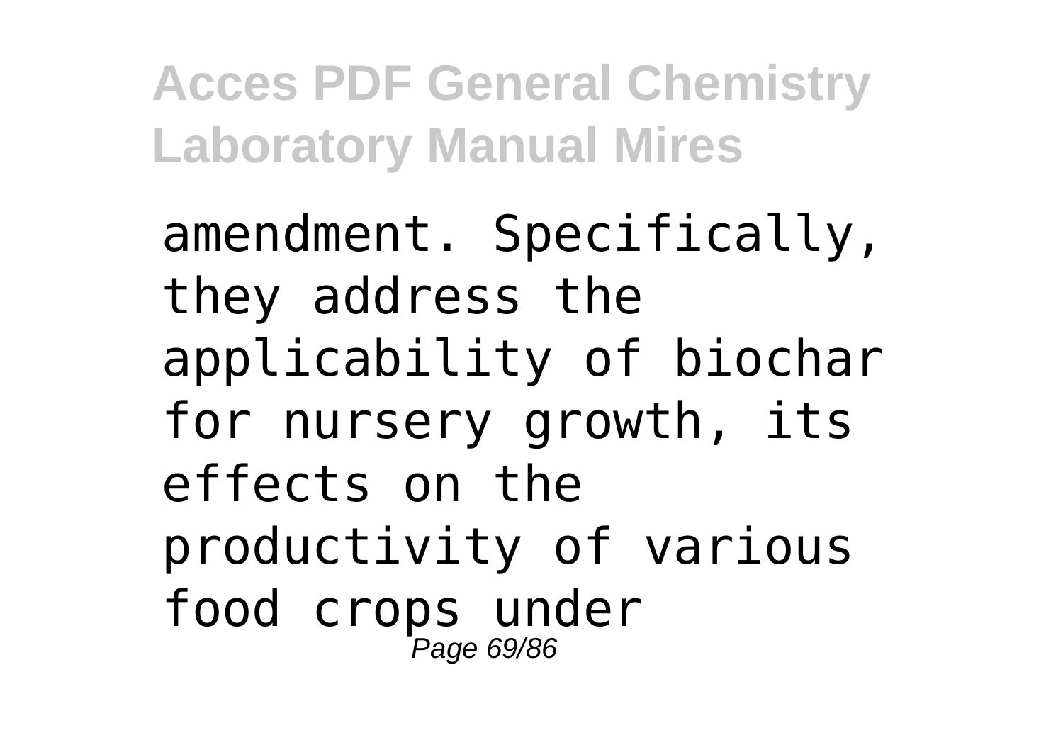amendment. Specifically, they address the applicability of biochar for nursery growth, its effects on the productivity of various food crops under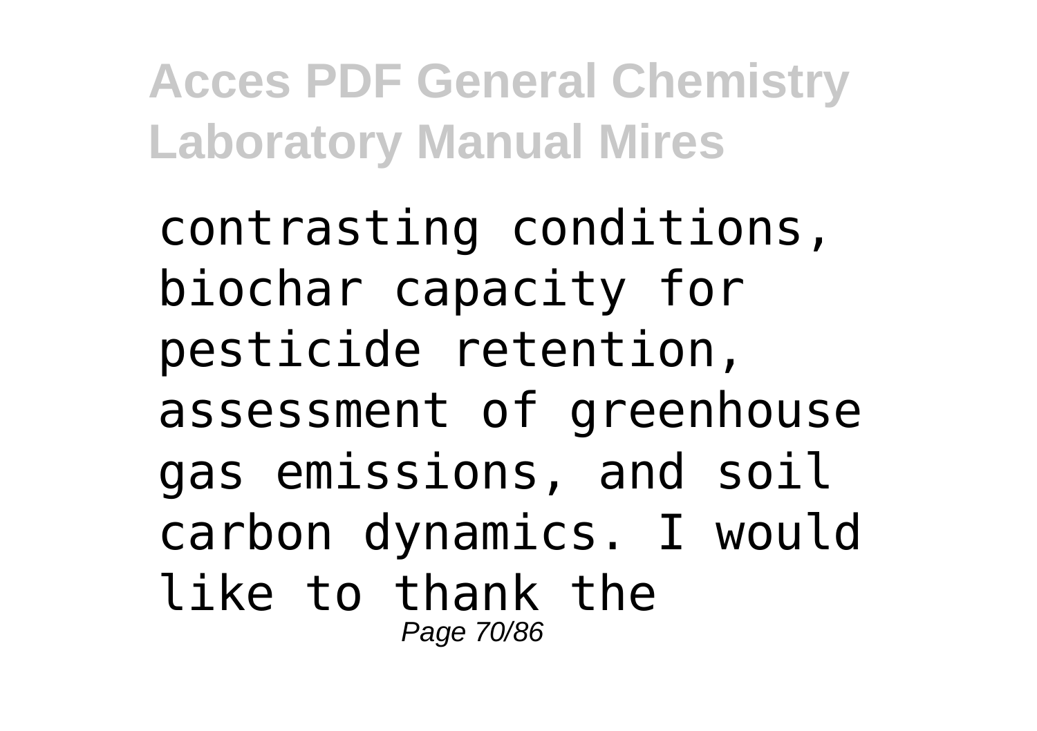contrasting conditions, biochar capacity for pesticide retention, assessment of greenhouse gas emissions, and soil carbon dynamics. I would like to thank the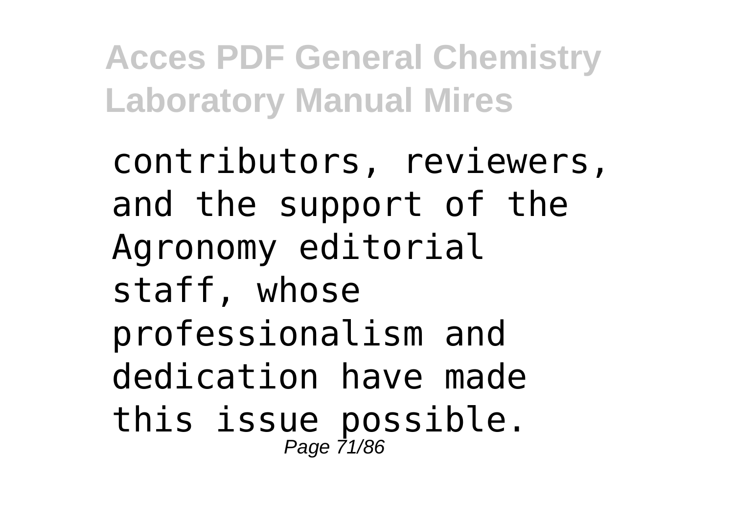contributors, reviewers, and the support of the Agronomy editorial staff, whose professionalism and dedication have made this issue possible.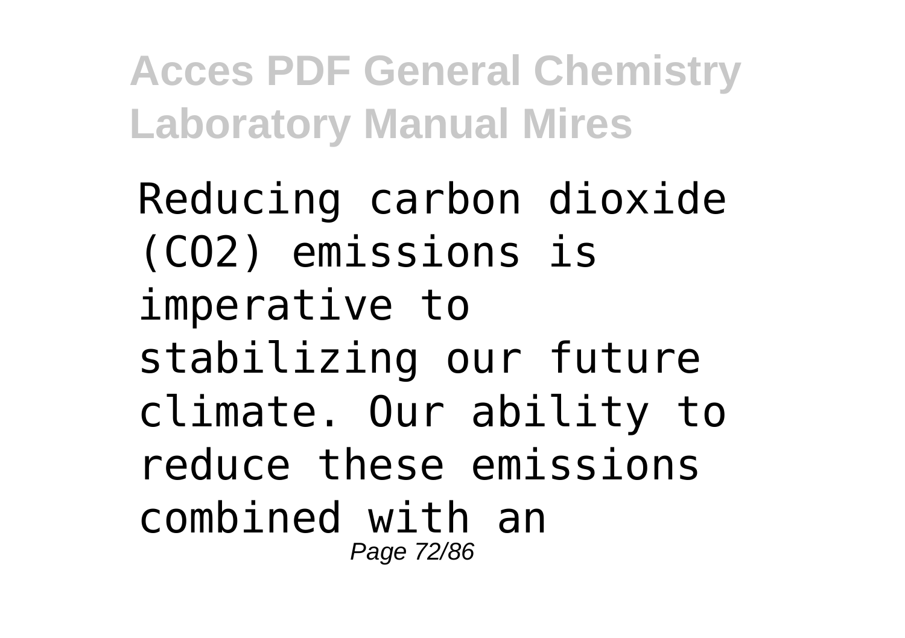Reducing carbon dioxide ($CO_2$) emissions is imperative to stabilizing our future climate. Our ability to reduce these emissions combined with an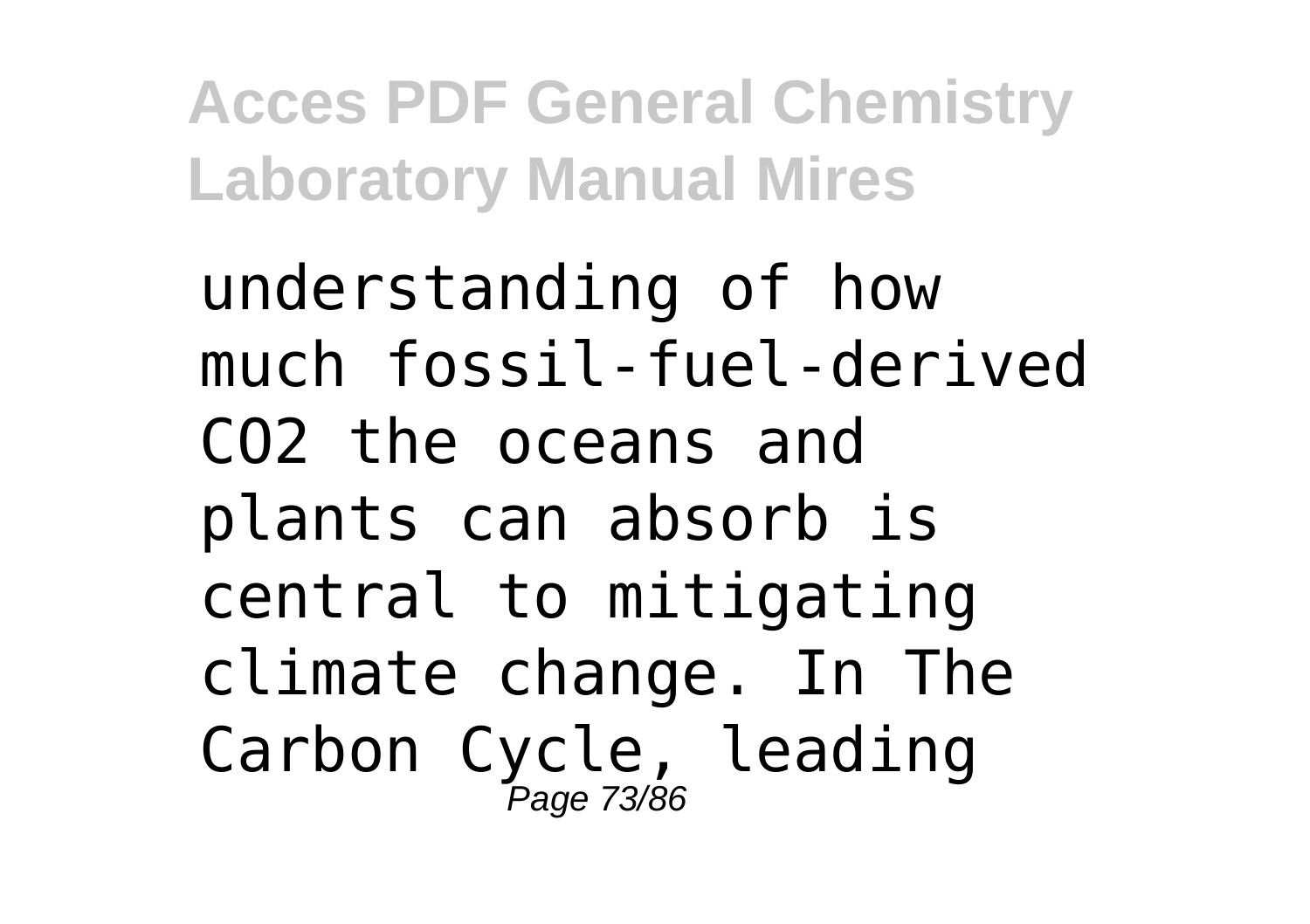understanding of how much fossil-fuel-derived $CO_2$ the oceans and plants can absorb is central to mitigating climate change. In The Carbon Cycle, leading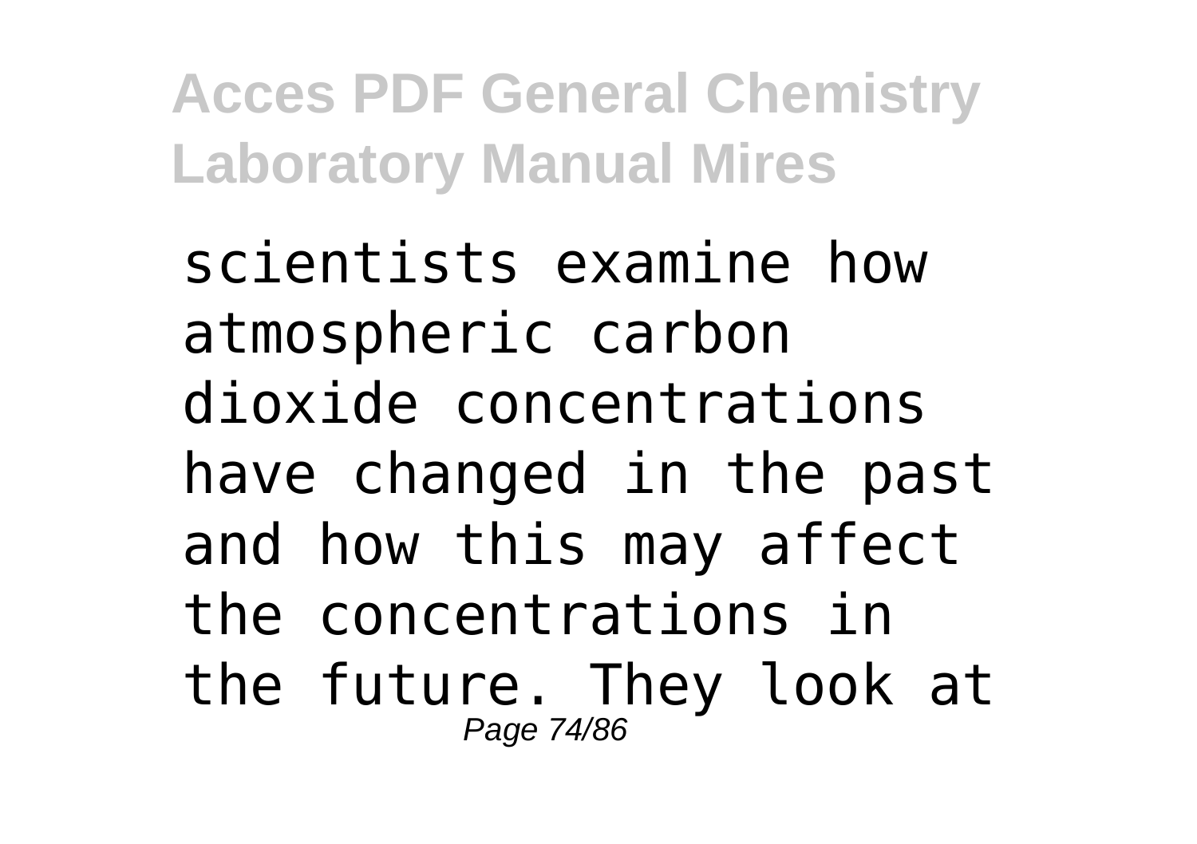scientists examine how atmospheric carbon dioxide concentrations have changed in the past and how this may affect the concentrations in the future. They look at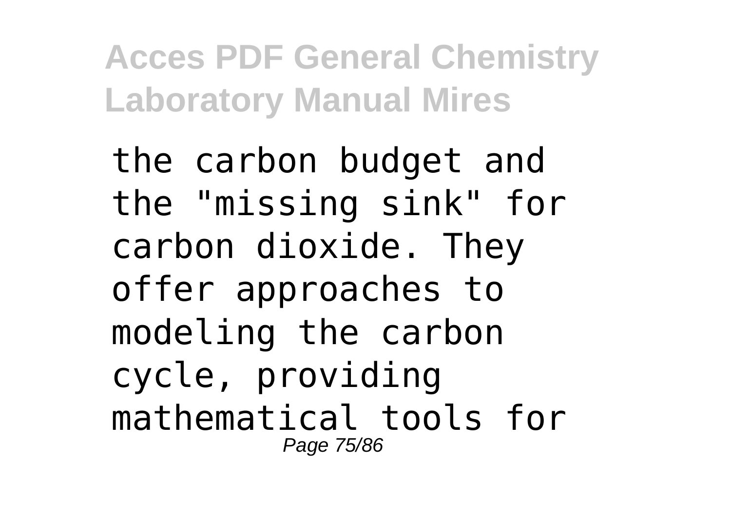the carbon budget and the "missing sink" for carbon dioxide. They offer approaches to modeling the carbon cycle, providing mathematical tools for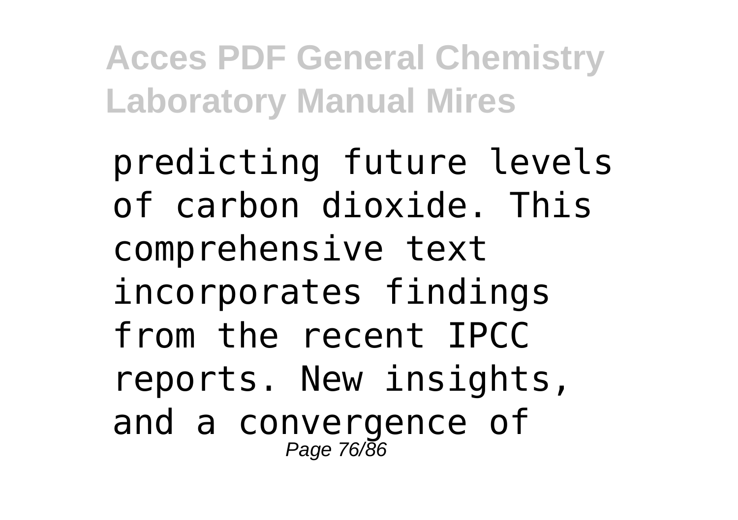predicting future levels of carbon dioxide. This comprehensive text incorporates findings from the recent IPCC reports. New insights, and a convergence of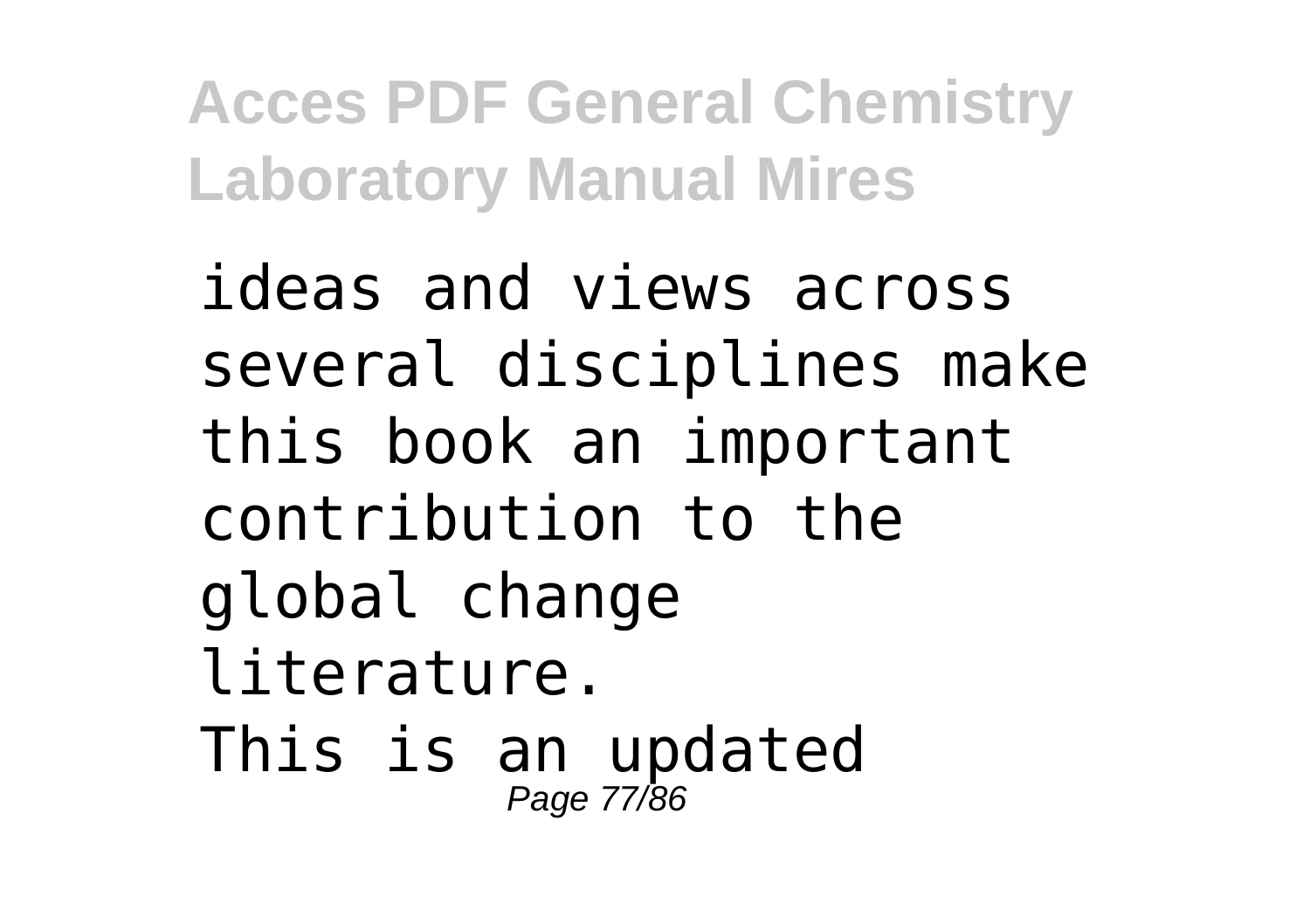ideas and views across several disciplines make this book an important contribution to the global change literature.

This is an updated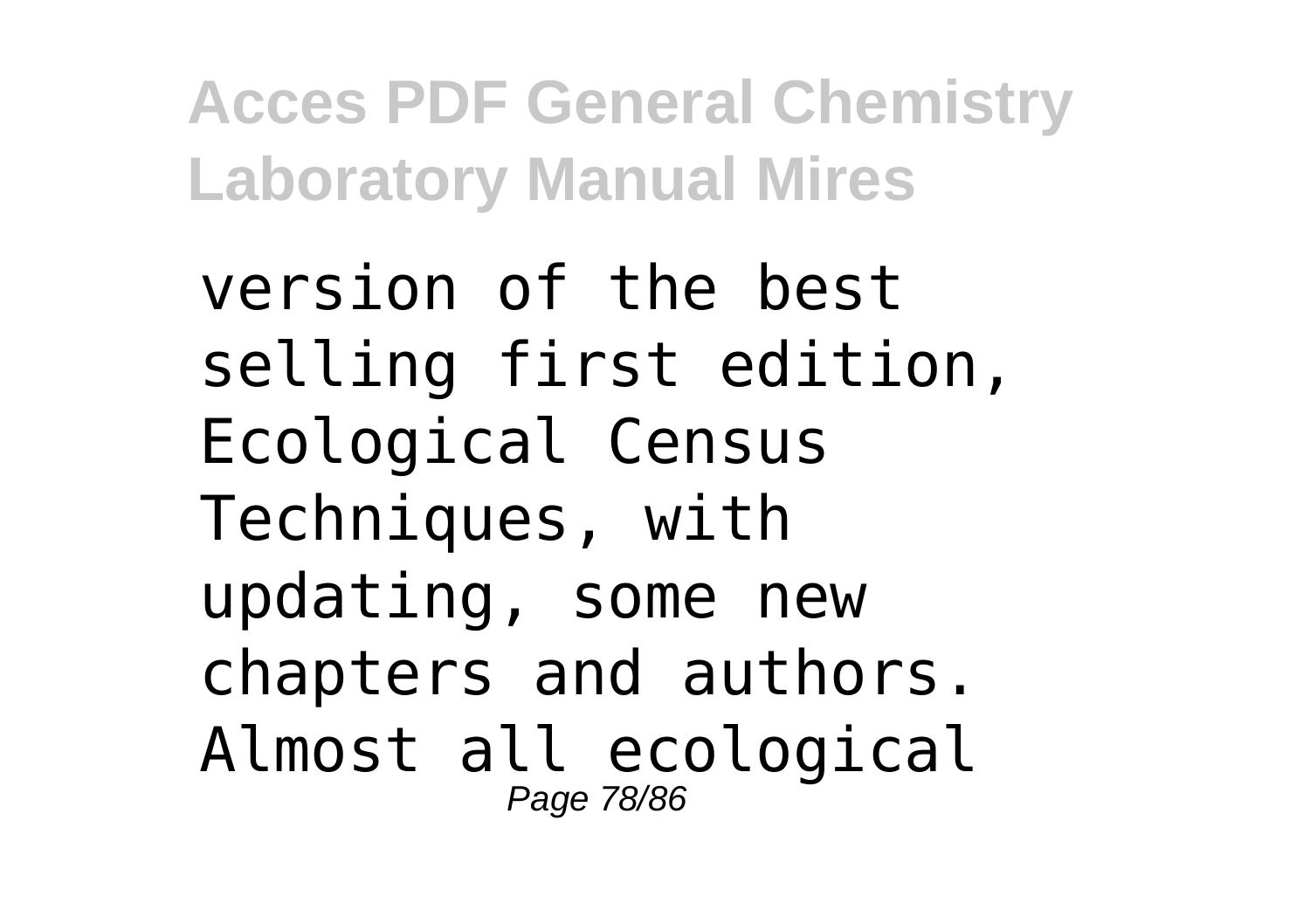version of the best selling first edition, Ecological Census Techniques, with updating, some new chapters and authors. Almost all ecological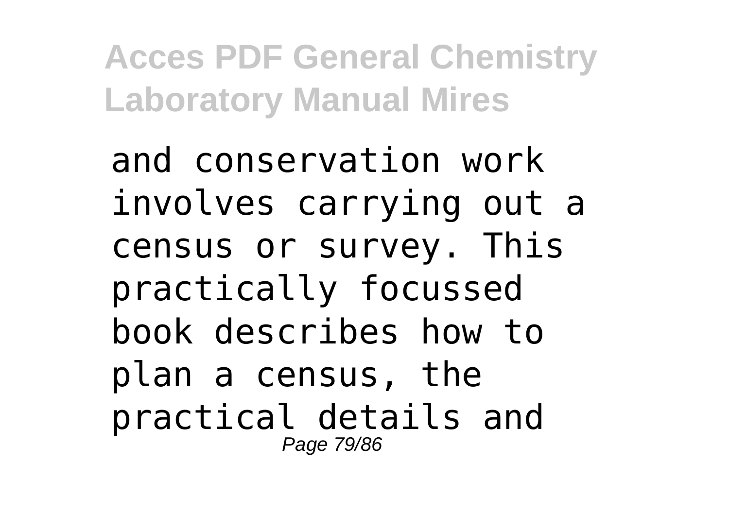and conservation work involves carrying out a census or survey. This practically focussed book describes how to plan a census, the practical details and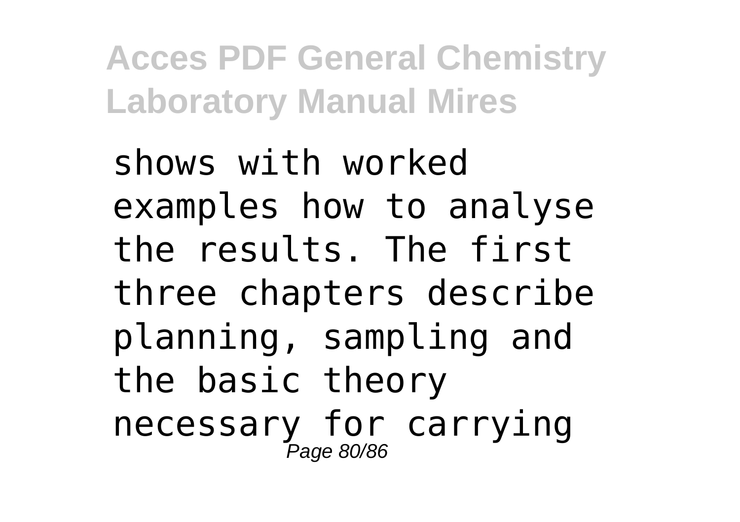shows with worked examples how to analyse the results. The first three chapters describe planning, sampling and the basic theory necessary for carrying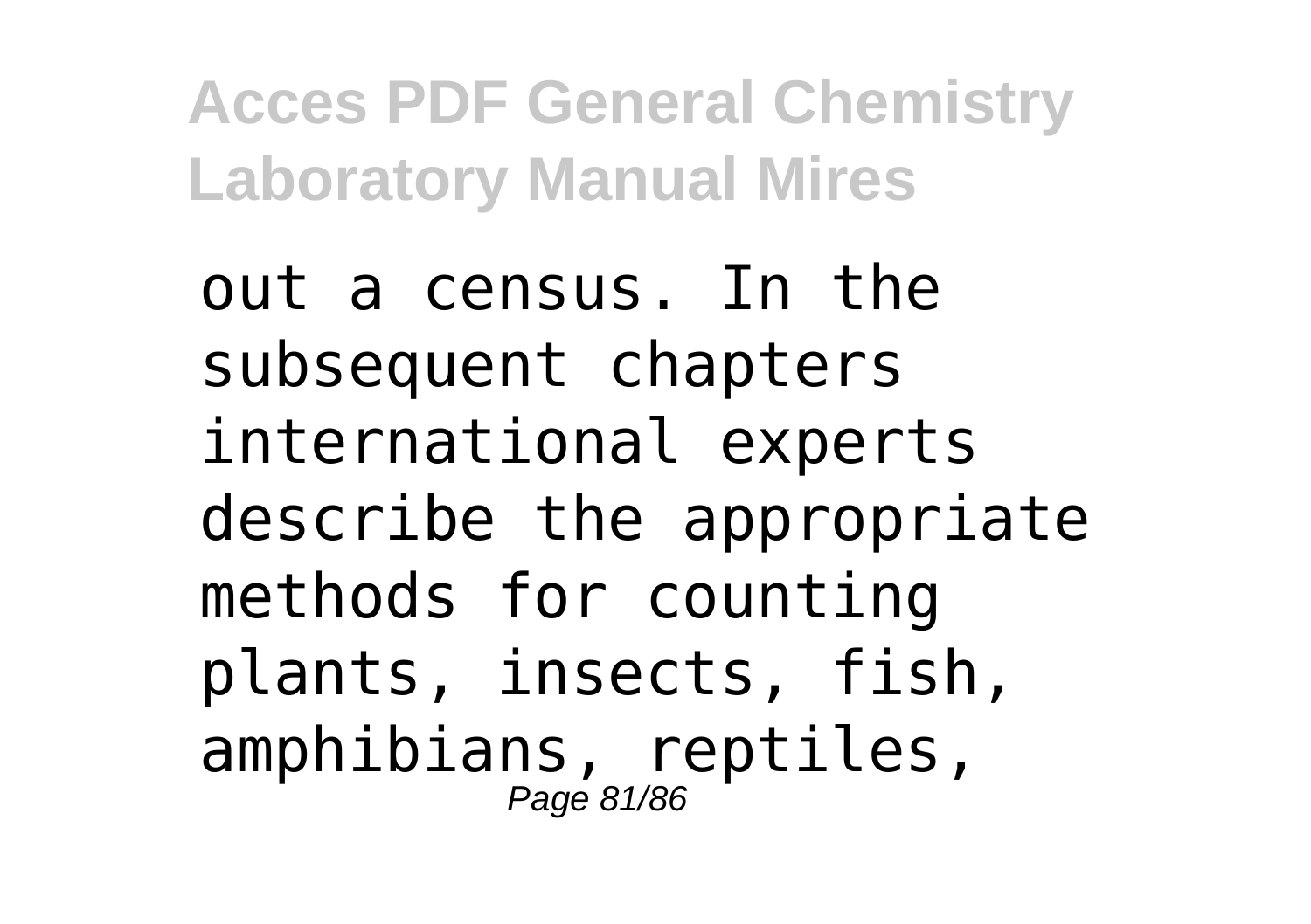out a census. In the subsequent chapters international experts describe the appropriate methods for counting plants, insects, fish, amphibians, reptiles,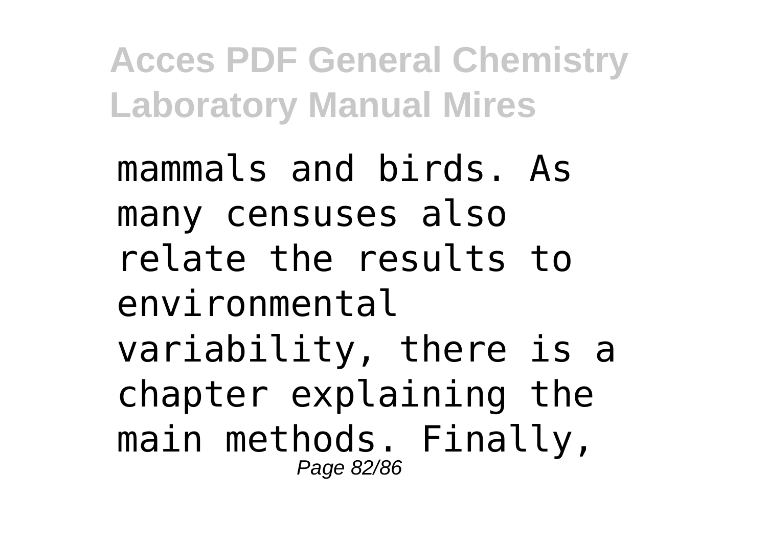mammals and birds. As many censuses also relate the results to environmental variability, there is a chapter explaining the main methods. Finally,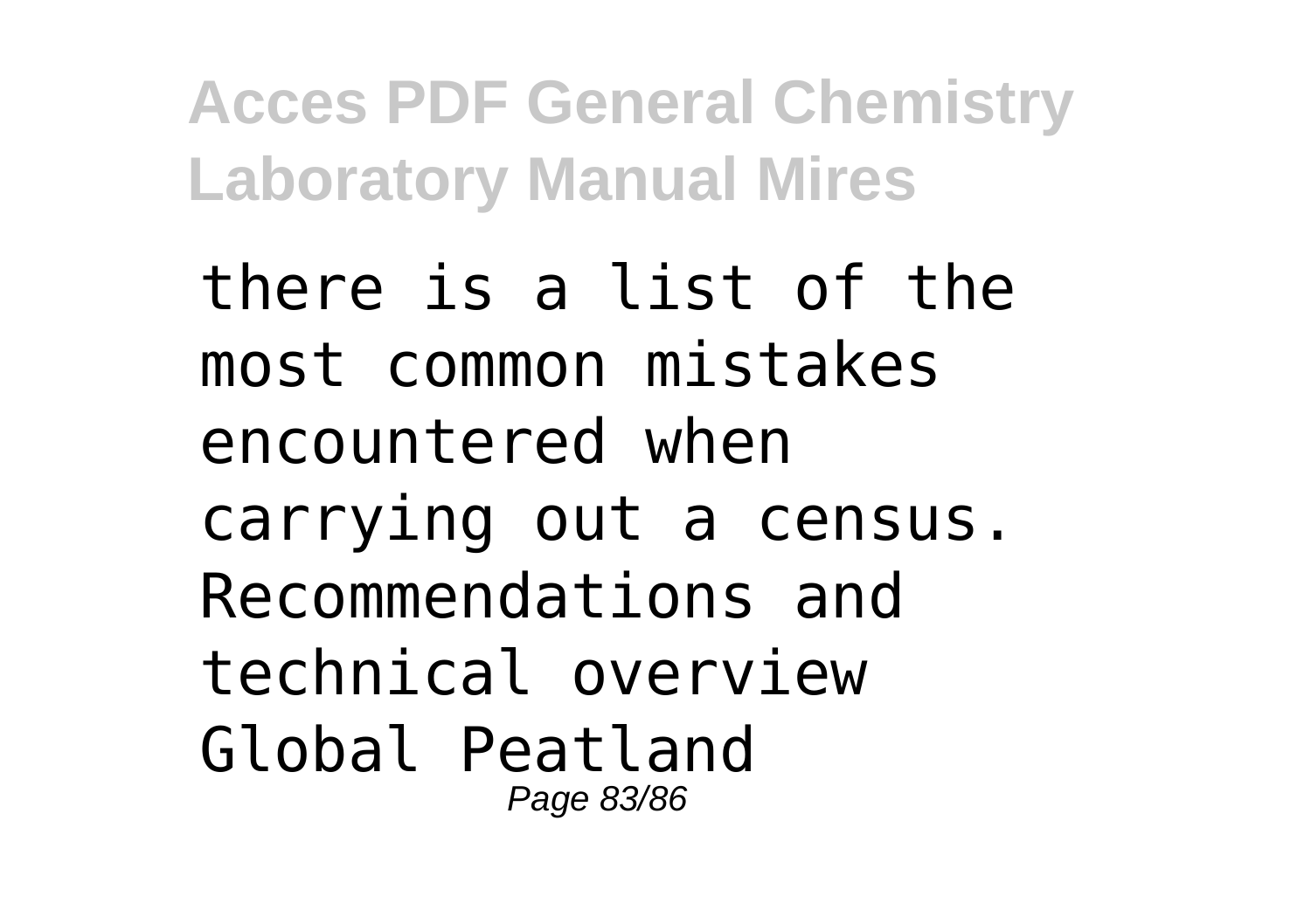there is a list of the most common mistakes encountered when carrying out a census. Recommendations and technical overview Global Peatland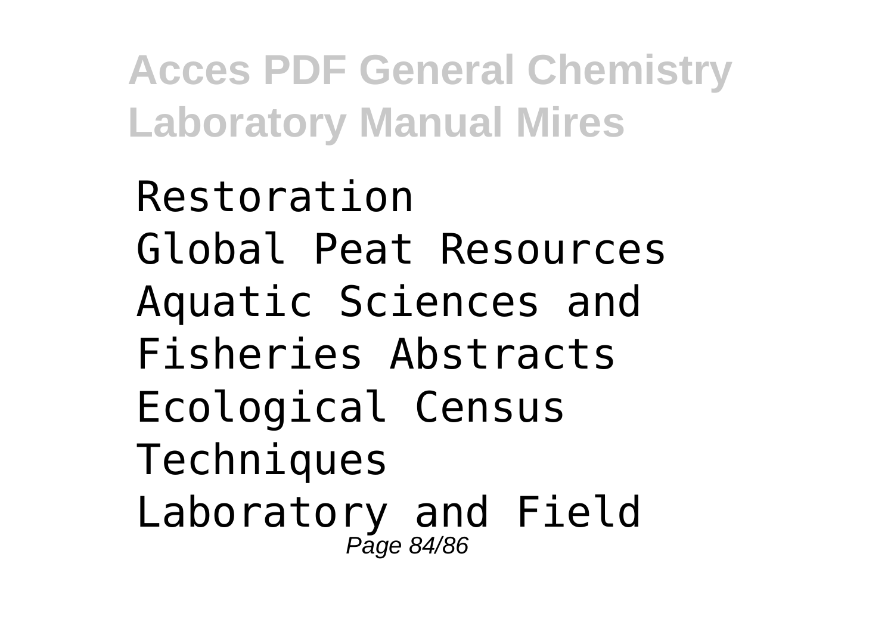Restoration
Global Peat Resources
Aquatic Sciences and Fisheries Abstracts
Ecological Census Techniques
Laboratory and Field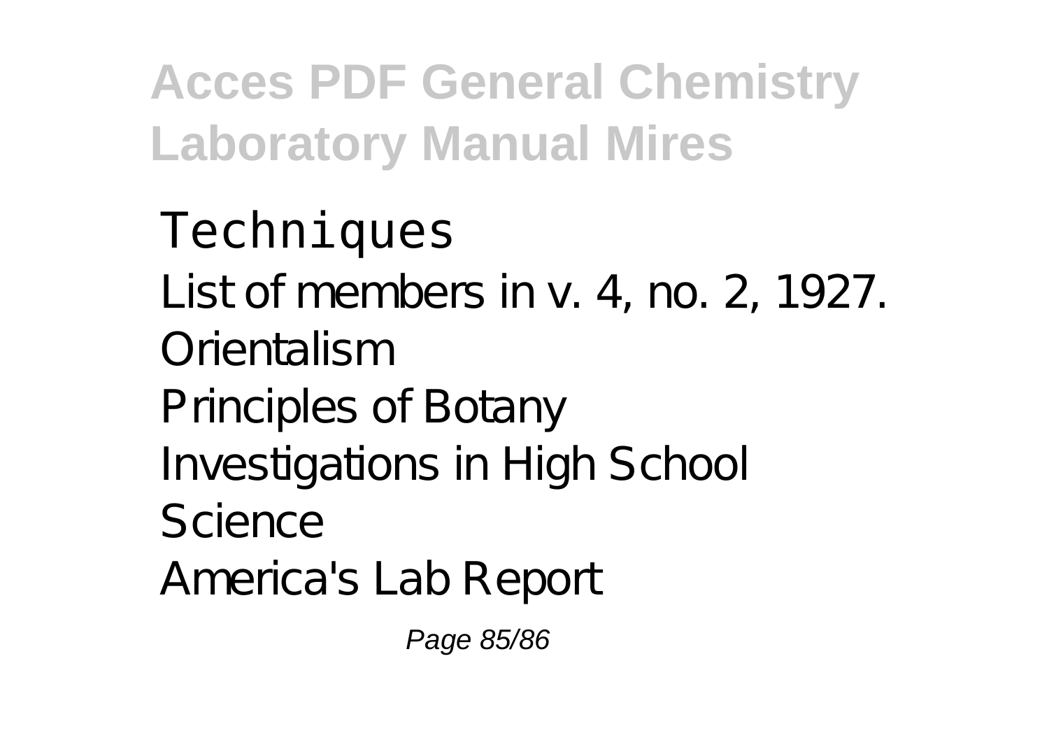Techniques
List of members in v. 4, no. 2, 1927.
Orientalism
Principles of Botany
Investigations in High School Science
America's Lab Report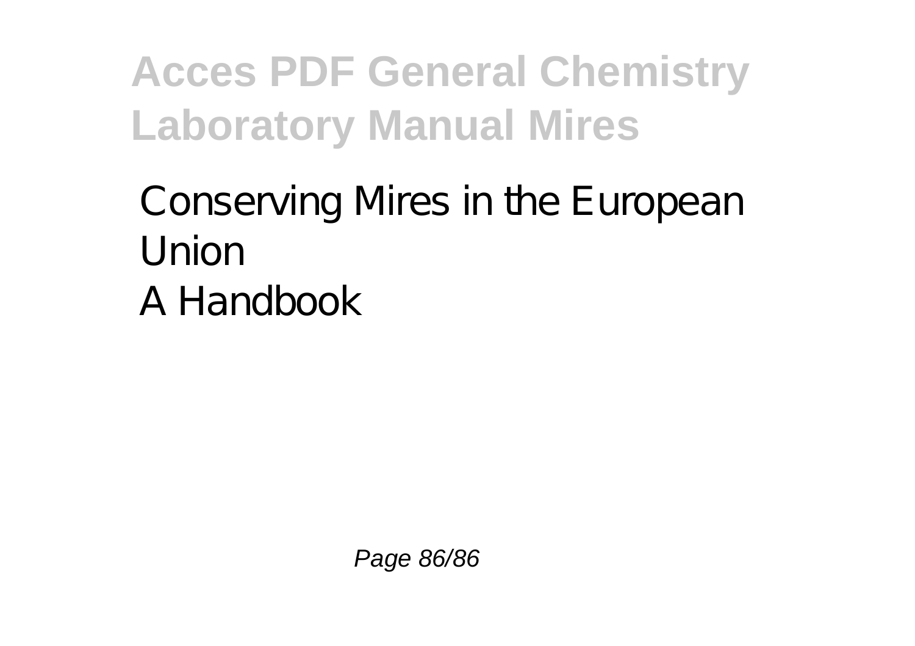Conserving Mires in the European Union
A Handbook